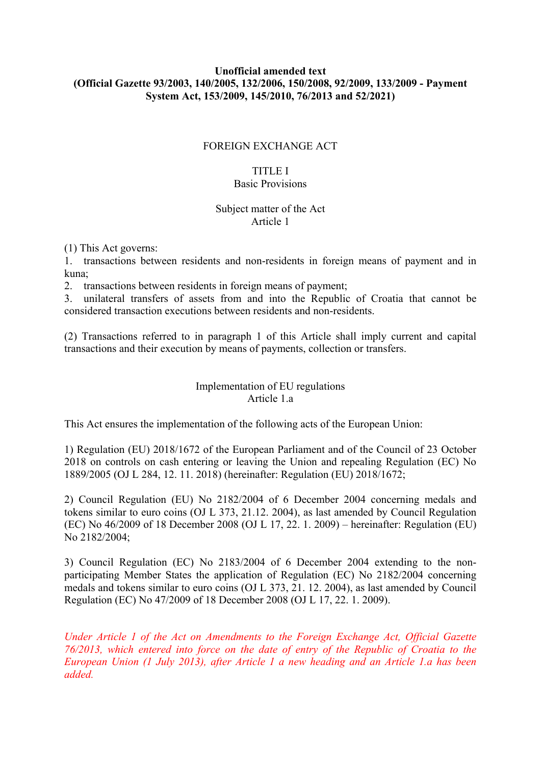**Unofficial amended text**
**(Official Gazette 93/2003, 140/2005, 132/2006, 150/2008, 92/2009, 133/2009 - Payment System Act, 153/2009, 145/2010, 76/2013 and 52/2021)**

# FOREIGN EXCHANGE ACT

## TITLE I
## Basic Provisions

### Subject matter of the Act
### Article 1

(1) This Act governs:

1. transactions between residents and non-residents in foreign means of payment and in kuna;
2. transactions between residents in foreign means of payment;
3. unilateral transfers of assets from and into the Republic of Croatia that cannot be considered transaction executions between residents and non-residents.

(2) Transactions referred to in paragraph 1 of this Article shall imply current and capital transactions and their execution by means of payments, collection or transfers.

### Implementation of EU regulations
### Article 1.a

This Act ensures the implementation of the following acts of the European Union:

1) Regulation (EU) 2018/1672 of the European Parliament and of the Council of 23 October 2018 on controls on cash entering or leaving the Union and repealing Regulation (EC) No 1889/2005 (OJ L 284, 12. 11. 2018) (hereinafter: Regulation (EU) 2018/1672;

2) Council Regulation (EU) No 2182/2004 of 6 December 2004 concerning medals and tokens similar to euro coins (OJ L 373, 21.12. 2004), as last amended by Council Regulation (EC) No 46/2009 of 18 December 2008 (OJ L 17, 22. 1. 2009) – hereinafter: Regulation (EU) No 2182/2004;

3) Council Regulation (EC) No 2183/2004 of 6 December 2004 extending to the non-participating Member States the application of Regulation (EC) No 2182/2004 concerning medals and tokens similar to euro coins (OJ L 373, 21. 12. 2004), as last amended by Council Regulation (EC) No 47/2009 of 18 December 2008 (OJ L 17, 22. 1. 2009).

*Under Article 1 of the Act on Amendments to the Foreign Exchange Act, Official Gazette 76/2013, which entered into force on the date of entry of the Republic of Croatia to the European Union (1 July 2013), after Article 1 a new heading and an Article 1.a has been added.*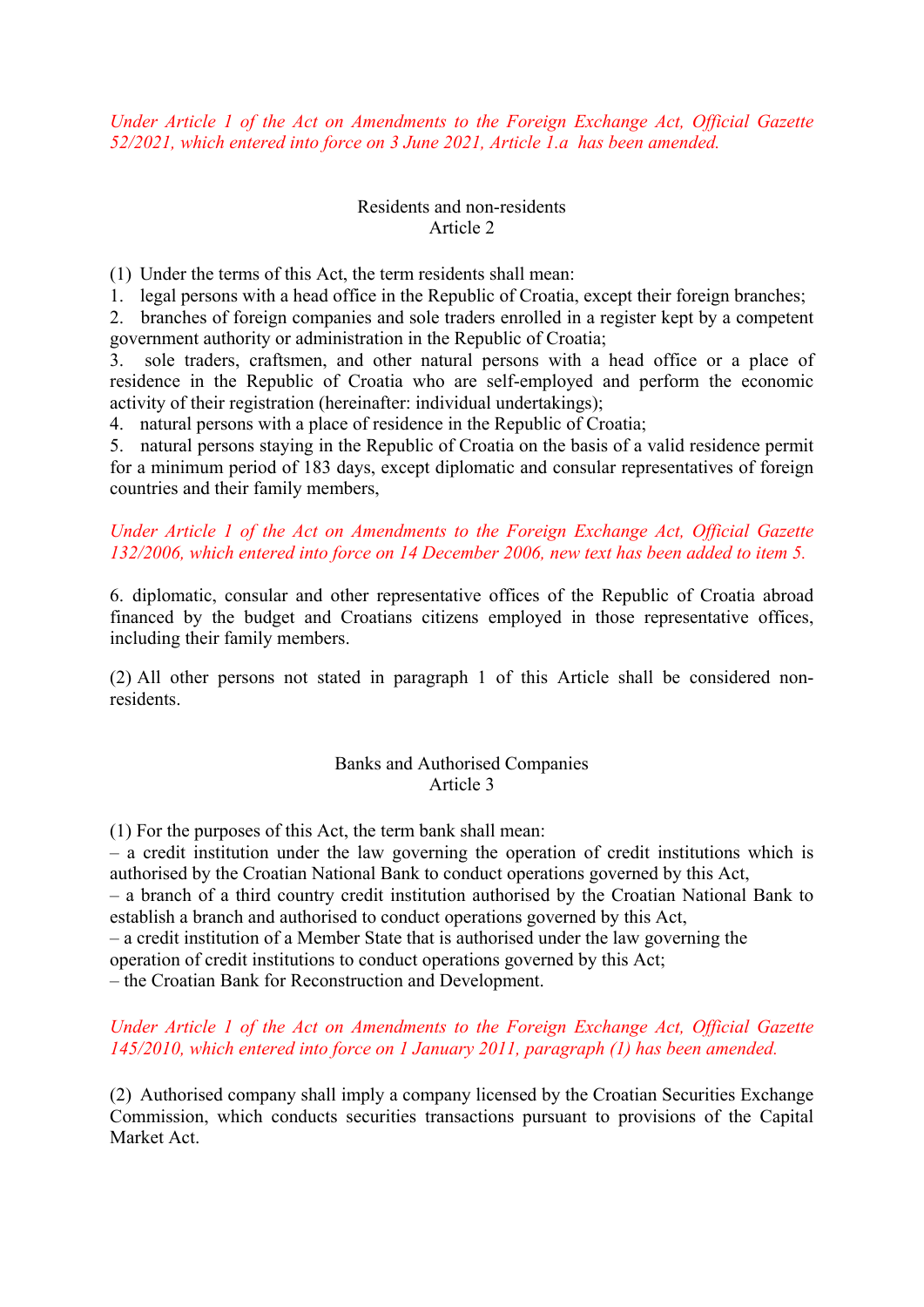*Under Article 1 of the Act on Amendments to the Foreign Exchange Act, Official Gazette 52/2021, which entered into force on 3 June 2021, Article 1.a has been amended.*

## Residents and non-residents
## Article 2

(1) Under the terms of this Act, the term residents shall mean:

1. legal persons with a head office in the Republic of Croatia, except their foreign branches;
2. branches of foreign companies and sole traders enrolled in a register kept by a competent government authority or administration in the Republic of Croatia;
3. sole traders, craftsmen, and other natural persons with a head office or a place of residence in the Republic of Croatia who are self-employed and perform the economic activity of their registration (hereinafter: individual undertakings);
4. natural persons with a place of residence in the Republic of Croatia;
5. natural persons staying in the Republic of Croatia on the basis of a valid residence permit for a minimum period of 183 days, except diplomatic and consular representatives of foreign countries and their family members,

*Under Article 1 of the Act on Amendments to the Foreign Exchange Act, Official Gazette 132/2006, which entered into force on 14 December 2006, new text has been added to item 5.*

6. diplomatic, consular and other representative offices of the Republic of Croatia abroad financed by the budget and Croatians citizens employed in those representative offices, including their family members.

(2) All other persons not stated in paragraph 1 of this Article shall be considered non-residents.

## Banks and Authorised Companies
## Article 3

(1) For the purposes of this Act, the term bank shall mean:

– a credit institution under the law governing the operation of credit institutions which is authorised by the Croatian National Bank to conduct operations governed by this Act,
– a branch of a third country credit institution authorised by the Croatian National Bank to establish a branch and authorised to conduct operations governed by this Act,
– a credit institution of a Member State that is authorised under the law governing the operation of credit institutions to conduct operations governed by this Act;
– the Croatian Bank for Reconstruction and Development.

*Under Article 1 of the Act on Amendments to the Foreign Exchange Act, Official Gazette 145/2010, which entered into force on 1 January 2011, paragraph (1) has been amended.*

(2) Authorised company shall imply a company licensed by the Croatian Securities Exchange Commission, which conducts securities transactions pursuant to provisions of the Capital Market Act.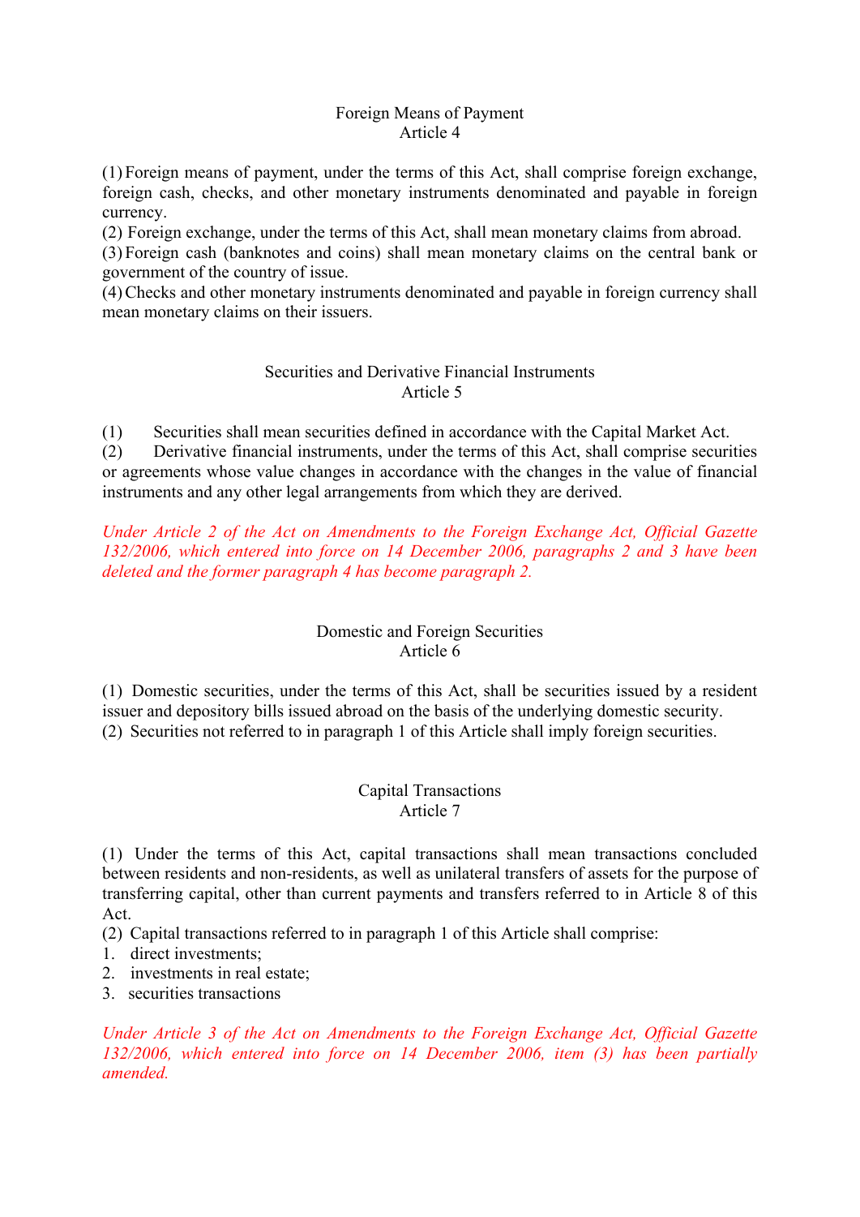## Foreign Means of Payment
### Article 4

(1) Foreign means of payment, under the terms of this Act, shall comprise foreign exchange, foreign cash, checks, and other monetary instruments denominated and payable in foreign currency.
(2) Foreign exchange, under the terms of this Act, shall mean monetary claims from abroad.
(3) Foreign cash (banknotes and coins) shall mean monetary claims on the central bank or government of the country of issue.
(4) Checks and other monetary instruments denominated and payable in foreign currency shall mean monetary claims on their issuers.

## Securities and Derivative Financial Instruments
### Article 5

(1) Securities shall mean securities defined in accordance with the Capital Market Act.
(2) Derivative financial instruments, under the terms of this Act, shall comprise securities or agreements whose value changes in accordance with the changes in the value of financial instruments and any other legal arrangements from which they are derived.

*Under Article 2 of the Act on Amendments to the Foreign Exchange Act, Official Gazette 132/2006, which entered into force on 14 December 2006, paragraphs 2 and 3 have been deleted and the former paragraph 4 has become paragraph 2.*

## Domestic and Foreign Securities
### Article 6

(1) Domestic securities, under the terms of this Act, shall be securities issued by a resident issuer and depository bills issued abroad on the basis of the underlying domestic security.
(2) Securities not referred to in paragraph 1 of this Article shall imply foreign securities.

## Capital Transactions
### Article 7

(1) Under the terms of this Act, capital transactions shall mean transactions concluded between residents and non-residents, as well as unilateral transfers of assets for the purpose of transferring capital, other than current payments and transfers referred to in Article 8 of this Act.
(2) Capital transactions referred to in paragraph 1 of this Article shall comprise:
1. direct investments;
2. investments in real estate;
3. securities transactions

*Under Article 3 of the Act on Amendments to the Foreign Exchange Act, Official Gazette 132/2006, which entered into force on 14 December 2006, item (3) has been partially amended.*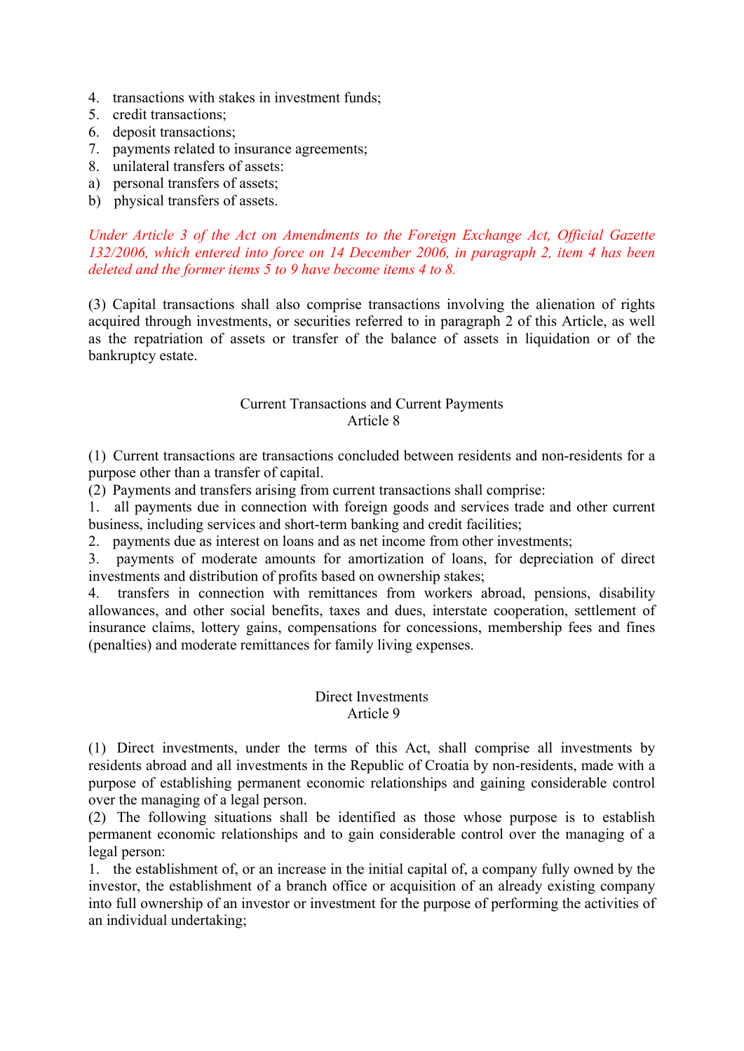4. transactions with stakes in investment funds;
5. credit transactions;
6. deposit transactions;
7. payments related to insurance agreements;
8. unilateral transfers of assets:

a) personal transfers of assets;
b) physical transfers of assets.

*Under Article 3 of the Act on Amendments to the Foreign Exchange Act, Official Gazette 132/2006, which entered into force on 14 December 2006, in paragraph 2, item 4 has been deleted and the former items 5 to 9 have become items 4 to 8.*

(3) Capital transactions shall also comprise transactions involving the alienation of rights acquired through investments, or securities referred to in paragraph 2 of this Article, as well as the repatriation of assets or transfer of the balance of assets in liquidation or of the bankruptcy estate.

## Current Transactions and Current Payments
## Article 8

(1) Current transactions are transactions concluded between residents and non-residents for a purpose other than a transfer of capital.

(2) Payments and transfers arising from current transactions shall comprise:

1. all payments due in connection with foreign goods and services trade and other current business, including services and short-term banking and credit facilities;
2. payments due as interest on loans and as net income from other investments;
3. payments of moderate amounts for amortization of loans, for depreciation of direct investments and distribution of profits based on ownership stakes;
4. transfers in connection with remittances from workers abroad, pensions, disability allowances, and other social benefits, taxes and dues, interstate cooperation, settlement of insurance claims, lottery gains, compensations for concessions, membership fees and fines (penalties) and moderate remittances for family living expenses.

## Direct Investments
## Article 9

(1) Direct investments, under the terms of this Act, shall comprise all investments by residents abroad and all investments in the Republic of Croatia by non-residents, made with a purpose of establishing permanent economic relationships and gaining considerable control over the managing of a legal person.

(2) The following situations shall be identified as those whose purpose is to establish permanent economic relationships and to gain considerable control over the managing of a legal person:

1. the establishment of, or an increase in the initial capital of, a company fully owned by the investor, the establishment of a branch office or acquisition of an already existing company into full ownership of an investor or investment for the purpose of performing the activities of an individual undertaking;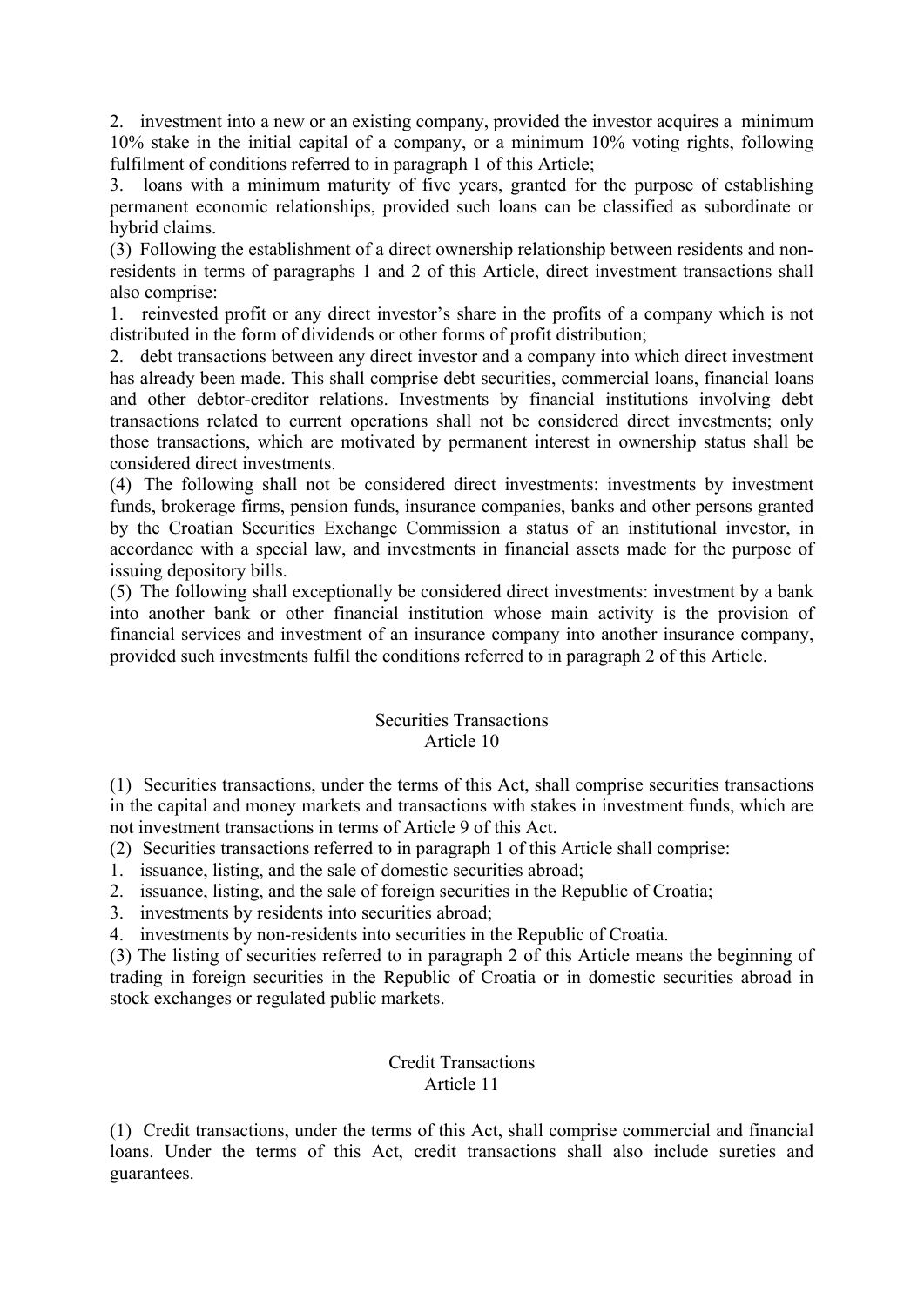2. investment into a new or an existing company, provided the investor acquires a minimum 10% stake in the initial capital of a company, or a minimum 10% voting rights, following fulfilment of conditions referred to in paragraph 1 of this Article;

3. loans with a minimum maturity of five years, granted for the purpose of establishing permanent economic relationships, provided such loans can be classified as subordinate or hybrid claims.

(3) Following the establishment of a direct ownership relationship between residents and non-residents in terms of paragraphs 1 and 2 of this Article, direct investment transactions shall also comprise:

1. reinvested profit or any direct investor's share in the profits of a company which is not distributed in the form of dividends or other forms of profit distribution;

2. debt transactions between any direct investor and a company into which direct investment has already been made. This shall comprise debt securities, commercial loans, financial loans and other debtor-creditor relations. Investments by financial institutions involving debt transactions related to current operations shall not be considered direct investments; only those transactions, which are motivated by permanent interest in ownership status shall be considered direct investments.

(4) The following shall not be considered direct investments: investments by investment funds, brokerage firms, pension funds, insurance companies, banks and other persons granted by the Croatian Securities Exchange Commission a status of an institutional investor, in accordance with a special law, and investments in financial assets made for the purpose of issuing depository bills.

(5) The following shall exceptionally be considered direct investments: investment by a bank into another bank or other financial institution whose main activity is the provision of financial services and investment of an insurance company into another insurance company, provided such investments fulfil the conditions referred to in paragraph 2 of this Article.

## Securities Transactions
## Article 10

(1) Securities transactions, under the terms of this Act, shall comprise securities transactions in the capital and money markets and transactions with stakes in investment funds, which are not investment transactions in terms of Article 9 of this Act.

(2) Securities transactions referred to in paragraph 1 of this Article shall comprise:

1. issuance, listing, and the sale of domestic securities abroad;
2. issuance, listing, and the sale of foreign securities in the Republic of Croatia;
3. investments by residents into securities abroad;
4. investments by non-residents into securities in the Republic of Croatia.

(3) The listing of securities referred to in paragraph 2 of this Article means the beginning of trading in foreign securities in the Republic of Croatia or in domestic securities abroad in stock exchanges or regulated public markets.

## Credit Transactions
## Article 11

(1) Credit transactions, under the terms of this Act, shall comprise commercial and financial loans. Under the terms of this Act, credit transactions shall also include sureties and guarantees.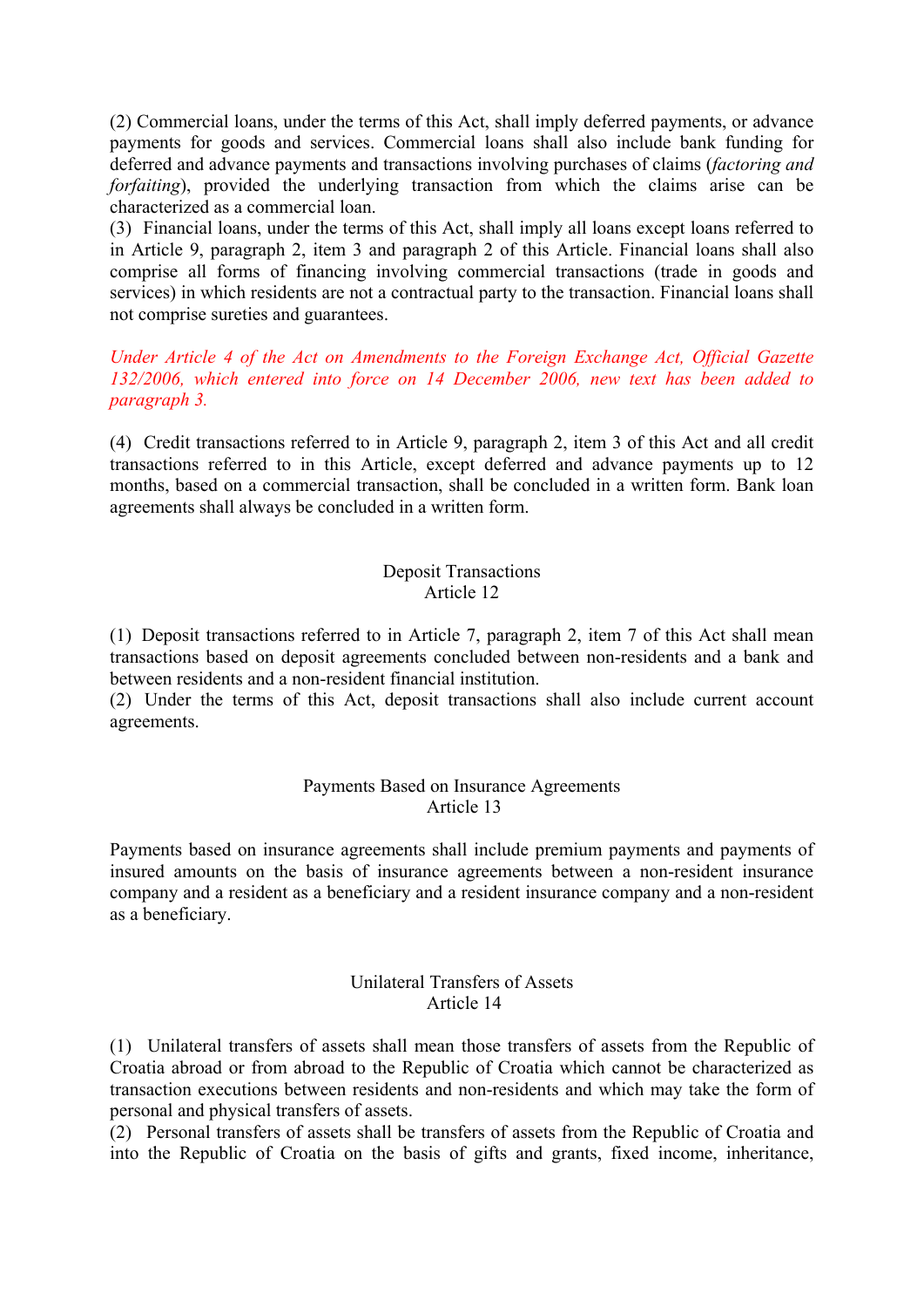(2) Commercial loans, under the terms of this Act, shall imply deferred payments, or advance payments for goods and services. Commercial loans shall also include bank funding for deferred and advance payments and transactions involving purchases of claims (*factoring and forfaiting*), provided the underlying transaction from which the claims arise can be characterized as a commercial loan.

(3) Financial loans, under the terms of this Act, shall imply all loans except loans referred to in Article 9, paragraph 2, item 3 and paragraph 2 of this Article. Financial loans shall also comprise all forms of financing involving commercial transactions (trade in goods and services) in which residents are not a contractual party to the transaction. Financial loans shall not comprise sureties and guarantees.

*Under Article 4 of the Act on Amendments to the Foreign Exchange Act, Official Gazette 132/2006, which entered into force on 14 December 2006, new text has been added to paragraph 3.*

(4) Credit transactions referred to in Article 9, paragraph 2, item 3 of this Act and all credit transactions referred to in this Article, except deferred and advance payments up to 12 months, based on a commercial transaction, shall be concluded in a written form. Bank loan agreements shall always be concluded in a written form.

### Deposit Transactions
### Article 12

(1) Deposit transactions referred to in Article 7, paragraph 2, item 7 of this Act shall mean transactions based on deposit agreements concluded between non-residents and a bank and between residents and a non-resident financial institution.

(2) Under the terms of this Act, deposit transactions shall also include current account agreements.

### Payments Based on Insurance Agreements
### Article 13

Payments based on insurance agreements shall include premium payments and payments of insured amounts on the basis of insurance agreements between a non-resident insurance company and a resident as a beneficiary and a resident insurance company and a non-resident as a beneficiary.

### Unilateral Transfers of Assets
### Article 14

(1) Unilateral transfers of assets shall mean those transfers of assets from the Republic of Croatia abroad or from abroad to the Republic of Croatia which cannot be characterized as transaction executions between residents and non-residents and which may take the form of personal and physical transfers of assets.

(2) Personal transfers of assets shall be transfers of assets from the Republic of Croatia and into the Republic of Croatia on the basis of gifts and grants, fixed income, inheritance,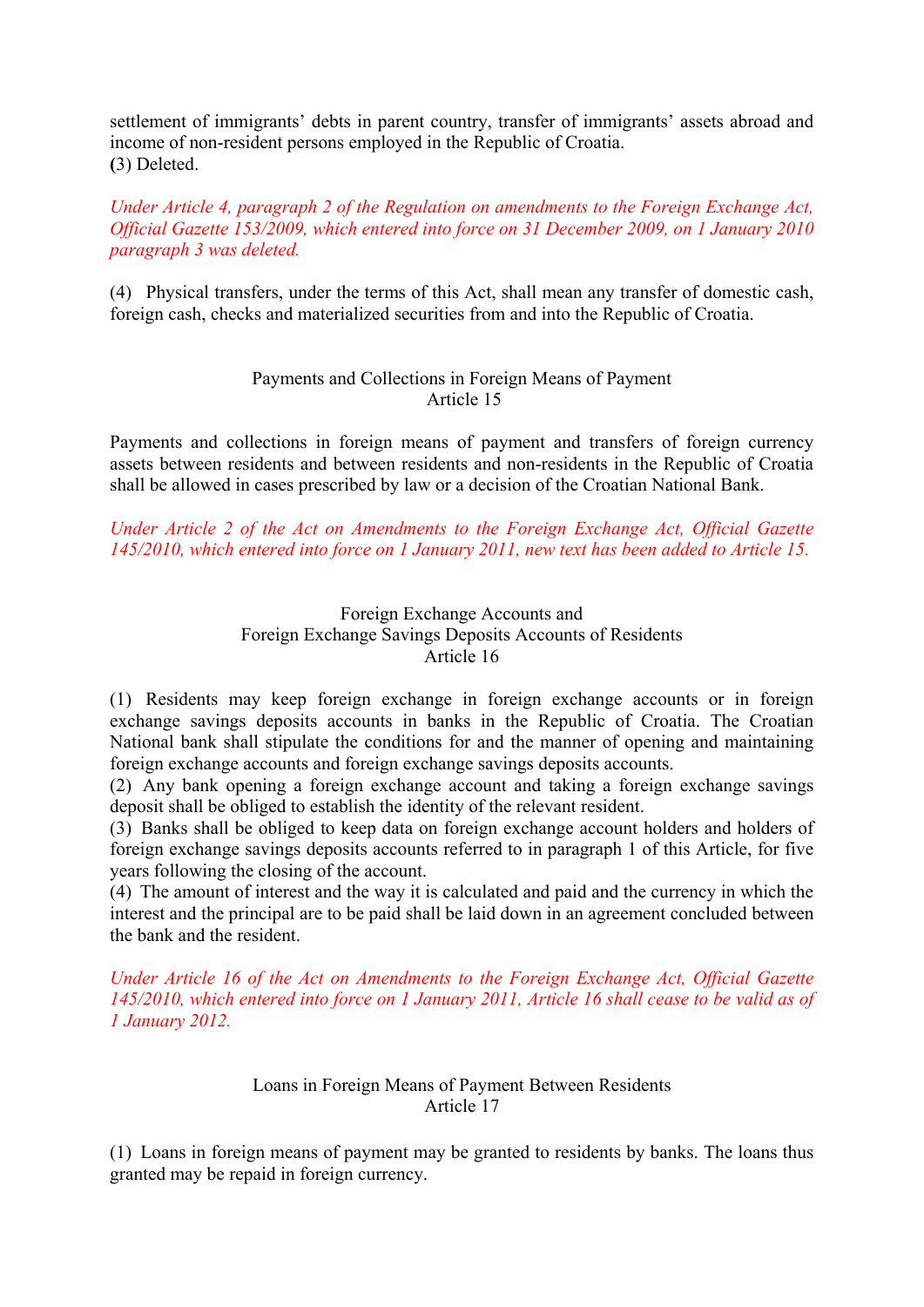settlement of immigrants' debts in parent country, transfer of immigrants' assets abroad and income of non-resident persons employed in the Republic of Croatia.
(3) Deleted.

*Under Article 4, paragraph 2 of the Regulation on amendments to the Foreign Exchange Act, Official Gazette 153/2009, which entered into force on 31 December 2009, on 1 January 2010 paragraph 3 was deleted.*

(4) Physical transfers, under the terms of this Act, shall mean any transfer of domestic cash, foreign cash, checks and materialized securities from and into the Republic of Croatia.

Payments and Collections in Foreign Means of Payment
Article 15

Payments and collections in foreign means of payment and transfers of foreign currency assets between residents and between residents and non-residents in the Republic of Croatia shall be allowed in cases prescribed by law or a decision of the Croatian National Bank.

*Under Article 2 of the Act on Amendments to the Foreign Exchange Act, Official Gazette 145/2010, which entered into force on 1 January 2011, new text has been added to Article 15.*

Foreign Exchange Accounts and
Foreign Exchange Savings Deposits Accounts of Residents
Article 16

(1) Residents may keep foreign exchange in foreign exchange accounts or in foreign exchange savings deposits accounts in banks in the Republic of Croatia. The Croatian National bank shall stipulate the conditions for and the manner of opening and maintaining foreign exchange accounts and foreign exchange savings deposits accounts.
(2) Any bank opening a foreign exchange account and taking a foreign exchange savings deposit shall be obliged to establish the identity of the relevant resident.
(3) Banks shall be obliged to keep data on foreign exchange account holders and holders of foreign exchange savings deposits accounts referred to in paragraph 1 of this Article, for five years following the closing of the account.
(4) The amount of interest and the way it is calculated and paid and the currency in which the interest and the principal are to be paid shall be laid down in an agreement concluded between the bank and the resident.

*Under Article 16 of the Act on Amendments to the Foreign Exchange Act, Official Gazette 145/2010, which entered into force on 1 January 2011, Article 16 shall cease to be valid as of 1 January 2012.*

Loans in Foreign Means of Payment Between Residents
Article 17

(1) Loans in foreign means of payment may be granted to residents by banks. The loans thus granted may be repaid in foreign currency.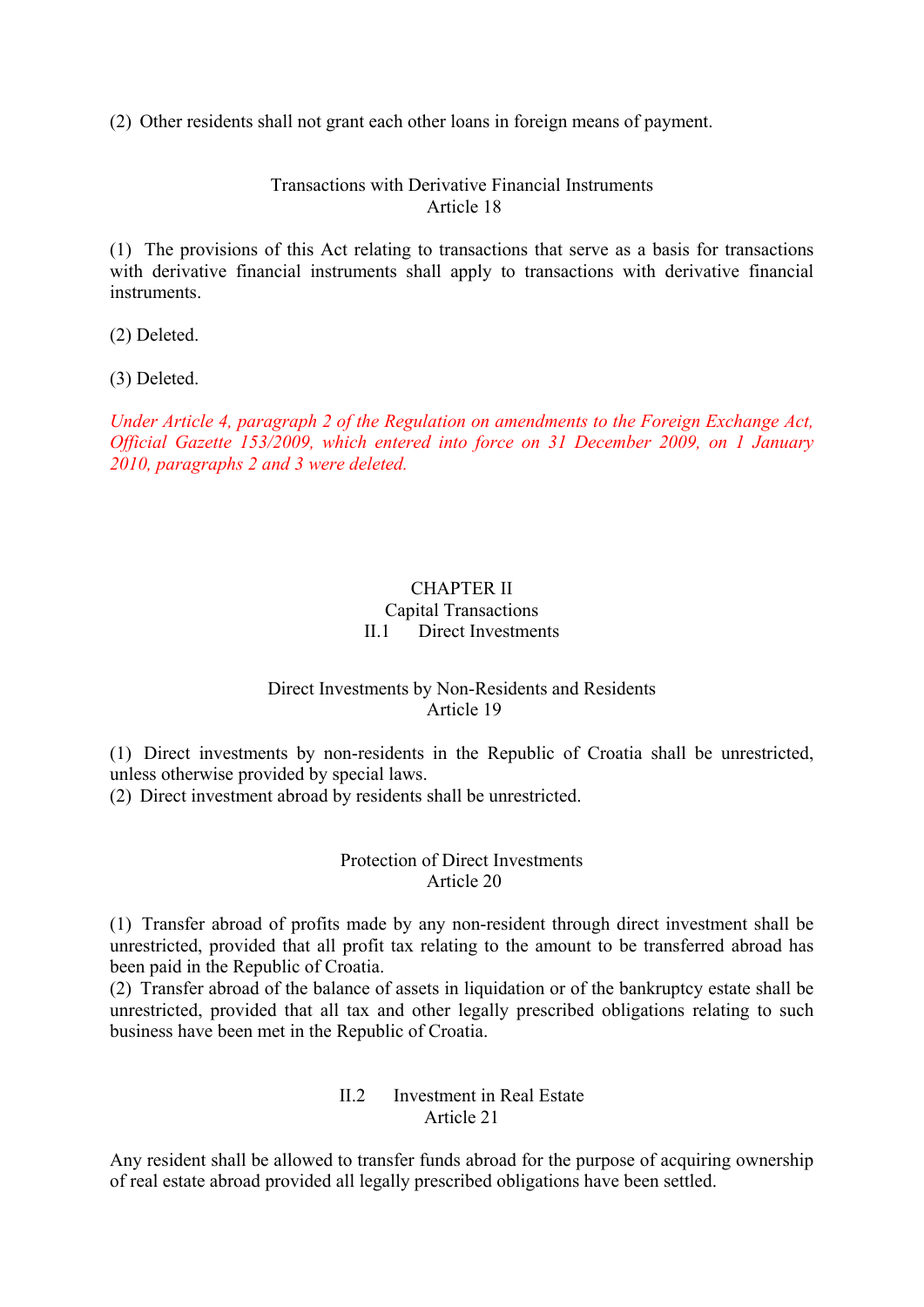(2) Other residents shall not grant each other loans in foreign means of payment.

### Transactions with Derivative Financial Instruments
### Article 18

(1) The provisions of this Act relating to transactions that serve as a basis for transactions with derivative financial instruments shall apply to transactions with derivative financial instruments.

(2) Deleted.

(3) Deleted.

*Under Article 4, paragraph 2 of the Regulation on amendments to the Foreign Exchange Act, Official Gazette 153/2009, which entered into force on 31 December 2009, on 1 January 2010, paragraphs 2 and 3 were deleted.*

# CHAPTER II
# Capital Transactions
## II.1 Direct Investments

### Direct Investments by Non-Residents and Residents
### Article 19

(1) Direct investments by non-residents in the Republic of Croatia shall be unrestricted, unless otherwise provided by special laws.
(2) Direct investment abroad by residents shall be unrestricted.

### Protection of Direct Investments
### Article 20

(1) Transfer abroad of profits made by any non-resident through direct investment shall be unrestricted, provided that all profit tax relating to the amount to be transferred abroad has been paid in the Republic of Croatia.
(2) Transfer abroad of the balance of assets in liquidation or of the bankruptcy estate shall be unrestricted, provided that all tax and other legally prescribed obligations relating to such business have been met in the Republic of Croatia.

## II.2 Investment in Real Estate
### Article 21

Any resident shall be allowed to transfer funds abroad for the purpose of acquiring ownership of real estate abroad provided all legally prescribed obligations have been settled.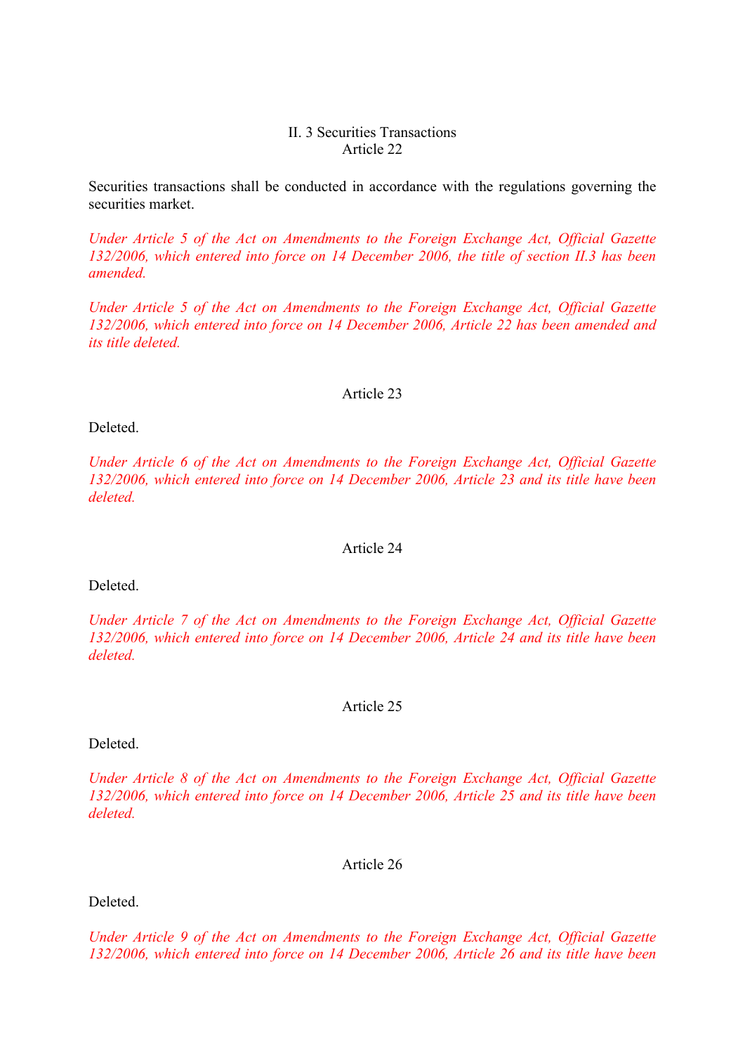## II. 3 Securities Transactions

### Article 22

Securities transactions shall be conducted in accordance with the regulations governing the securities market.

*Under Article 5 of the Act on Amendments to the Foreign Exchange Act, Official Gazette 132/2006, which entered into force on 14 December 2006, the title of section II.3 has been amended.*

*Under Article 5 of the Act on Amendments to the Foreign Exchange Act, Official Gazette 132/2006, which entered into force on 14 December 2006, Article 22 has been amended and its title deleted.*

### Article 23

Deleted.

*Under Article 6 of the Act on Amendments to the Foreign Exchange Act, Official Gazette 132/2006, which entered into force on 14 December 2006, Article 23 and its title have been deleted.*

### Article 24

Deleted.

*Under Article 7 of the Act on Amendments to the Foreign Exchange Act, Official Gazette 132/2006, which entered into force on 14 December 2006, Article 24 and its title have been deleted.*

### Article 25

Deleted.

*Under Article 8 of the Act on Amendments to the Foreign Exchange Act, Official Gazette 132/2006, which entered into force on 14 December 2006, Article 25 and its title have been deleted.*

### Article 26

Deleted.

*Under Article 9 of the Act on Amendments to the Foreign Exchange Act, Official Gazette 132/2006, which entered into force on 14 December 2006, Article 26 and its title have been*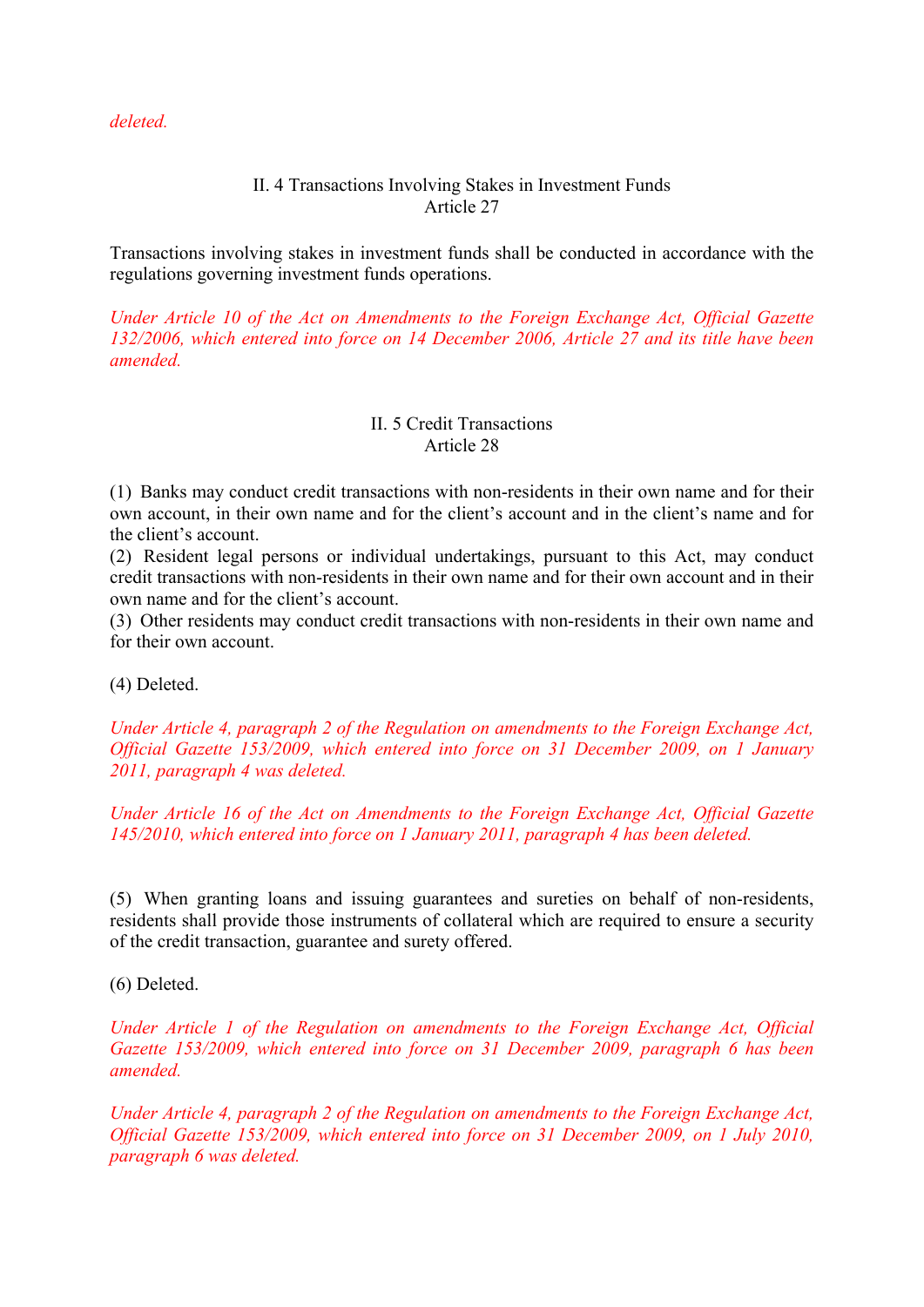*deleted.*

## II. 4 Transactions Involving Stakes in Investment Funds
### Article 27

Transactions involving stakes in investment funds shall be conducted in accordance with the regulations governing investment funds operations.

*Under Article 10 of the Act on Amendments to the Foreign Exchange Act, Official Gazette 132/2006, which entered into force on 14 December 2006, Article 27 and its title have been amended.*

## II. 5 Credit Transactions
### Article 28

(1) Banks may conduct credit transactions with non-residents in their own name and for their own account, in their own name and for the client's account and in the client's name and for the client's account.
(2) Resident legal persons or individual undertakings, pursuant to this Act, may conduct credit transactions with non-residents in their own name and for their own account and in their own name and for the client's account.
(3) Other residents may conduct credit transactions with non-residents in their own name and for their own account.

(4) Deleted.

*Under Article 4, paragraph 2 of the Regulation on amendments to the Foreign Exchange Act, Official Gazette 153/2009, which entered into force on 31 December 2009, on 1 January 2011, paragraph 4 was deleted.*

*Under Article 16 of the Act on Amendments to the Foreign Exchange Act, Official Gazette 145/2010, which entered into force on 1 January 2011, paragraph 4 has been deleted.*

(5) When granting loans and issuing guarantees and sureties on behalf of non-residents, residents shall provide those instruments of collateral which are required to ensure a security of the credit transaction, guarantee and surety offered.

(6) Deleted.

*Under Article 1 of the Regulation on amendments to the Foreign Exchange Act, Official Gazette 153/2009, which entered into force on 31 December 2009, paragraph 6 has been amended.*

*Under Article 4, paragraph 2 of the Regulation on amendments to the Foreign Exchange Act, Official Gazette 153/2009, which entered into force on 31 December 2009, on 1 July 2010, paragraph 6 was deleted.*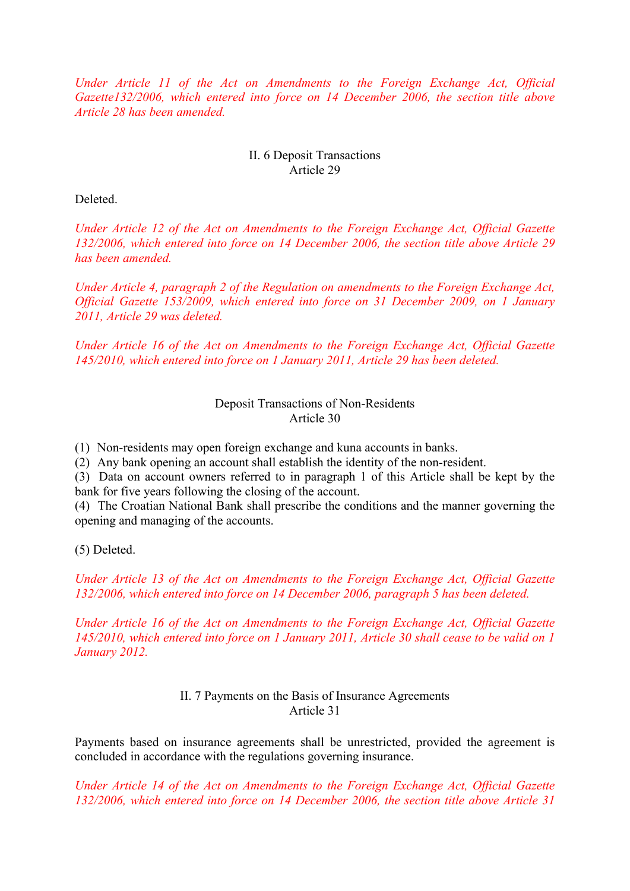*Under Article 11 of the Act on Amendments to the Foreign Exchange Act, Official Gazette132/2006, which entered into force on 14 December 2006, the section title above Article 28 has been amended.*

### II. 6 Deposit Transactions
### Article 29

Deleted.

*Under Article 12 of the Act on Amendments to the Foreign Exchange Act, Official Gazette 132/2006, which entered into force on 14 December 2006, the section title above Article 29 has been amended.*

*Under Article 4, paragraph 2 of the Regulation on amendments to the Foreign Exchange Act, Official Gazette 153/2009, which entered into force on 31 December 2009, on 1 January 2011, Article 29 was deleted.*

*Under Article 16 of the Act on Amendments to the Foreign Exchange Act, Official Gazette 145/2010, which entered into force on 1 January 2011, Article 29 has been deleted.*

### Deposit Transactions of Non-Residents
### Article 30

(1) Non-residents may open foreign exchange and kuna accounts in banks.
(2) Any bank opening an account shall establish the identity of the non-resident.
(3) Data on account owners referred to in paragraph 1 of this Article shall be kept by the bank for five years following the closing of the account.
(4) The Croatian National Bank shall prescribe the conditions and the manner governing the opening and managing of the accounts.

(5) Deleted.

*Under Article 13 of the Act on Amendments to the Foreign Exchange Act, Official Gazette 132/2006, which entered into force on 14 December 2006, paragraph 5 has been deleted.*

*Under Article 16 of the Act on Amendments to the Foreign Exchange Act, Official Gazette 145/2010, which entered into force on 1 January 2011, Article 30 shall cease to be valid on 1 January 2012.*

### II. 7 Payments on the Basis of Insurance Agreements
### Article 31

Payments based on insurance agreements shall be unrestricted, provided the agreement is concluded in accordance with the regulations governing insurance.

*Under Article 14 of the Act on Amendments to the Foreign Exchange Act, Official Gazette 132/2006, which entered into force on 14 December 2006, the section title above Article 31*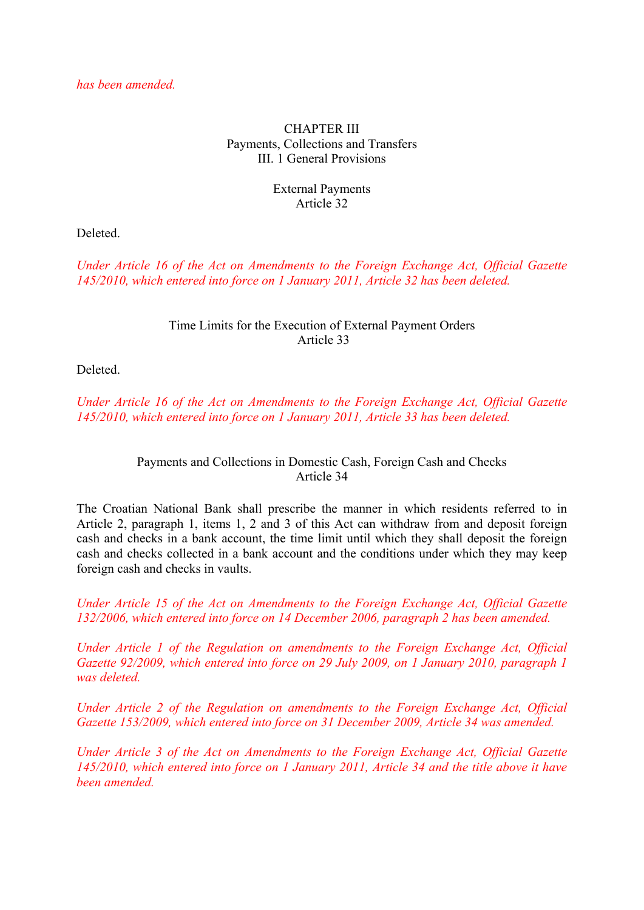*has been amended.*

## CHAPTER III
## Payments, Collections and Transfers
### III. 1 General Provisions

#### External Payments
#### Article 32

Deleted.

*Under Article 16 of the Act on Amendments to the Foreign Exchange Act, Official Gazette 145/2010, which entered into force on 1 January 2011, Article 32 has been deleted.*

#### Time Limits for the Execution of External Payment Orders
#### Article 33

Deleted.

*Under Article 16 of the Act on Amendments to the Foreign Exchange Act, Official Gazette 145/2010, which entered into force on 1 January 2011, Article 33 has been deleted.*

#### Payments and Collections in Domestic Cash, Foreign Cash and Checks
#### Article 34

The Croatian National Bank shall prescribe the manner in which residents referred to in Article 2, paragraph 1, items 1, 2 and 3 of this Act can withdraw from and deposit foreign cash and checks in a bank account, the time limit until which they shall deposit the foreign cash and checks collected in a bank account and the conditions under which they may keep foreign cash and checks in vaults.

*Under Article 15 of the Act on Amendments to the Foreign Exchange Act, Official Gazette 132/2006, which entered into force on 14 December 2006, paragraph 2 has been amended.*

*Under Article 1 of the Regulation on amendments to the Foreign Exchange Act, Official Gazette 92/2009, which entered into force on 29 July 2009, on 1 January 2010, paragraph 1 was deleted.*

*Under Article 2 of the Regulation on amendments to the Foreign Exchange Act, Official Gazette 153/2009, which entered into force on 31 December 2009, Article 34 was amended.*

*Under Article 3 of the Act on Amendments to the Foreign Exchange Act, Official Gazette 145/2010, which entered into force on 1 January 2011, Article 34 and the title above it have been amended.*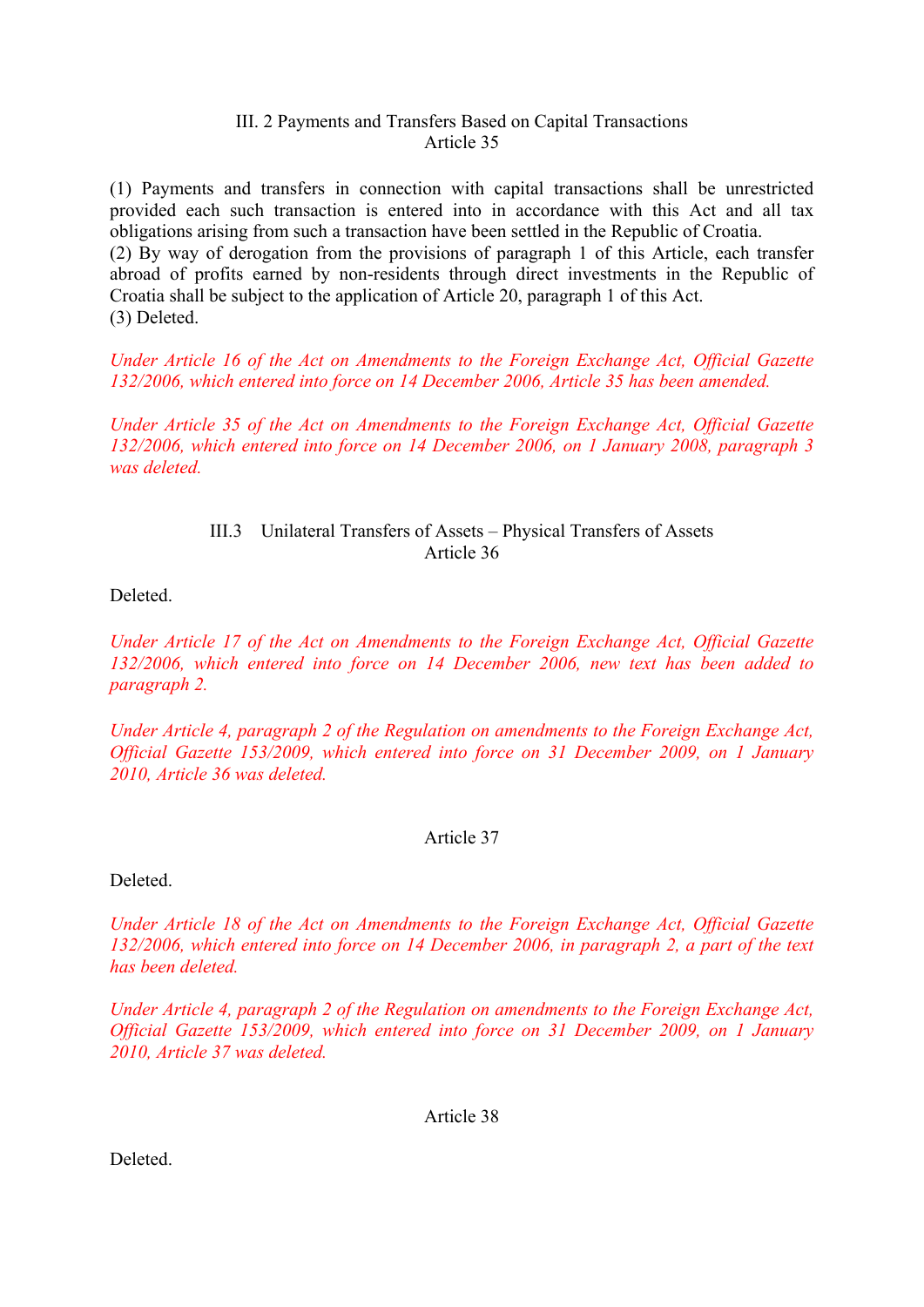### III. 2 Payments and Transfers Based on Capital Transactions

#### Article 35

(1) Payments and transfers in connection with capital transactions shall be unrestricted provided each such transaction is entered into in accordance with this Act and all tax obligations arising from such a transaction have been settled in the Republic of Croatia.
(2) By way of derogation from the provisions of paragraph 1 of this Article, each transfer abroad of profits earned by non-residents through direct investments in the Republic of Croatia shall be subject to the application of Article 20, paragraph 1 of this Act.
(3) Deleted.

*Under Article 16 of the Act on Amendments to the Foreign Exchange Act, Official Gazette 132/2006, which entered into force on 14 December 2006, Article 35 has been amended.*

*Under Article 35 of the Act on Amendments to the Foreign Exchange Act, Official Gazette 132/2006, which entered into force on 14 December 2006, on 1 January 2008, paragraph 3 was deleted.*

### III.3 Unilateral Transfers of Assets – Physical Transfers of Assets

#### Article 36

Deleted.

*Under Article 17 of the Act on Amendments to the Foreign Exchange Act, Official Gazette 132/2006, which entered into force on 14 December 2006, new text has been added to paragraph 2.*

*Under Article 4, paragraph 2 of the Regulation on amendments to the Foreign Exchange Act, Official Gazette 153/2009, which entered into force on 31 December 2009, on 1 January 2010, Article 36 was deleted.*

#### Article 37

Deleted.

*Under Article 18 of the Act on Amendments to the Foreign Exchange Act, Official Gazette 132/2006, which entered into force on 14 December 2006, in paragraph 2, a part of the text has been deleted.*

*Under Article 4, paragraph 2 of the Regulation on amendments to the Foreign Exchange Act, Official Gazette 153/2009, which entered into force on 31 December 2009, on 1 January 2010, Article 37 was deleted.*

#### Article 38

Deleted.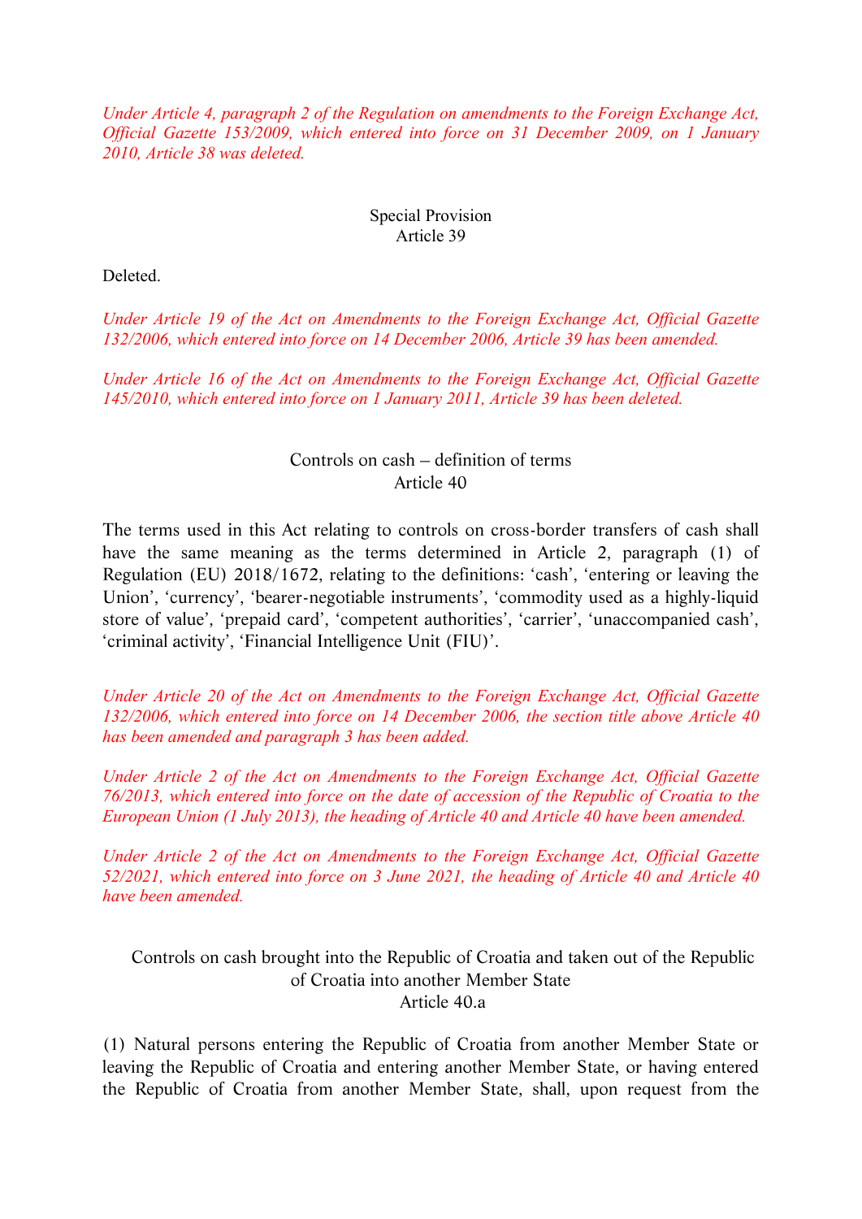*Under Article 4, paragraph 2 of the Regulation on amendments to the Foreign Exchange Act, Official Gazette 153/2009, which entered into force on 31 December 2009, on 1 January 2010, Article 38 was deleted.*

Special Provision
Article 39

Deleted.

*Under Article 19 of the Act on Amendments to the Foreign Exchange Act, Official Gazette 132/2006, which entered into force on 14 December 2006, Article 39 has been amended.*

*Under Article 16 of the Act on Amendments to the Foreign Exchange Act, Official Gazette 145/2010, which entered into force on 1 January 2011, Article 39 has been deleted.*

Controls on cash – definition of terms
Article 40

The terms used in this Act relating to controls on cross-border transfers of cash shall have the same meaning as the terms determined in Article 2, paragraph (1) of Regulation (EU) 2018/1672, relating to the definitions: 'cash', 'entering or leaving the Union', 'currency', 'bearer-negotiable instruments', 'commodity used as a highly-liquid store of value', 'prepaid card', 'competent authorities', 'carrier', 'unaccompanied cash', 'criminal activity', 'Financial Intelligence Unit (FIU)'.

*Under Article 20 of the Act on Amendments to the Foreign Exchange Act, Official Gazette 132/2006, which entered into force on 14 December 2006, the section title above Article 40 has been amended and paragraph 3 has been added.*

*Under Article 2 of the Act on Amendments to the Foreign Exchange Act, Official Gazette 76/2013, which entered into force on the date of accession of the Republic of Croatia to the European Union (1 July 2013), the heading of Article 40 and Article 40 have been amended.*

*Under Article 2 of the Act on Amendments to the Foreign Exchange Act, Official Gazette 52/2021, which entered into force on 3 June 2021, the heading of Article 40 and Article 40 have been amended.*

Controls on cash brought into the Republic of Croatia and taken out of the Republic of Croatia into another Member State
Article 40.a

(1) Natural persons entering the Republic of Croatia from another Member State or leaving the Republic of Croatia and entering another Member State, or having entered the Republic of Croatia from another Member State, shall, upon request from the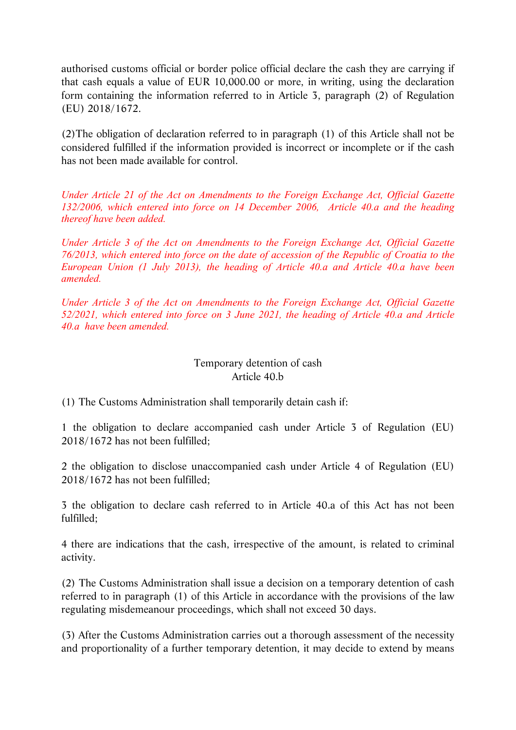authorised customs official or border police official declare the cash they are carrying if that cash equals a value of EUR 10,000.00 or more, in writing, using the declaration form containing the information referred to in Article 3, paragraph (2) of Regulation (EU) 2018/1672.

(2) The obligation of declaration referred to in paragraph (1) of this Article shall not be considered fulfilled if the information provided is incorrect or incomplete or if the cash has not been made available for control.

*Under Article 21 of the Act on Amendments to the Foreign Exchange Act, Official Gazette 132/2006, which entered into force on 14 December 2006, Article 40.a and the heading thereof have been added.*

*Under Article 3 of the Act on Amendments to the Foreign Exchange Act, Official Gazette 76/2013, which entered into force on the date of accession of the Republic of Croatia to the European Union (1 July 2013), the heading of Article 40.a and Article 40.a have been amended.*

*Under Article 3 of the Act on Amendments to the Foreign Exchange Act, Official Gazette 52/2021, which entered into force on 3 June 2021, the heading of Article 40.a and Article 40.a have been amended.*

### Temporary detention of cash
### Article 40.b

(1) The Customs Administration shall temporarily detain cash if:

1 the obligation to declare accompanied cash under Article 3 of Regulation (EU) 2018/1672 has not been fulfilled;

2 the obligation to disclose unaccompanied cash under Article 4 of Regulation (EU) 2018/1672 has not been fulfilled;

3 the obligation to declare cash referred to in Article 40.a of this Act has not been fulfilled;

4 there are indications that the cash, irrespective of the amount, is related to criminal activity.

(2) The Customs Administration shall issue a decision on a temporary detention of cash referred to in paragraph (1) of this Article in accordance with the provisions of the law regulating misdemeanour proceedings, which shall not exceed 30 days.

(3) After the Customs Administration carries out a thorough assessment of the necessity and proportionality of a further temporary detention, it may decide to extend by means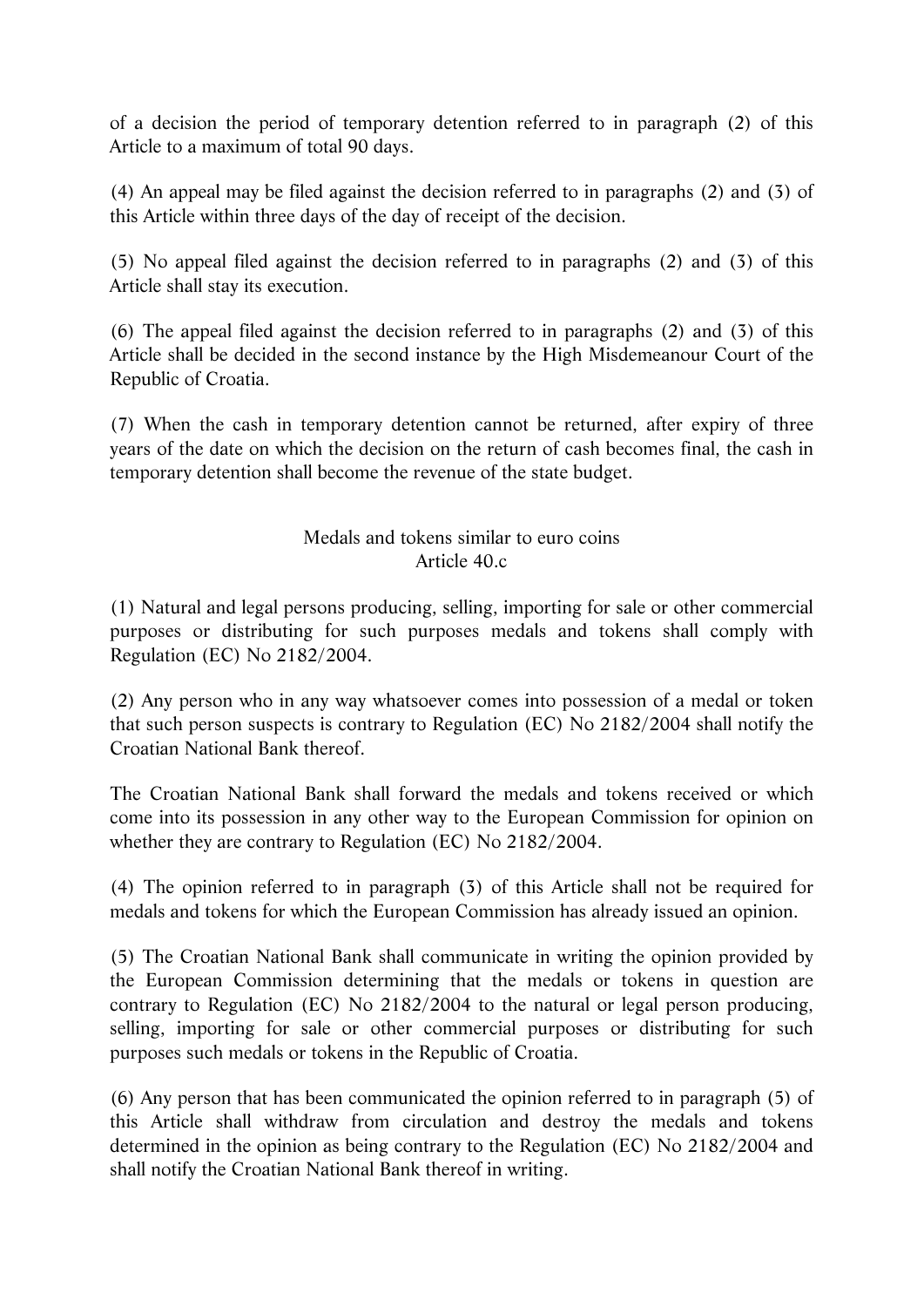of a decision the period of temporary detention referred to in paragraph (2) of this Article to a maximum of total 90 days.

(4) An appeal may be filed against the decision referred to in paragraphs (2) and (3) of this Article within three days of the day of receipt of the decision.

(5) No appeal filed against the decision referred to in paragraphs (2) and (3) of this Article shall stay its execution.

(6) The appeal filed against the decision referred to in paragraphs (2) and (3) of this Article shall be decided in the second instance by the High Misdemeanour Court of the Republic of Croatia.

(7) When the cash in temporary detention cannot be returned, after expiry of three years of the date on which the decision on the return of cash becomes final, the cash in temporary detention shall become the revenue of the state budget.

Medals and tokens similar to euro coins
Article 40.c

(1) Natural and legal persons producing, selling, importing for sale or other commercial purposes or distributing for such purposes medals and tokens shall comply with Regulation (EC) No 2182/2004.

(2) Any person who in any way whatsoever comes into possession of a medal or token that such person suspects is contrary to Regulation (EC) No 2182/2004 shall notify the Croatian National Bank thereof.

The Croatian National Bank shall forward the medals and tokens received or which come into its possession in any other way to the European Commission for opinion on whether they are contrary to Regulation (EC) No 2182/2004.

(4) The opinion referred to in paragraph (3) of this Article shall not be required for medals and tokens for which the European Commission has already issued an opinion.

(5) The Croatian National Bank shall communicate in writing the opinion provided by the European Commission determining that the medals or tokens in question are contrary to Regulation (EC) No 2182/2004 to the natural or legal person producing, selling, importing for sale or other commercial purposes or distributing for such purposes such medals or tokens in the Republic of Croatia.

(6) Any person that has been communicated the opinion referred to in paragraph (5) of this Article shall withdraw from circulation and destroy the medals and tokens determined in the opinion as being contrary to the Regulation (EC) No 2182/2004 and shall notify the Croatian National Bank thereof in writing.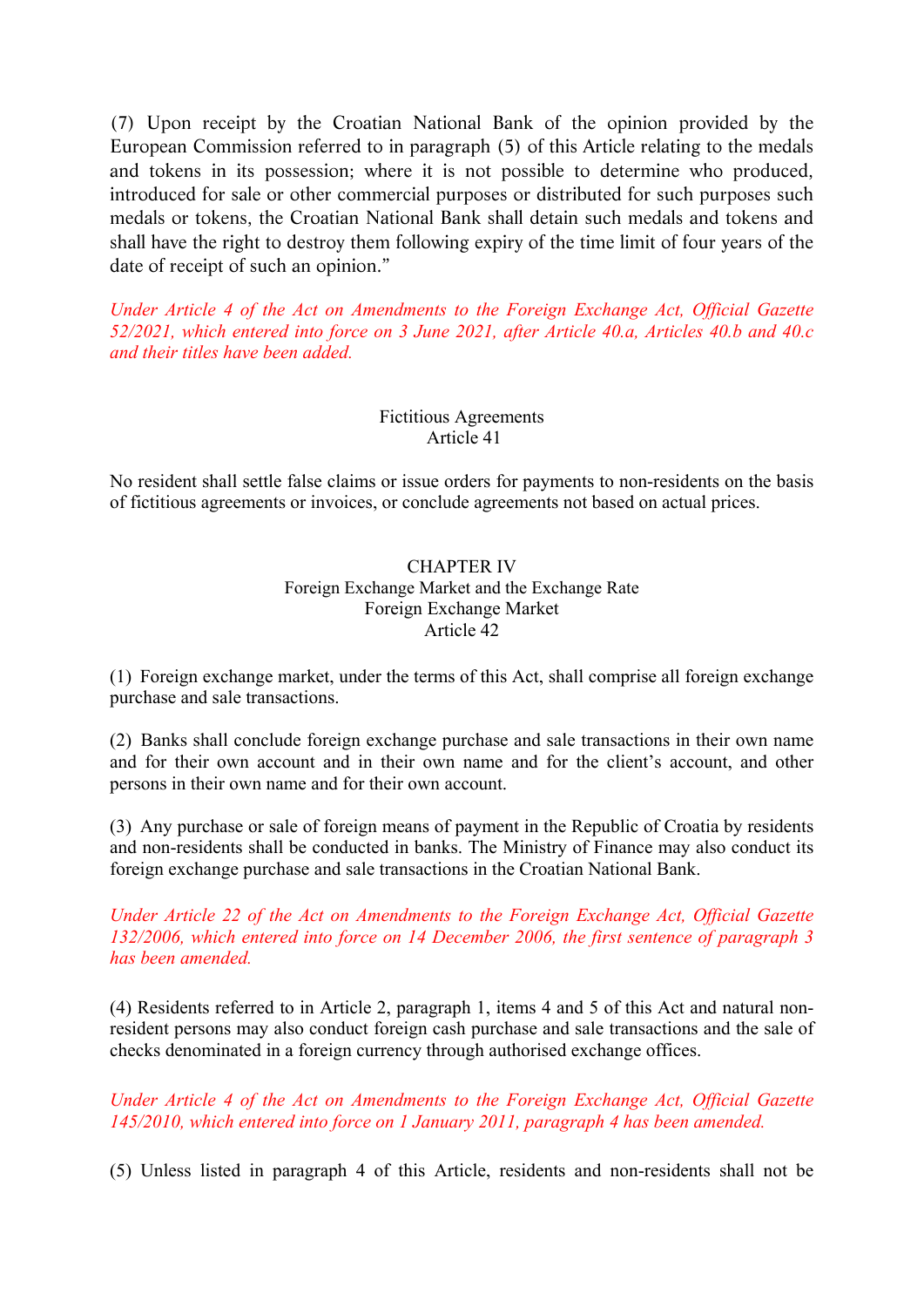(7) Upon receipt by the Croatian National Bank of the opinion provided by the European Commission referred to in paragraph (5) of this Article relating to the medals and tokens in its possession; where it is not possible to determine who produced, introduced for sale or other commercial purposes or distributed for such purposes such medals or tokens, the Croatian National Bank shall detain such medals and tokens and shall have the right to destroy them following expiry of the time limit of four years of the date of receipt of such an opinion."

*Under Article 4 of the Act on Amendments to the Foreign Exchange Act, Official Gazette 52/2021, which entered into force on 3 June 2021, after Article 40.a, Articles 40.b and 40.c and their titles have been added.*

Fictitious Agreements
Article 41

No resident shall settle false claims or issue orders for payments to non-residents on the basis of fictitious agreements or invoices, or conclude agreements not based on actual prices.

## CHAPTER IV
### Foreign Exchange Market and the Exchange Rate
Foreign Exchange Market
Article 42

(1) Foreign exchange market, under the terms of this Act, shall comprise all foreign exchange purchase and sale transactions.

(2) Banks shall conclude foreign exchange purchase and sale transactions in their own name and for their own account and in their own name and for the client's account, and other persons in their own name and for their own account.

(3) Any purchase or sale of foreign means of payment in the Republic of Croatia by residents and non-residents shall be conducted in banks. The Ministry of Finance may also conduct its foreign exchange purchase and sale transactions in the Croatian National Bank.

*Under Article 22 of the Act on Amendments to the Foreign Exchange Act, Official Gazette 132/2006, which entered into force on 14 December 2006, the first sentence of paragraph 3 has been amended.*

(4) Residents referred to in Article 2, paragraph 1, items 4 and 5 of this Act and natural non-resident persons may also conduct foreign cash purchase and sale transactions and the sale of checks denominated in a foreign currency through authorised exchange offices.

*Under Article 4 of the Act on Amendments to the Foreign Exchange Act, Official Gazette 145/2010, which entered into force on 1 January 2011, paragraph 4 has been amended.*

(5) Unless listed in paragraph 4 of this Article, residents and non-residents shall not be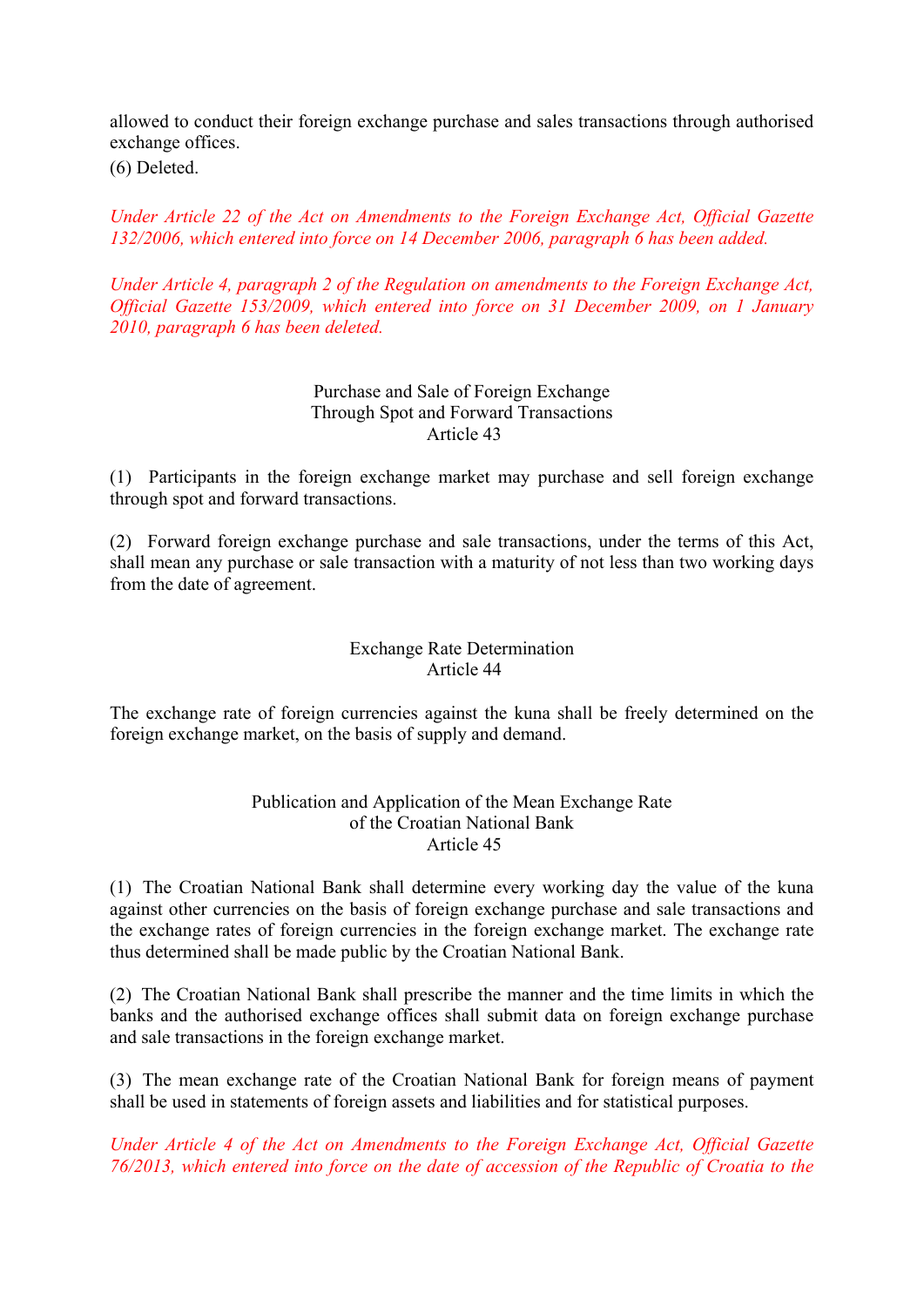allowed to conduct their foreign exchange purchase and sales transactions through authorised exchange offices.

(6) Deleted.

*Under Article 22 of the Act on Amendments to the Foreign Exchange Act, Official Gazette 132/2006, which entered into force on 14 December 2006, paragraph 6 has been added.*

*Under Article 4, paragraph 2 of the Regulation on amendments to the Foreign Exchange Act, Official Gazette 153/2009, which entered into force on 31 December 2009, on 1 January 2010, paragraph 6 has been deleted.*

### Purchase and Sale of Foreign Exchange Through Spot and Forward Transactions
### Article 43

(1) Participants in the foreign exchange market may purchase and sell foreign exchange through spot and forward transactions.

(2) Forward foreign exchange purchase and sale transactions, under the terms of this Act, shall mean any purchase or sale transaction with a maturity of not less than two working days from the date of agreement.

### Exchange Rate Determination
### Article 44

The exchange rate of foreign currencies against the kuna shall be freely determined on the foreign exchange market, on the basis of supply and demand.

### Publication and Application of the Mean Exchange Rate of the Croatian National Bank
### Article 45

(1) The Croatian National Bank shall determine every working day the value of the kuna against other currencies on the basis of foreign exchange purchase and sale transactions and the exchange rates of foreign currencies in the foreign exchange market. The exchange rate thus determined shall be made public by the Croatian National Bank.

(2) The Croatian National Bank shall prescribe the manner and the time limits in which the banks and the authorised exchange offices shall submit data on foreign exchange purchase and sale transactions in the foreign exchange market.

(3) The mean exchange rate of the Croatian National Bank for foreign means of payment shall be used in statements of foreign assets and liabilities and for statistical purposes.

*Under Article 4 of the Act on Amendments to the Foreign Exchange Act, Official Gazette 76/2013, which entered into force on the date of accession of the Republic of Croatia to the*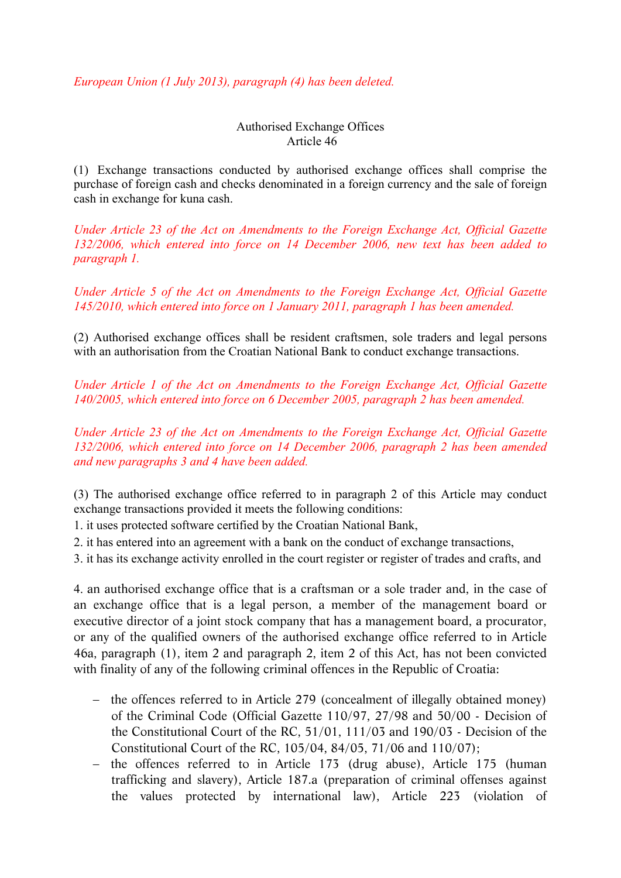*European Union (1 July 2013), paragraph (4) has been deleted.*

Authorised Exchange Offices
Article 46

(1) Exchange transactions conducted by authorised exchange offices shall comprise the purchase of foreign cash and checks denominated in a foreign currency and the sale of foreign cash in exchange for kuna cash.

*Under Article 23 of the Act on Amendments to the Foreign Exchange Act, Official Gazette 132/2006, which entered into force on 14 December 2006, new text has been added to paragraph 1.*

*Under Article 5 of the Act on Amendments to the Foreign Exchange Act, Official Gazette 145/2010, which entered into force on 1 January 2011, paragraph 1 has been amended.*

(2) Authorised exchange offices shall be resident craftsmen, sole traders and legal persons with an authorisation from the Croatian National Bank to conduct exchange transactions.

*Under Article 1 of the Act on Amendments to the Foreign Exchange Act, Official Gazette 140/2005, which entered into force on 6 December 2005, paragraph 2 has been amended.*

*Under Article 23 of the Act on Amendments to the Foreign Exchange Act, Official Gazette 132/2006, which entered into force on 14 December 2006, paragraph 2 has been amended and new paragraphs 3 and 4 have been added.*

(3) The authorised exchange office referred to in paragraph 2 of this Article may conduct exchange transactions provided it meets the following conditions:

1. it uses protected software certified by the Croatian National Bank,
2. it has entered into an agreement with a bank on the conduct of exchange transactions,
3. it has its exchange activity enrolled in the court register or register of trades and crafts, and
4. an authorised exchange office that is a craftsman or a sole trader and, in the case of an exchange office that is a legal person, a member of the management board or executive director of a joint stock company that has a management board, a procurator, or any of the qualified owners of the authorised exchange office referred to in Article 46a, paragraph (1), item 2 and paragraph 2, item 2 of this Act, has not been convicted with finality of any of the following criminal offences in the Republic of Croatia:

   - the offences referred to in Article 279 (concealment of illegally obtained money) of the Criminal Code (Official Gazette 110/97, 27/98 and 50/00 - Decision of the Constitutional Court of the RC, 51/01, 111/03 and 190/03 - Decision of the Constitutional Court of the RC, 105/04, 84/05, 71/06 and 110/07);
   - the offences referred to in Article 173 (drug abuse), Article 175 (human trafficking and slavery), Article 187.a (preparation of criminal offenses against the values protected by international law), Article 223 (violation of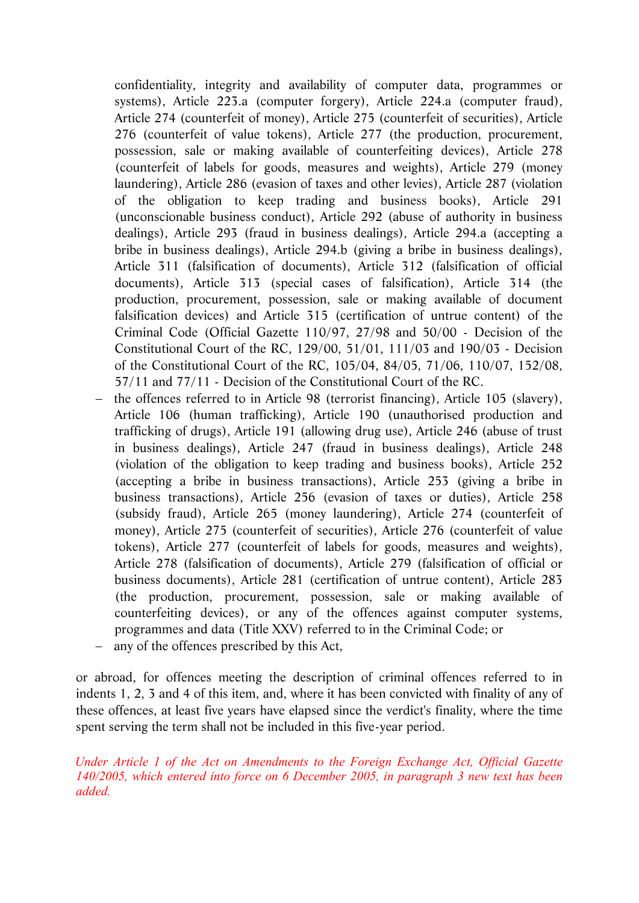confidentiality, integrity and availability of computer data, programmes or systems), Article 223.a (computer forgery), Article 224.a (computer fraud), Article 274 (counterfeit of money), Article 275 (counterfeit of securities), Article 276 (counterfeit of value tokens), Article 277 (the production, procurement, possession, sale or making available of counterfeiting devices), Article 278 (counterfeit of labels for goods, measures and weights), Article 279 (money laundering), Article 286 (evasion of taxes and other levies), Article 287 (violation of the obligation to keep trading and business books), Article 291 (unconscionable business conduct), Article 292 (abuse of authority in business dealings), Article 293 (fraud in business dealings), Article 294.a (accepting a bribe in business dealings), Article 294.b (giving a bribe in business dealings), Article 311 (falsification of documents), Article 312 (falsification of official documents), Article 313 (special cases of falsification), Article 314 (the production, procurement, possession, sale or making available of document falsification devices) and Article 315 (certification of untrue content) of the Criminal Code (Official Gazette 110/97, 27/98 and 50/00 - Decision of the Constitutional Court of the RC, 129/00, 51/01, 111/03 and 190/03 - Decision of the Constitutional Court of the RC, 105/04, 84/05, 71/06, 110/07, 152/08, 57/11 and 77/11 - Decision of the Constitutional Court of the RC.

- the offences referred to in Article 98 (terrorist financing), Article 105 (slavery), Article 106 (human trafficking), Article 190 (unauthorised production and trafficking of drugs), Article 191 (allowing drug use), Article 246 (abuse of trust in business dealings), Article 247 (fraud in business dealings), Article 248 (violation of the obligation to keep trading and business books), Article 252 (accepting a bribe in business transactions), Article 253 (giving a bribe in business transactions), Article 256 (evasion of taxes or duties), Article 258 (subsidy fraud), Article 265 (money laundering), Article 274 (counterfeit of money), Article 275 (counterfeit of securities), Article 276 (counterfeit of value tokens), Article 277 (counterfeit of labels for goods, measures and weights), Article 278 (falsification of documents), Article 279 (falsification of official or business documents), Article 281 (certification of untrue content), Article 283 (the production, procurement, possession, sale or making available of counterfeiting devices), or any of the offences against computer systems, programmes and data (Title XXV) referred to in the Criminal Code; or
- any of the offences prescribed by this Act,

or abroad, for offences meeting the description of criminal offences referred to in indents 1, 2, 3 and 4 of this item, and, where it has been convicted with finality of any of these offences, at least five years have elapsed since the verdict's finality, where the time spent serving the term shall not be included in this five-year period.

*Under Article 1 of the Act on Amendments to the Foreign Exchange Act, Official Gazette 140/2005, which entered into force on 6 December 2005, in paragraph 3 new text has been added.*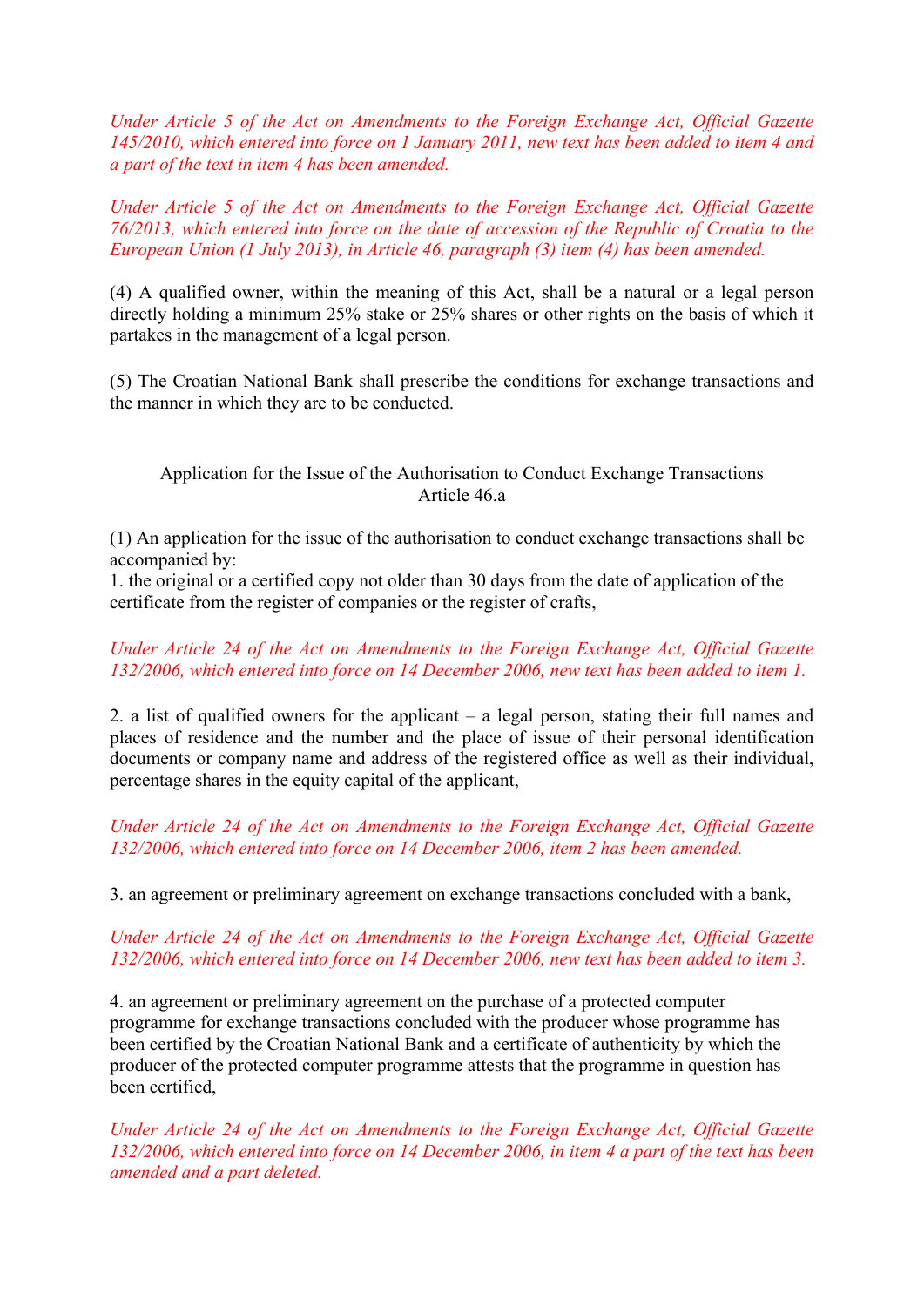*Under Article 5 of the Act on Amendments to the Foreign Exchange Act, Official Gazette 145/2010, which entered into force on 1 January 2011, new text has been added to item 4 and a part of the text in item 4 has been amended.*

*Under Article 5 of the Act on Amendments to the Foreign Exchange Act, Official Gazette 76/2013, which entered into force on the date of accession of the Republic of Croatia to the European Union (1 July 2013), in Article 46, paragraph (3) item (4) has been amended.*

(4) A qualified owner, within the meaning of this Act, shall be a natural or a legal person directly holding a minimum 25% stake or 25% shares or other rights on the basis of which it partakes in the management of a legal person.

(5) The Croatian National Bank shall prescribe the conditions for exchange transactions and the manner in which they are to be conducted.

Application for the Issue of the Authorisation to Conduct Exchange Transactions
Article 46.a

(1) An application for the issue of the authorisation to conduct exchange transactions shall be accompanied by:
1. the original or a certified copy not older than 30 days from the date of application of the certificate from the register of companies or the register of crafts,

*Under Article 24 of the Act on Amendments to the Foreign Exchange Act, Official Gazette 132/2006, which entered into force on 14 December 2006, new text has been added to item 1.*

2. a list of qualified owners for the applicant – a legal person, stating their full names and places of residence and the number and the place of issue of their personal identification documents or company name and address of the registered office as well as their individual, percentage shares in the equity capital of the applicant,

*Under Article 24 of the Act on Amendments to the Foreign Exchange Act, Official Gazette 132/2006, which entered into force on 14 December 2006, item 2 has been amended.*

3. an agreement or preliminary agreement on exchange transactions concluded with a bank,

*Under Article 24 of the Act on Amendments to the Foreign Exchange Act, Official Gazette 132/2006, which entered into force on 14 December 2006, new text has been added to item 3.*

4. an agreement or preliminary agreement on the purchase of a protected computer programme for exchange transactions concluded with the producer whose programme has been certified by the Croatian National Bank and a certificate of authenticity by which the producer of the protected computer programme attests that the programme in question has been certified,

*Under Article 24 of the Act on Amendments to the Foreign Exchange Act, Official Gazette 132/2006, which entered into force on 14 December 2006, in item 4 a part of the text has been amended and a part deleted.*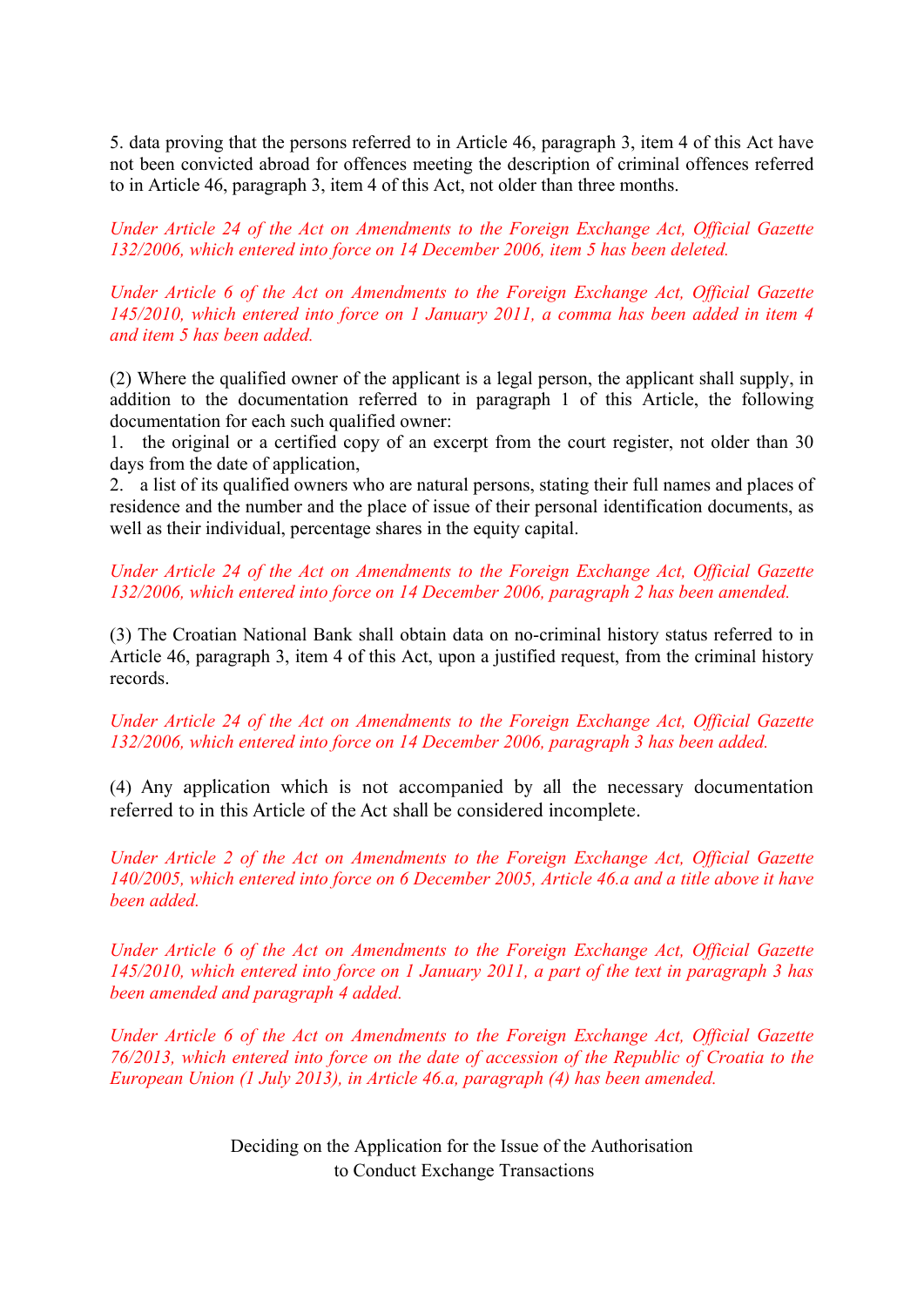5. data proving that the persons referred to in Article 46, paragraph 3, item 4 of this Act have not been convicted abroad for offences meeting the description of criminal offences referred to in Article 46, paragraph 3, item 4 of this Act, not older than three months.

*Under Article 24 of the Act on Amendments to the Foreign Exchange Act, Official Gazette 132/2006, which entered into force on 14 December 2006, item 5 has been deleted.*

*Under Article 6 of the Act on Amendments to the Foreign Exchange Act, Official Gazette 145/2010, which entered into force on 1 January 2011, a comma has been added in item 4 and item 5 has been added.*

(2) Where the qualified owner of the applicant is a legal person, the applicant shall supply, in addition to the documentation referred to in paragraph 1 of this Article, the following documentation for each such qualified owner:
1. the original or a certified copy of an excerpt from the court register, not older than 30 days from the date of application,
2. a list of its qualified owners who are natural persons, stating their full names and places of residence and the number and the place of issue of their personal identification documents, as well as their individual, percentage shares in the equity capital.

*Under Article 24 of the Act on Amendments to the Foreign Exchange Act, Official Gazette 132/2006, which entered into force on 14 December 2006, paragraph 2 has been amended.*

(3) The Croatian National Bank shall obtain data on no-criminal history status referred to in Article 46, paragraph 3, item 4 of this Act, upon a justified request, from the criminal history records.

*Under Article 24 of the Act on Amendments to the Foreign Exchange Act, Official Gazette 132/2006, which entered into force on 14 December 2006, paragraph 3 has been added.*

(4) Any application which is not accompanied by all the necessary documentation referred to in this Article of the Act shall be considered incomplete.

*Under Article 2 of the Act on Amendments to the Foreign Exchange Act, Official Gazette 140/2005, which entered into force on 6 December 2005, Article 46.a and a title above it have been added.*

*Under Article 6 of the Act on Amendments to the Foreign Exchange Act, Official Gazette 145/2010, which entered into force on 1 January 2011, a part of the text in paragraph 3 has been amended and paragraph 4 added.*

*Under Article 6 of the Act on Amendments to the Foreign Exchange Act, Official Gazette 76/2013, which entered into force on the date of accession of the Republic of Croatia to the European Union (1 July 2013), in Article 46.a, paragraph (4) has been amended.*

### Deciding on the Application for the Issue of the Authorisation to Conduct Exchange Transactions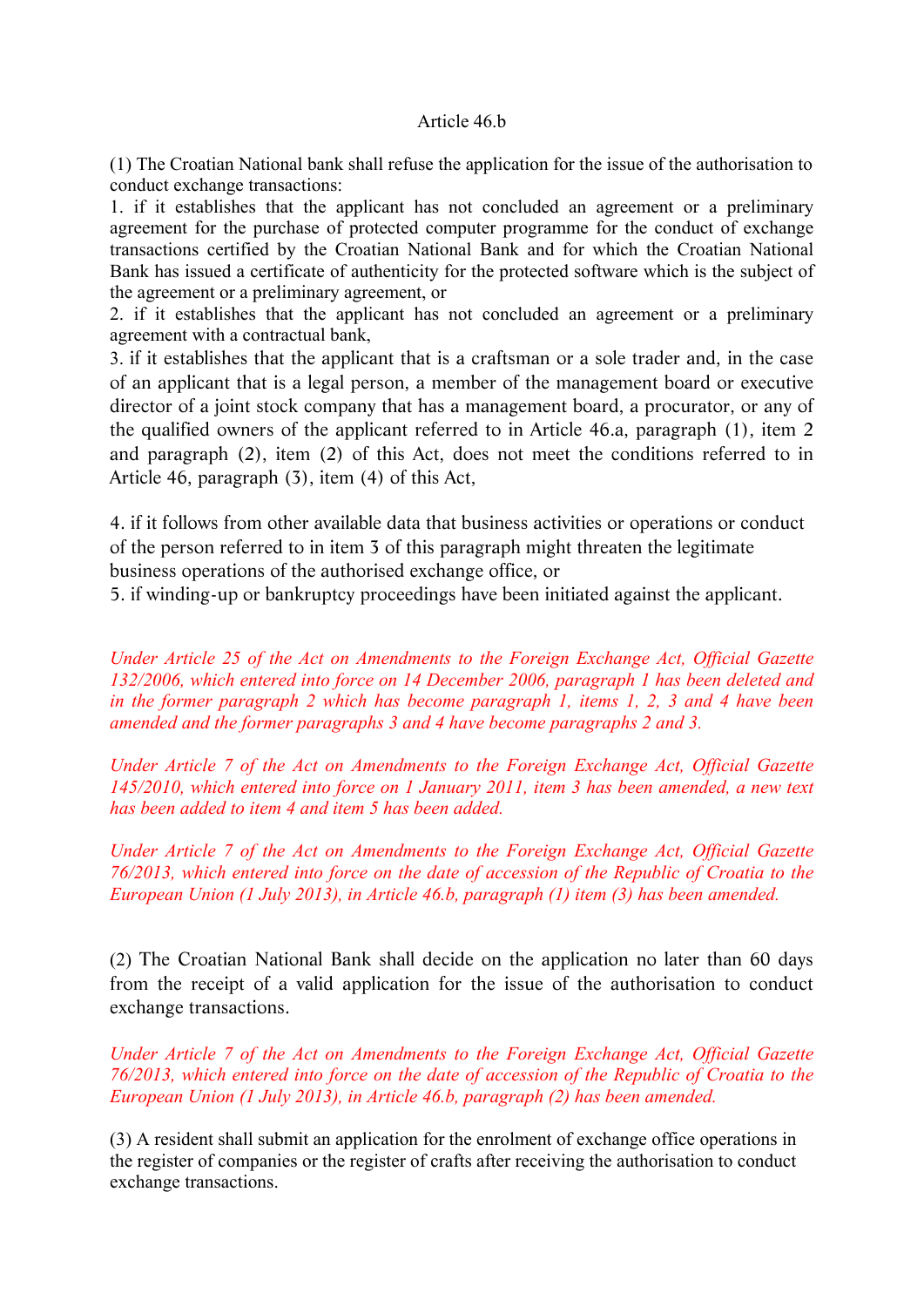Article 46.b

(1) The Croatian National bank shall refuse the application for the issue of the authorisation to conduct exchange transactions:

1. if it establishes that the applicant has not concluded an agreement or a preliminary agreement for the purchase of protected computer programme for the conduct of exchange transactions certified by the Croatian National Bank and for which the Croatian National Bank has issued a certificate of authenticity for the protected software which is the subject of the agreement or a preliminary agreement, or
2. if it establishes that the applicant has not concluded an agreement or a preliminary agreement with a contractual bank,
3. if it establishes that the applicant that is a craftsman or a sole trader and, in the case of an applicant that is a legal person, a member of the management board or executive director of a joint stock company that has a management board, a procurator, or any of the qualified owners of the applicant referred to in Article 46.a, paragraph (1), item 2 and paragraph (2), item (2) of this Act, does not meet the conditions referred to in Article 46, paragraph (3), item (4) of this Act,

4. if it follows from other available data that business activities or operations or conduct of the person referred to in item 3 of this paragraph might threaten the legitimate business operations of the authorised exchange office, or
5. if winding-up or bankruptcy proceedings have been initiated against the applicant.

*Under Article 25 of the Act on Amendments to the Foreign Exchange Act, Official Gazette 132/2006, which entered into force on 14 December 2006, paragraph 1 has been deleted and in the former paragraph 2 which has become paragraph 1, items 1, 2, 3 and 4 have been amended and the former paragraphs 3 and 4 have become paragraphs 2 and 3.*

*Under Article 7 of the Act on Amendments to the Foreign Exchange Act, Official Gazette 145/2010, which entered into force on 1 January 2011, item 3 has been amended, a new text has been added to item 4 and item 5 has been added.*

*Under Article 7 of the Act on Amendments to the Foreign Exchange Act, Official Gazette 76/2013, which entered into force on the date of accession of the Republic of Croatia to the European Union (1 July 2013), in Article 46.b, paragraph (1) item (3) has been amended.*

(2) The Croatian National Bank shall decide on the application no later than 60 days from the receipt of a valid application for the issue of the authorisation to conduct exchange transactions.

*Under Article 7 of the Act on Amendments to the Foreign Exchange Act, Official Gazette 76/2013, which entered into force on the date of accession of the Republic of Croatia to the European Union (1 July 2013), in Article 46.b, paragraph (2) has been amended.*

(3) A resident shall submit an application for the enrolment of exchange office operations in the register of companies or the register of crafts after receiving the authorisation to conduct exchange transactions.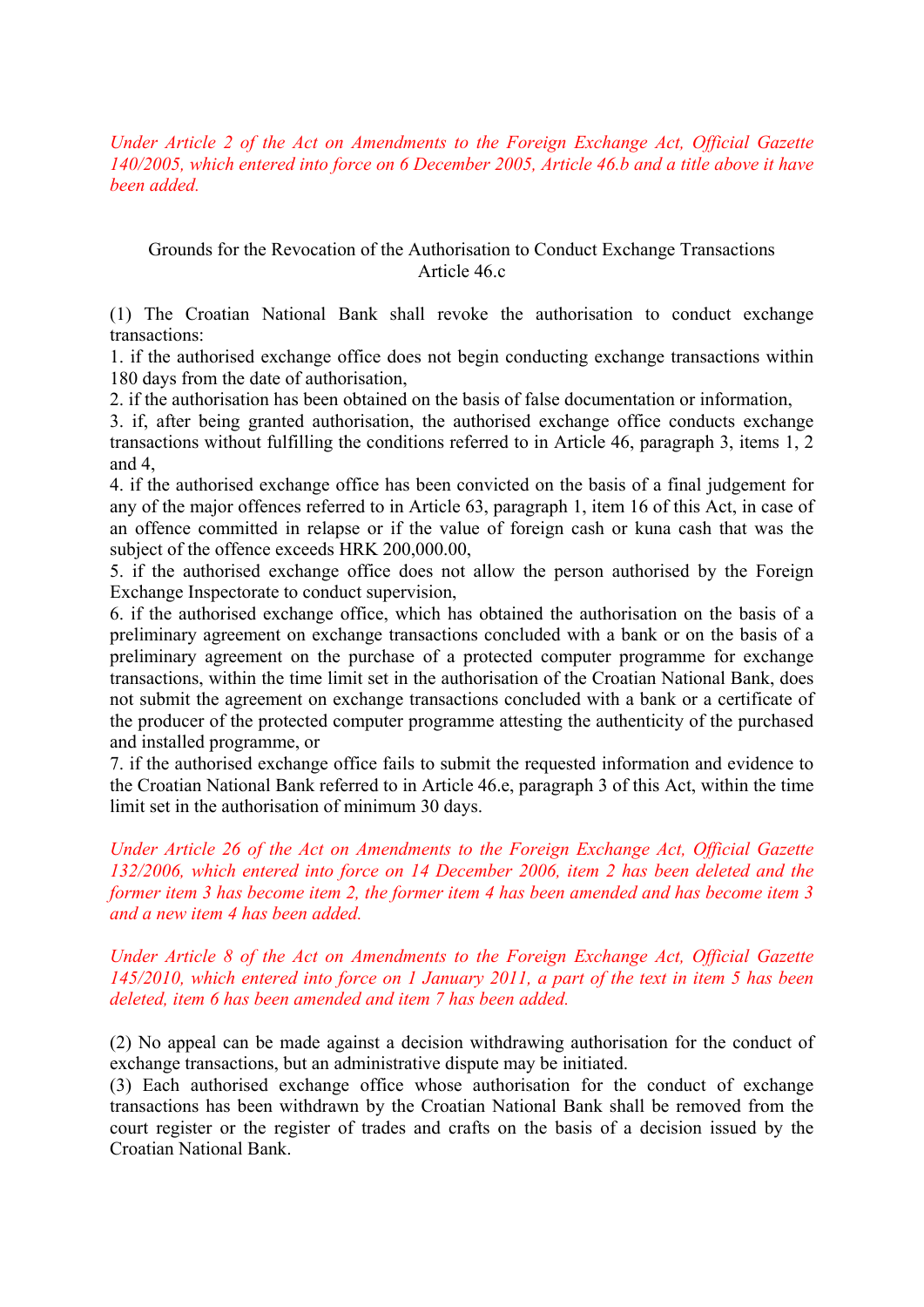*Under Article 2 of the Act on Amendments to the Foreign Exchange Act, Official Gazette 140/2005, which entered into force on 6 December 2005, Article 46.b and a title above it have been added.*

### Grounds for the Revocation of the Authorisation to Conduct Exchange Transactions
### Article 46.c

(1) The Croatian National Bank shall revoke the authorisation to conduct exchange transactions:

1. if the authorised exchange office does not begin conducting exchange transactions within 180 days from the date of authorisation,
2. if the authorisation has been obtained on the basis of false documentation or information,
3. if, after being granted authorisation, the authorised exchange office conducts exchange transactions without fulfilling the conditions referred to in Article 46, paragraph 3, items 1, 2 and 4,
4. if the authorised exchange office has been convicted on the basis of a final judgement for any of the major offences referred to in Article 63, paragraph 1, item 16 of this Act, in case of an offence committed in relapse or if the value of foreign cash or kuna cash that was the subject of the offence exceeds HRK 200,000.00,
5. if the authorised exchange office does not allow the person authorised by the Foreign Exchange Inspectorate to conduct supervision,
6. if the authorised exchange office, which has obtained the authorisation on the basis of a preliminary agreement on exchange transactions concluded with a bank or on the basis of a preliminary agreement on the purchase of a protected computer programme for exchange transactions, within the time limit set in the authorisation of the Croatian National Bank, does not submit the agreement on exchange transactions concluded with a bank or a certificate of the producer of the protected computer programme attesting the authenticity of the purchased and installed programme, or
7. if the authorised exchange office fails to submit the requested information and evidence to the Croatian National Bank referred to in Article 46.e, paragraph 3 of this Act, within the time limit set in the authorisation of minimum 30 days.

*Under Article 26 of the Act on Amendments to the Foreign Exchange Act, Official Gazette 132/2006, which entered into force on 14 December 2006, item 2 has been deleted and the former item 3 has become item 2, the former item 4 has been amended and has become item 3 and a new item 4 has been added.*

*Under Article 8 of the Act on Amendments to the Foreign Exchange Act, Official Gazette 145/2010, which entered into force on 1 January 2011, a part of the text in item 5 has been deleted, item 6 has been amended and item 7 has been added.*

(2) No appeal can be made against a decision withdrawing authorisation for the conduct of exchange transactions, but an administrative dispute may be initiated.

(3) Each authorised exchange office whose authorisation for the conduct of exchange transactions has been withdrawn by the Croatian National Bank shall be removed from the court register or the register of trades and crafts on the basis of a decision issued by the Croatian National Bank.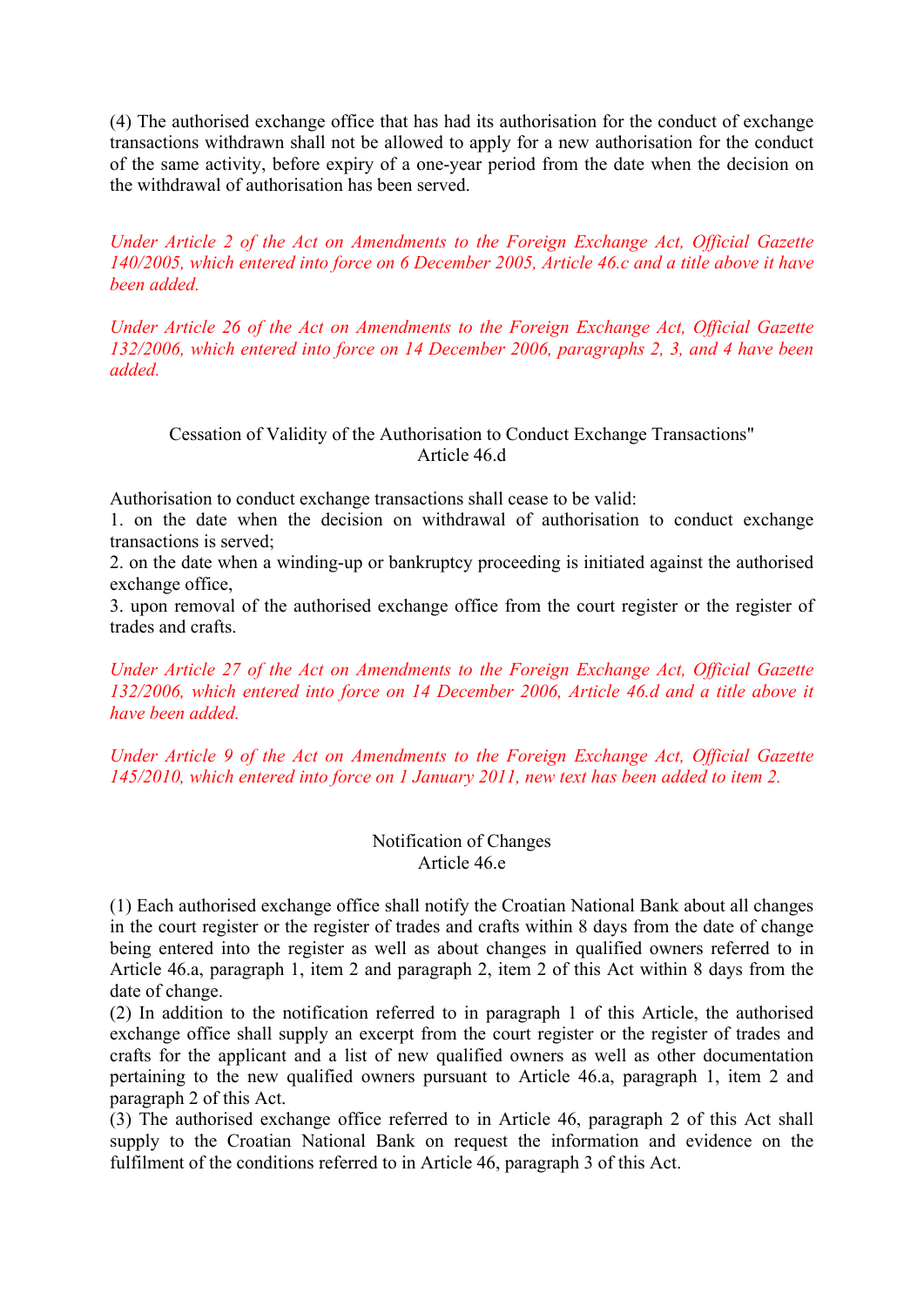(4) The authorised exchange office that has had its authorisation for the conduct of exchange transactions withdrawn shall not be allowed to apply for a new authorisation for the conduct of the same activity, before expiry of a one-year period from the date when the decision on the withdrawal of authorisation has been served.

*Under Article 2 of the Act on Amendments to the Foreign Exchange Act, Official Gazette 140/2005, which entered into force on 6 December 2005, Article 46.c and a title above it have been added.*

*Under Article 26 of the Act on Amendments to the Foreign Exchange Act, Official Gazette 132/2006, which entered into force on 14 December 2006, paragraphs 2, 3, and 4 have been added.*

Cessation of Validity of the Authorisation to Conduct Exchange Transactions"
Article 46.d

Authorisation to conduct exchange transactions shall cease to be valid:
1. on the date when the decision on withdrawal of authorisation to conduct exchange transactions is served;
2. on the date when a winding-up or bankruptcy proceeding is initiated against the authorised exchange office,
3. upon removal of the authorised exchange office from the court register or the register of trades and crafts.

*Under Article 27 of the Act on Amendments to the Foreign Exchange Act, Official Gazette 132/2006, which entered into force on 14 December 2006, Article 46.d and a title above it have been added.*

*Under Article 9 of the Act on Amendments to the Foreign Exchange Act, Official Gazette 145/2010, which entered into force on 1 January 2011, new text has been added to item 2.*

Notification of Changes
Article 46.e

(1) Each authorised exchange office shall notify the Croatian National Bank about all changes in the court register or the register of trades and crafts within 8 days from the date of change being entered into the register as well as about changes in qualified owners referred to in Article 46.a, paragraph 1, item 2 and paragraph 2, item 2 of this Act within 8 days from the date of change.
(2) In addition to the notification referred to in paragraph 1 of this Article, the authorised exchange office shall supply an excerpt from the court register or the register of trades and crafts for the applicant and a list of new qualified owners as well as other documentation pertaining to the new qualified owners pursuant to Article 46.a, paragraph 1, item 2 and paragraph 2 of this Act.
(3) The authorised exchange office referred to in Article 46, paragraph 2 of this Act shall supply to the Croatian National Bank on request the information and evidence on the fulfilment of the conditions referred to in Article 46, paragraph 3 of this Act.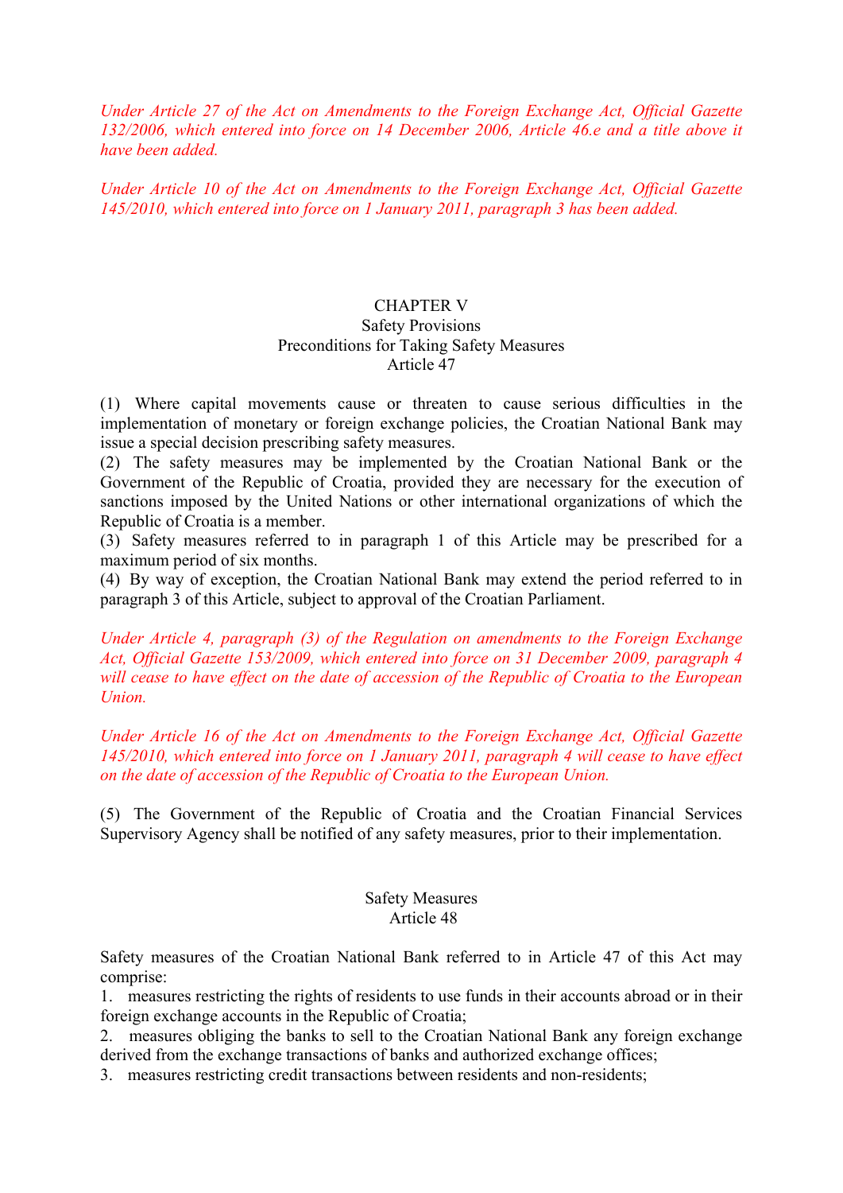*Under Article 27 of the Act on Amendments to the Foreign Exchange Act, Official Gazette 132/2006, which entered into force on 14 December 2006, Article 46.e and a title above it have been added.*

*Under Article 10 of the Act on Amendments to the Foreign Exchange Act, Official Gazette 145/2010, which entered into force on 1 January 2011, paragraph 3 has been added.*

## CHAPTER V
## Safety Provisions
### Preconditions for Taking Safety Measures
### Article 47

(1) Where capital movements cause or threaten to cause serious difficulties in the implementation of monetary or foreign exchange policies, the Croatian National Bank may issue a special decision prescribing safety measures.
(2) The safety measures may be implemented by the Croatian National Bank or the Government of the Republic of Croatia, provided they are necessary for the execution of sanctions imposed by the United Nations or other international organizations of which the Republic of Croatia is a member.
(3) Safety measures referred to in paragraph 1 of this Article may be prescribed for a maximum period of six months.
(4) By way of exception, the Croatian National Bank may extend the period referred to in paragraph 3 of this Article, subject to approval of the Croatian Parliament.

*Under Article 4, paragraph (3) of the Regulation on amendments to the Foreign Exchange Act, Official Gazette 153/2009, which entered into force on 31 December 2009, paragraph 4 will cease to have effect on the date of accession of the Republic of Croatia to the European Union.*

*Under Article 16 of the Act on Amendments to the Foreign Exchange Act, Official Gazette 145/2010, which entered into force on 1 January 2011, paragraph 4 will cease to have effect on the date of accession of the Republic of Croatia to the European Union.*

(5) The Government of the Republic of Croatia and the Croatian Financial Services Supervisory Agency shall be notified of any safety measures, prior to their implementation.

### Safety Measures
### Article 48

Safety measures of the Croatian National Bank referred to in Article 47 of this Act may comprise:
1. measures restricting the rights of residents to use funds in their accounts abroad or in their foreign exchange accounts in the Republic of Croatia;
2. measures obliging the banks to sell to the Croatian National Bank any foreign exchange derived from the exchange transactions of banks and authorized exchange offices;
3. measures restricting credit transactions between residents and non-residents;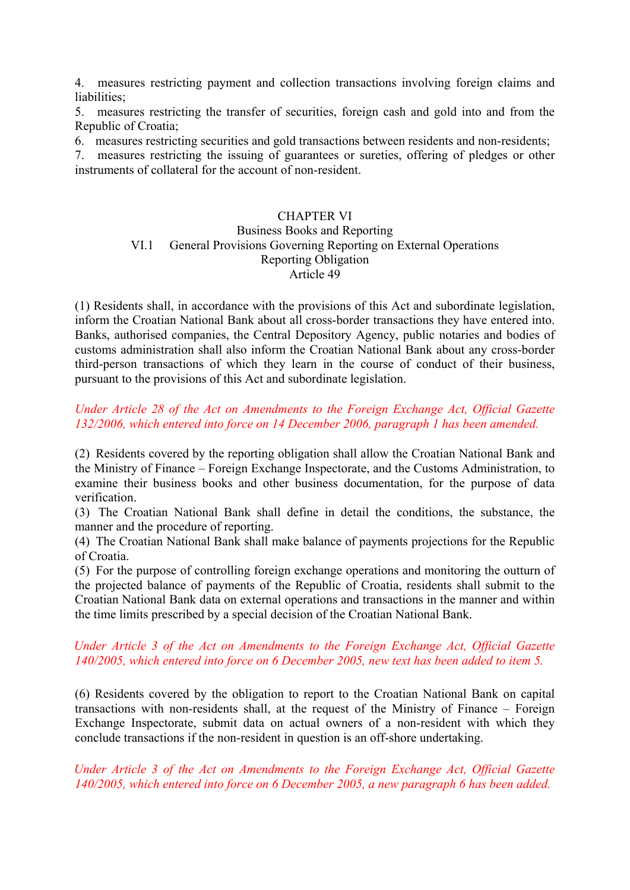4. measures restricting payment and collection transactions involving foreign claims and liabilities;
5. measures restricting the transfer of securities, foreign cash and gold into and from the Republic of Croatia;
6. measures restricting securities and gold transactions between residents and non-residents;
7. measures restricting the issuing of guarantees or sureties, offering of pledges or other instruments of collateral for the account of non-resident.

## CHAPTER VI

## Business Books and Reporting

### VI.1 General Provisions Governing Reporting on External Operations

#### Reporting Obligation

#### Article 49

(1) Residents shall, in accordance with the provisions of this Act and subordinate legislation, inform the Croatian National Bank about all cross-border transactions they have entered into. Banks, authorised companies, the Central Depository Agency, public notaries and bodies of customs administration shall also inform the Croatian National Bank about any cross-border third-person transactions of which they learn in the course of conduct of their business, pursuant to the provisions of this Act and subordinate legislation.

*Under Article 28 of the Act on Amendments to the Foreign Exchange Act, Official Gazette 132/2006, which entered into force on 14 December 2006, paragraph 1 has been amended.*

(2) Residents covered by the reporting obligation shall allow the Croatian National Bank and the Ministry of Finance – Foreign Exchange Inspectorate, and the Customs Administration, to examine their business books and other business documentation, for the purpose of data verification.
(3) The Croatian National Bank shall define in detail the conditions, the substance, the manner and the procedure of reporting.
(4) The Croatian National Bank shall make balance of payments projections for the Republic of Croatia.
(5) For the purpose of controlling foreign exchange operations and monitoring the outturn of the projected balance of payments of the Republic of Croatia, residents shall submit to the Croatian National Bank data on external operations and transactions in the manner and within the time limits prescribed by a special decision of the Croatian National Bank.

*Under Article 3 of the Act on Amendments to the Foreign Exchange Act, Official Gazette 140/2005, which entered into force on 6 December 2005, new text has been added to item 5.*

(6) Residents covered by the obligation to report to the Croatian National Bank on capital transactions with non-residents shall, at the request of the Ministry of Finance – Foreign Exchange Inspectorate, submit data on actual owners of a non-resident with which they conclude transactions if the non-resident in question is an off-shore undertaking.

*Under Article 3 of the Act on Amendments to the Foreign Exchange Act, Official Gazette 140/2005, which entered into force on 6 December 2005, a new paragraph 6 has been added.*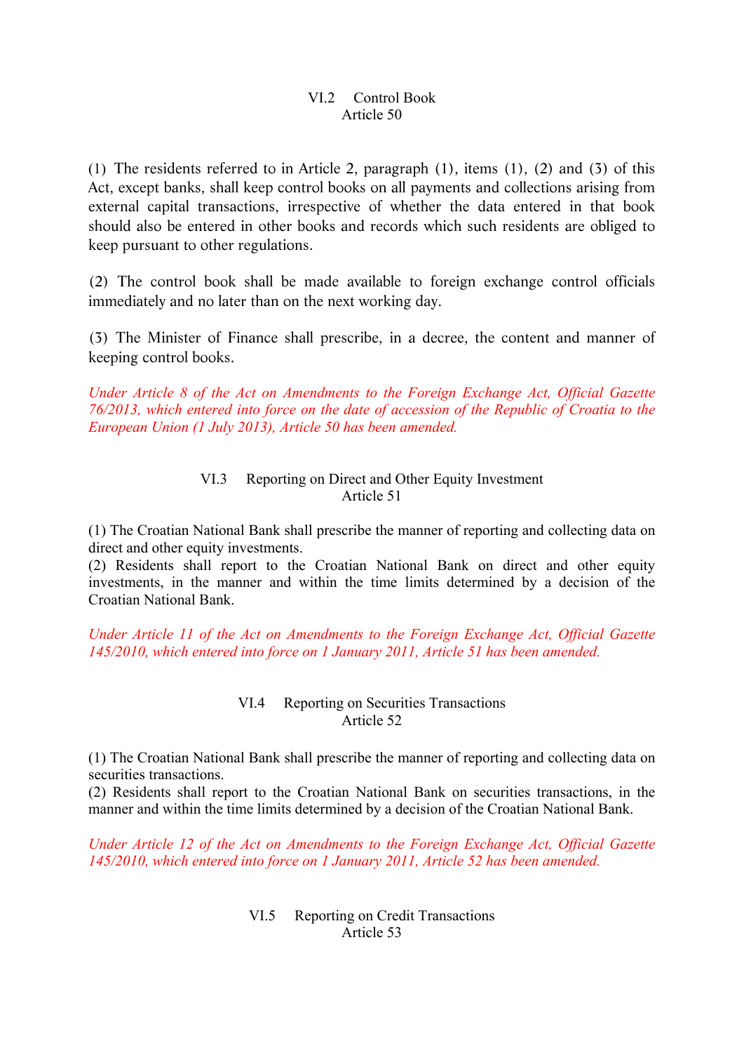### VI.2 Control Book
### Article 50

(1) The residents referred to in Article 2, paragraph (1), items (1), (2) and (3) of this Act, except banks, shall keep control books on all payments and collections arising from external capital transactions, irrespective of whether the data entered in that book should also be entered in other books and records which such residents are obliged to keep pursuant to other regulations.

(2) The control book shall be made available to foreign exchange control officials immediately and no later than on the next working day.

(3) The Minister of Finance shall prescribe, in a decree, the content and manner of keeping control books.

*Under Article 8 of the Act on Amendments to the Foreign Exchange Act, Official Gazette 76/2013, which entered into force on the date of accession of the Republic of Croatia to the European Union (1 July 2013), Article 50 has been amended.*

### VI.3 Reporting on Direct and Other Equity Investment
### Article 51

(1) The Croatian National Bank shall prescribe the manner of reporting and collecting data on direct and other equity investments.
(2) Residents shall report to the Croatian National Bank on direct and other equity investments, in the manner and within the time limits determined by a decision of the Croatian National Bank.

*Under Article 11 of the Act on Amendments to the Foreign Exchange Act, Official Gazette 145/2010, which entered into force on 1 January 2011, Article 51 has been amended.*

### VI.4 Reporting on Securities Transactions
### Article 52

(1) The Croatian National Bank shall prescribe the manner of reporting and collecting data on securities transactions.
(2) Residents shall report to the Croatian National Bank on securities transactions, in the manner and within the time limits determined by a decision of the Croatian National Bank.

*Under Article 12 of the Act on Amendments to the Foreign Exchange Act, Official Gazette 145/2010, which entered into force on 1 January 2011, Article 52 has been amended.*

### VI.5 Reporting on Credit Transactions
### Article 53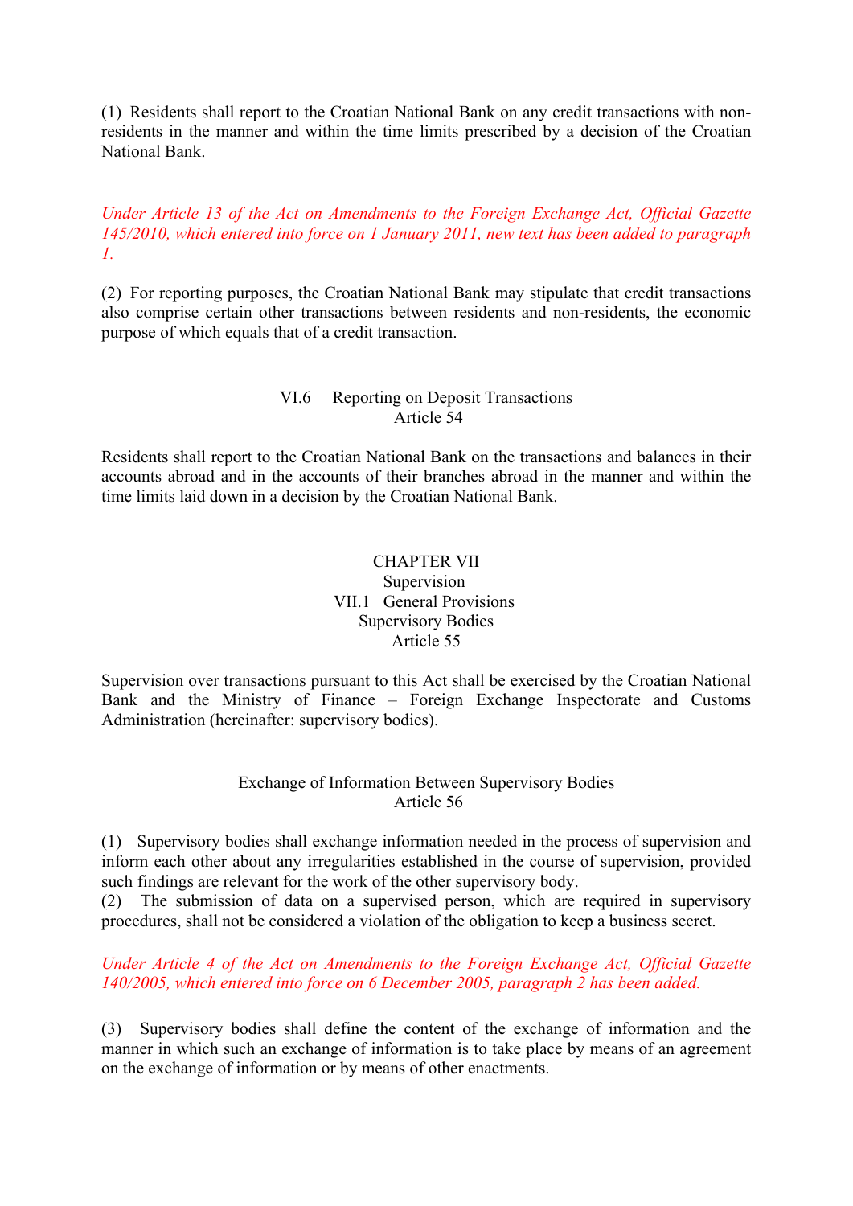(1) Residents shall report to the Croatian National Bank on any credit transactions with non-residents in the manner and within the time limits prescribed by a decision of the Croatian National Bank.

*Under Article 13 of the Act on Amendments to the Foreign Exchange Act, Official Gazette 145/2010, which entered into force on 1 January 2011, new text has been added to paragraph 1.*

(2) For reporting purposes, the Croatian National Bank may stipulate that credit transactions also comprise certain other transactions between residents and non-residents, the economic purpose of which equals that of a credit transaction.

### VI.6 Reporting on Deposit Transactions
### Article 54

Residents shall report to the Croatian National Bank on the transactions and balances in their accounts abroad and in the accounts of their branches abroad in the manner and within the time limits laid down in a decision by the Croatian National Bank.

## CHAPTER VII
## Supervision
### VII.1 General Provisions
### Supervisory Bodies
### Article 55

Supervision over transactions pursuant to this Act shall be exercised by the Croatian National Bank and the Ministry of Finance – Foreign Exchange Inspectorate and Customs Administration (hereinafter: supervisory bodies).

### Exchange of Information Between Supervisory Bodies
### Article 56

(1) Supervisory bodies shall exchange information needed in the process of supervision and inform each other about any irregularities established in the course of supervision, provided such findings are relevant for the work of the other supervisory body.

(2) The submission of data on a supervised person, which are required in supervisory procedures, shall not be considered a violation of the obligation to keep a business secret.

*Under Article 4 of the Act on Amendments to the Foreign Exchange Act, Official Gazette 140/2005, which entered into force on 6 December 2005, paragraph 2 has been added.*

(3) Supervisory bodies shall define the content of the exchange of information and the manner in which such an exchange of information is to take place by means of an agreement on the exchange of information or by means of other enactments.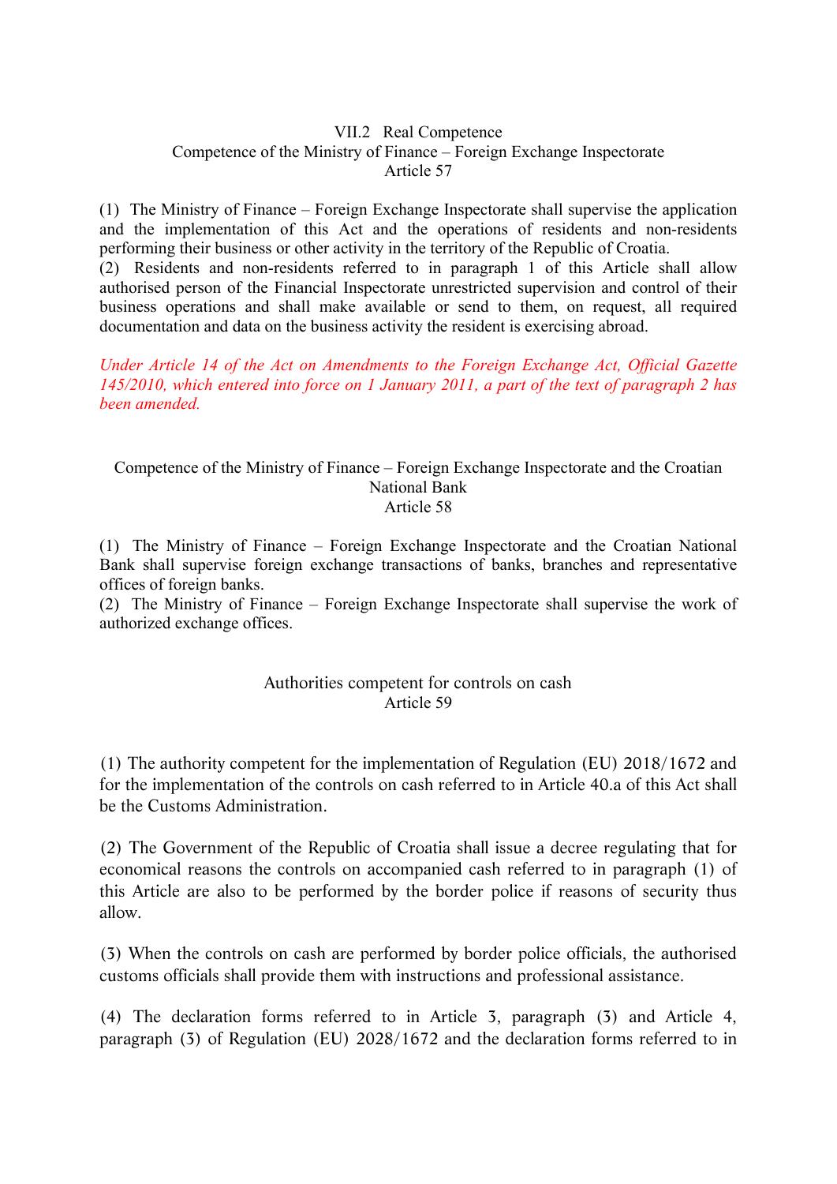### VII.2 Real Competence

### Competence of the Ministry of Finance – Foreign Exchange Inspectorate

### Article 57

(1) The Ministry of Finance – Foreign Exchange Inspectorate shall supervise the application and the implementation of this Act and the operations of residents and non-residents performing their business or other activity in the territory of the Republic of Croatia.
(2) Residents and non-residents referred to in paragraph 1 of this Article shall allow authorised person of the Financial Inspectorate unrestricted supervision and control of their business operations and shall make available or send to them, on request, all required documentation and data on the business activity the resident is exercising abroad.

*Under Article 14 of the Act on Amendments to the Foreign Exchange Act, Official Gazette 145/2010, which entered into force on 1 January 2011, a part of the text of paragraph 2 has been amended.*

### Competence of the Ministry of Finance – Foreign Exchange Inspectorate and the Croatian National Bank

### Article 58

(1) The Ministry of Finance – Foreign Exchange Inspectorate and the Croatian National Bank shall supervise foreign exchange transactions of banks, branches and representative offices of foreign banks.
(2) The Ministry of Finance – Foreign Exchange Inspectorate shall supervise the work of authorized exchange offices.

### Authorities competent for controls on cash

### Article 59

(1) The authority competent for the implementation of Regulation (EU) 2018/1672 and for the implementation of the controls on cash referred to in Article 40.a of this Act shall be the Customs Administration.

(2) The Government of the Republic of Croatia shall issue a decree regulating that for economical reasons the controls on accompanied cash referred to in paragraph (1) of this Article are also to be performed by the border police if reasons of security thus allow.

(3) When the controls on cash are performed by border police officials, the authorised customs officials shall provide them with instructions and professional assistance.

(4) The declaration forms referred to in Article 3, paragraph (3) and Article 4, paragraph (3) of Regulation (EU) 2028/1672 and the declaration forms referred to in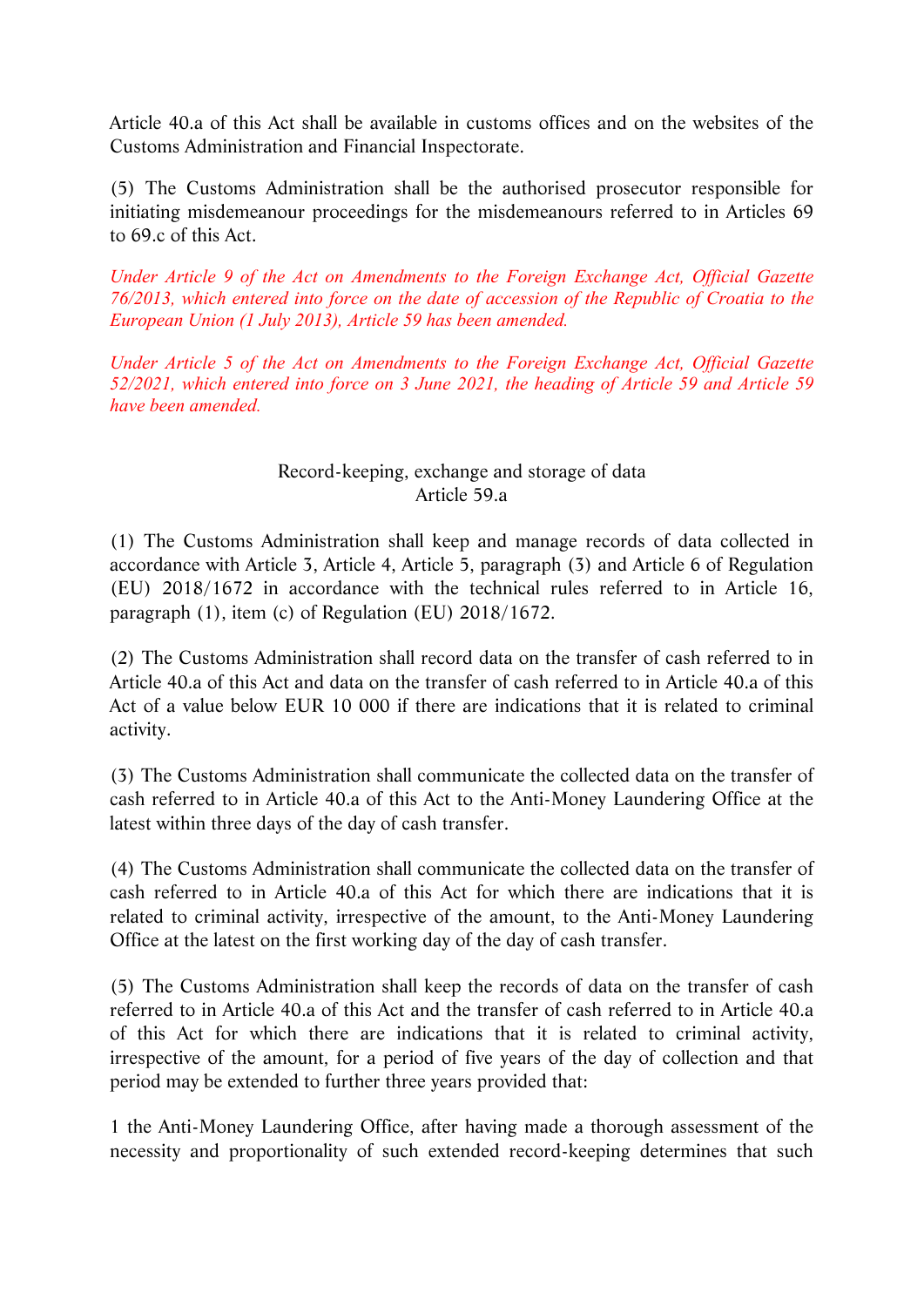Article 40.a of this Act shall be available in customs offices and on the websites of the Customs Administration and Financial Inspectorate.

(5) The Customs Administration shall be the authorised prosecutor responsible for initiating misdemeanour proceedings for the misdemeanours referred to in Articles 69 to 69.c of this Act.

*Under Article 9 of the Act on Amendments to the Foreign Exchange Act, Official Gazette 76/2013, which entered into force on the date of accession of the Republic of Croatia to the European Union (1 July 2013), Article 59 has been amended.*

*Under Article 5 of the Act on Amendments to the Foreign Exchange Act, Official Gazette 52/2021, which entered into force on 3 June 2021, the heading of Article 59 and Article 59 have been amended.*

### Record-keeping, exchange and storage of data
### Article 59.a

(1) The Customs Administration shall keep and manage records of data collected in accordance with Article 3, Article 4, Article 5, paragraph (3) and Article 6 of Regulation (EU) 2018/1672 in accordance with the technical rules referred to in Article 16, paragraph (1), item (c) of Regulation (EU) 2018/1672.

(2) The Customs Administration shall record data on the transfer of cash referred to in Article 40.a of this Act and data on the transfer of cash referred to in Article 40.a of this Act of a value below EUR 10 000 if there are indications that it is related to criminal activity.

(3) The Customs Administration shall communicate the collected data on the transfer of cash referred to in Article 40.a of this Act to the Anti-Money Laundering Office at the latest within three days of the day of cash transfer.

(4) The Customs Administration shall communicate the collected data on the transfer of cash referred to in Article 40.a of this Act for which there are indications that it is related to criminal activity, irrespective of the amount, to the Anti-Money Laundering Office at the latest on the first working day of the day of cash transfer.

(5) The Customs Administration shall keep the records of data on the transfer of cash referred to in Article 40.a of this Act and the transfer of cash referred to in Article 40.a of this Act for which there are indications that it is related to criminal activity, irrespective of the amount, for a period of five years of the day of collection and that period may be extended to further three years provided that:

1 the Anti-Money Laundering Office, after having made a thorough assessment of the necessity and proportionality of such extended record-keeping determines that such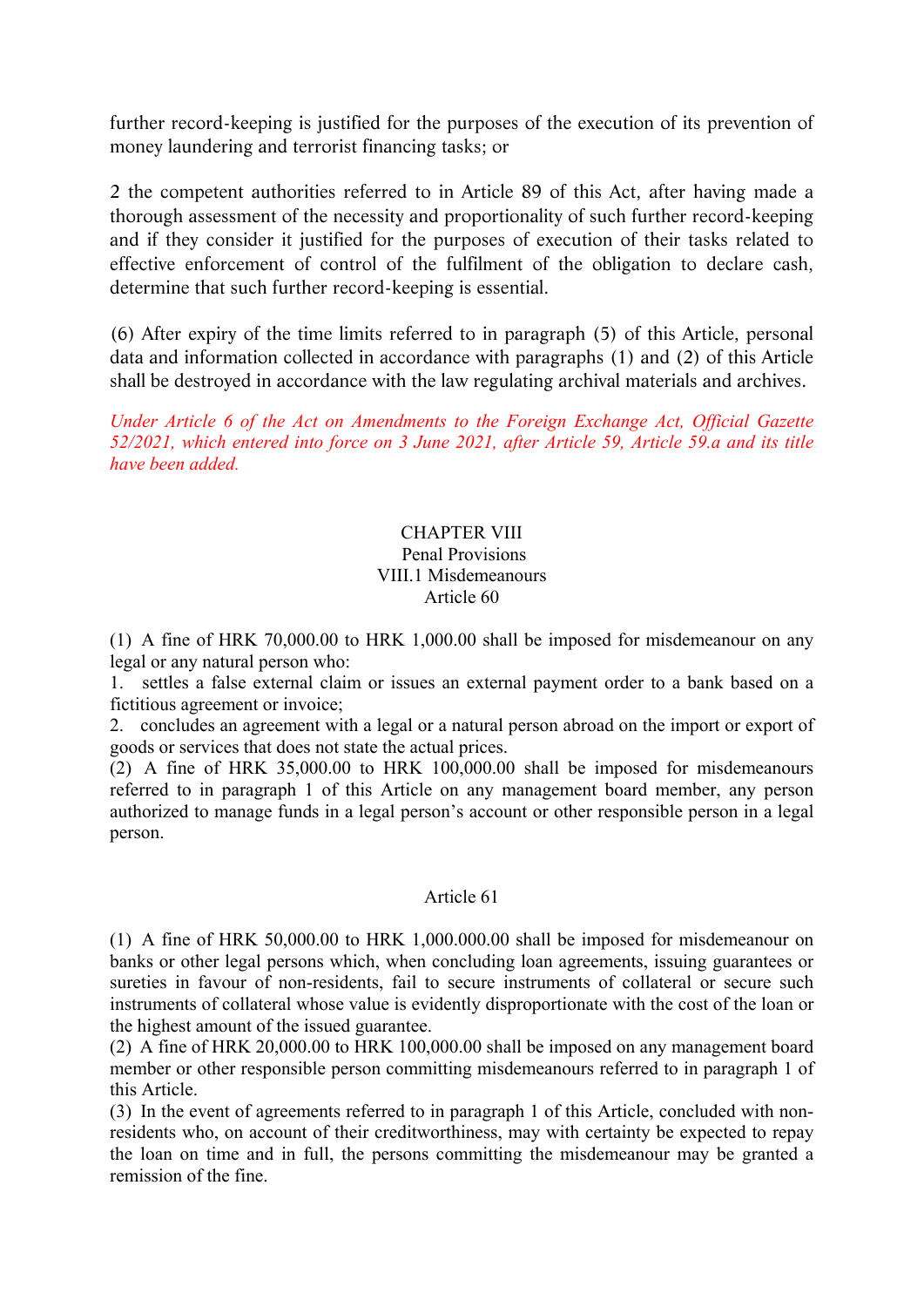further record-keeping is justified for the purposes of the execution of its prevention of money laundering and terrorist financing tasks; or

2 the competent authorities referred to in Article 89 of this Act, after having made a thorough assessment of the necessity and proportionality of such further record-keeping and if they consider it justified for the purposes of execution of their tasks related to effective enforcement of control of the fulfilment of the obligation to declare cash, determine that such further record-keeping is essential.

(6) After expiry of the time limits referred to in paragraph (5) of this Article, personal data and information collected in accordance with paragraphs (1) and (2) of this Article shall be destroyed in accordance with the law regulating archival materials and archives.

*Under Article 6 of the Act on Amendments to the Foreign Exchange Act, Official Gazette 52/2021, which entered into force on 3 June 2021, after Article 59, Article 59.a and its title have been added.*

## CHAPTER VIII
## Penal Provisions
### VIII.1 Misdemeanours
### Article 60

(1) A fine of HRK 70,000.00 to HRK 1,000.00 shall be imposed for misdemeanour on any legal or any natural person who:
1. settles a false external claim or issues an external payment order to a bank based on a fictitious agreement or invoice;
2. concludes an agreement with a legal or a natural person abroad on the import or export of goods or services that does not state the actual prices.
(2) A fine of HRK 35,000.00 to HRK 100,000.00 shall be imposed for misdemeanours referred to in paragraph 1 of this Article on any management board member, any person authorized to manage funds in a legal person's account or other responsible person in a legal person.

### Article 61

(1) A fine of HRK 50,000.00 to HRK 1,000.000.00 shall be imposed for misdemeanour on banks or other legal persons which, when concluding loan agreements, issuing guarantees or sureties in favour of non-residents, fail to secure instruments of collateral or secure such instruments of collateral whose value is evidently disproportionate with the cost of the loan or the highest amount of the issued guarantee.
(2) A fine of HRK 20,000.00 to HRK 100,000.00 shall be imposed on any management board member or other responsible person committing misdemeanours referred to in paragraph 1 of this Article.
(3) In the event of agreements referred to in paragraph 1 of this Article, concluded with non-residents who, on account of their creditworthiness, may with certainty be expected to repay the loan on time and in full, the persons committing the misdemeanour may be granted a remission of the fine.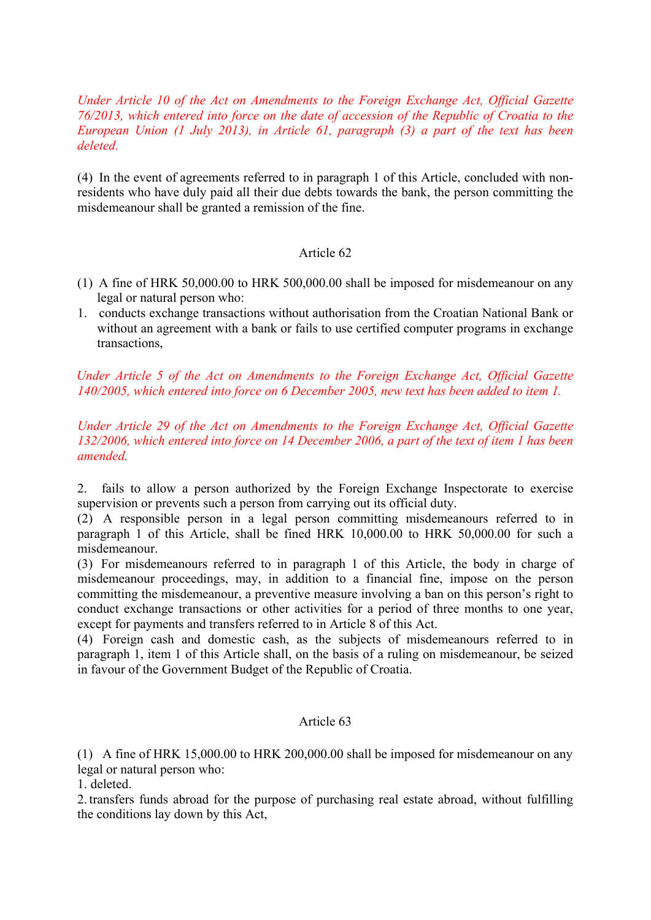*Under Article 10 of the Act on Amendments to the Foreign Exchange Act, Official Gazette 76/2013, which entered into force on the date of accession of the Republic of Croatia to the European Union (1 July 2013), in Article 61, paragraph (3) a part of the text has been deleted.*

(4) In the event of agreements referred to in paragraph 1 of this Article, concluded with non-residents who have duly paid all their due debts towards the bank, the person committing the misdemeanour shall be granted a remission of the fine.

Article 62

(1) A fine of HRK 50,000.00 to HRK 500,000.00 shall be imposed for misdemeanour on any legal or natural person who:

1. conducts exchange transactions without authorisation from the Croatian National Bank or without an agreement with a bank or fails to use certified computer programs in exchange transactions,

*Under Article 5 of the Act on Amendments to the Foreign Exchange Act, Official Gazette 140/2005, which entered into force on 6 December 2005, new text has been added to item 1.*

*Under Article 29 of the Act on Amendments to the Foreign Exchange Act, Official Gazette 132/2006, which entered into force on 14 December 2006, a part of the text of item 1 has been amended.*

2. fails to allow a person authorized by the Foreign Exchange Inspectorate to exercise supervision or prevents such a person from carrying out its official duty.

(2) A responsible person in a legal person committing misdemeanours referred to in paragraph 1 of this Article, shall be fined HRK 10,000.00 to HRK 50,000.00 for such a misdemeanour.

(3) For misdemeanours referred to in paragraph 1 of this Article, the body in charge of misdemeanour proceedings, may, in addition to a financial fine, impose on the person committing the misdemeanour, a preventive measure involving a ban on this person's right to conduct exchange transactions or other activities for a period of three months to one year, except for payments and transfers referred to in Article 8 of this Act.

(4) Foreign cash and domestic cash, as the subjects of misdemeanours referred to in paragraph 1, item 1 of this Article shall, on the basis of a ruling on misdemeanour, be seized in favour of the Government Budget of the Republic of Croatia.

Article 63

(1) A fine of HRK 15,000.00 to HRK 200,000.00 shall be imposed for misdemeanour on any legal or natural person who:

1. deleted.

2. transfers funds abroad for the purpose of purchasing real estate abroad, without fulfilling the conditions lay down by this Act,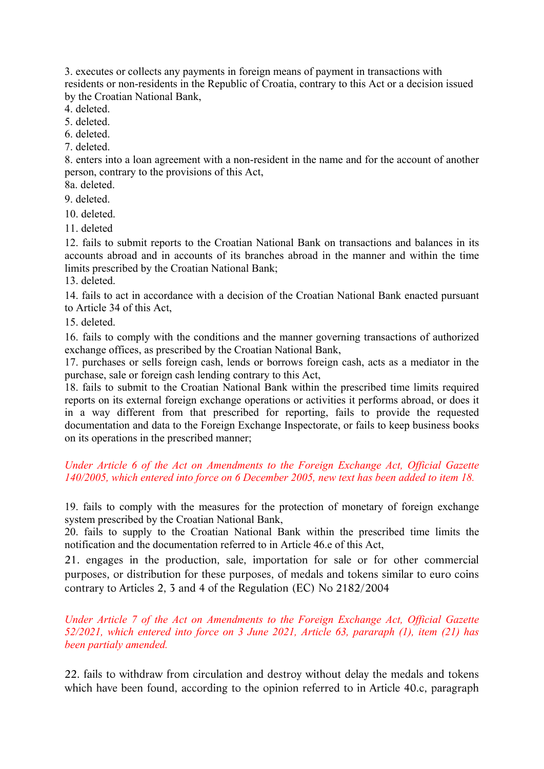3. executes or collects any payments in foreign means of payment in transactions with residents or non-residents in the Republic of Croatia, contrary to this Act or a decision issued by the Croatian National Bank,

4. deleted.

5. deleted.

6. deleted.

7. deleted.

8. enters into a loan agreement with a non-resident in the name and for the account of another person, contrary to the provisions of this Act,

8a. deleted.

9. deleted.

10. deleted.

11. deleted

12. fails to submit reports to the Croatian National Bank on transactions and balances in its accounts abroad and in accounts of its branches abroad in the manner and within the time limits prescribed by the Croatian National Bank;

13. deleted.

14. fails to act in accordance with a decision of the Croatian National Bank enacted pursuant to Article 34 of this Act,

15. deleted.

16. fails to comply with the conditions and the manner governing transactions of authorized exchange offices, as prescribed by the Croatian National Bank,

17. purchases or sells foreign cash, lends or borrows foreign cash, acts as a mediator in the purchase, sale or foreign cash lending contrary to this Act,

18. fails to submit to the Croatian National Bank within the prescribed time limits required reports on its external foreign exchange operations or activities it performs abroad, or does it in a way different from that prescribed for reporting, fails to provide the requested documentation and data to the Foreign Exchange Inspectorate, or fails to keep business books on its operations in the prescribed manner;

*Under Article 6 of the Act on Amendments to the Foreign Exchange Act, Official Gazette 140/2005, which entered into force on 6 December 2005, new text has been added to item 18.*

19. fails to comply with the measures for the protection of monetary of foreign exchange system prescribed by the Croatian National Bank,

20. fails to supply to the Croatian National Bank within the prescribed time limits the notification and the documentation referred to in Article 46.e of this Act,

21. engages in the production, sale, importation for sale or for other commercial purposes, or distribution for these purposes, of medals and tokens similar to euro coins contrary to Articles 2, 3 and 4 of the Regulation (EC) No 2182/2004

*Under Article 7 of the Act on Amendments to the Foreign Exchange Act, Official Gazette 52/2021, which entered into force on 3 June 2021, Article 63, pararaph (1), item (21) has been partialy amended.*

22. fails to withdraw from circulation and destroy without delay the medals and tokens which have been found, according to the opinion referred to in Article 40.c, paragraph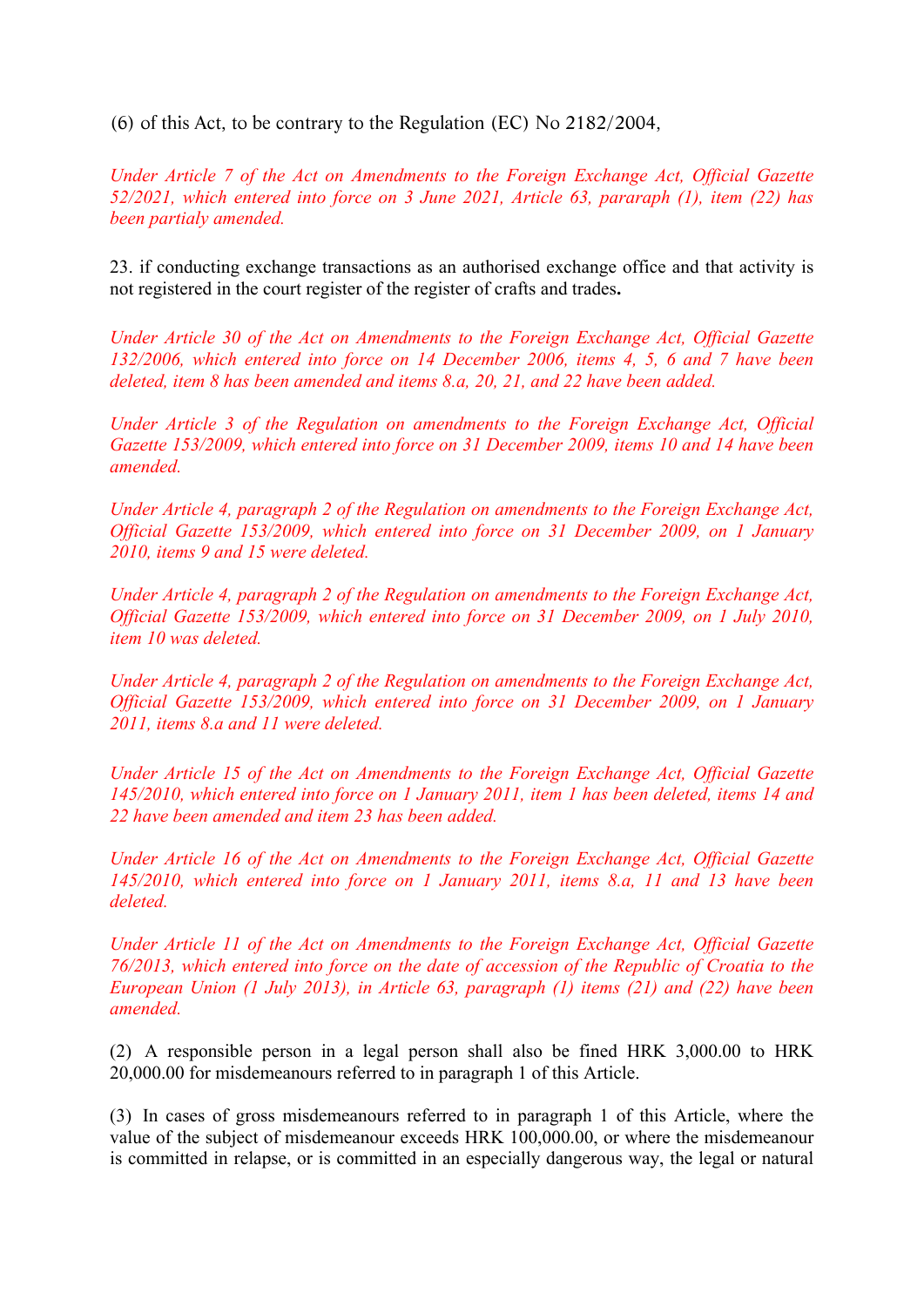(6) of this Act, to be contrary to the Regulation (EC) No 2182/2004,

*Under Article 7 of the Act on Amendments to the Foreign Exchange Act, Official Gazette 52/2021, which entered into force on 3 June 2021, Article 63, pararaph (1), item (22) has been partialy amended.*

23. if conducting exchange transactions as an authorised exchange office and that activity is not registered in the court register of the register of crafts and trades**.**

*Under Article 30 of the Act on Amendments to the Foreign Exchange Act, Official Gazette 132/2006, which entered into force on 14 December 2006, items 4, 5, 6 and 7 have been deleted, item 8 has been amended and items 8.a, 20, 21, and 22 have been added.*

*Under Article 3 of the Regulation on amendments to the Foreign Exchange Act, Official Gazette 153/2009, which entered into force on 31 December 2009, items 10 and 14 have been amended.*

*Under Article 4, paragraph 2 of the Regulation on amendments to the Foreign Exchange Act, Official Gazette 153/2009, which entered into force on 31 December 2009, on 1 January 2010, items 9 and 15 were deleted.*

*Under Article 4, paragraph 2 of the Regulation on amendments to the Foreign Exchange Act, Official Gazette 153/2009, which entered into force on 31 December 2009, on 1 July 2010, item 10 was deleted.*

*Under Article 4, paragraph 2 of the Regulation on amendments to the Foreign Exchange Act, Official Gazette 153/2009, which entered into force on 31 December 2009, on 1 January 2011, items 8.a and 11 were deleted.*

*Under Article 15 of the Act on Amendments to the Foreign Exchange Act, Official Gazette 145/2010, which entered into force on 1 January 2011, item 1 has been deleted, items 14 and 22 have been amended and item 23 has been added.*

*Under Article 16 of the Act on Amendments to the Foreign Exchange Act, Official Gazette 145/2010, which entered into force on 1 January 2011, items 8.a, 11 and 13 have been deleted.*

*Under Article 11 of the Act on Amendments to the Foreign Exchange Act, Official Gazette 76/2013, which entered into force on the date of accession of the Republic of Croatia to the European Union (1 July 2013), in Article 63, paragraph (1) items (21) and (22) have been amended.*

(2) A responsible person in a legal person shall also be fined HRK 3,000.00 to HRK 20,000.00 for misdemeanours referred to in paragraph 1 of this Article.

(3) In cases of gross misdemeanours referred to in paragraph 1 of this Article, where the value of the subject of misdemeanour exceeds HRK 100,000.00, or where the misdemeanour is committed in relapse, or is committed in an especially dangerous way, the legal or natural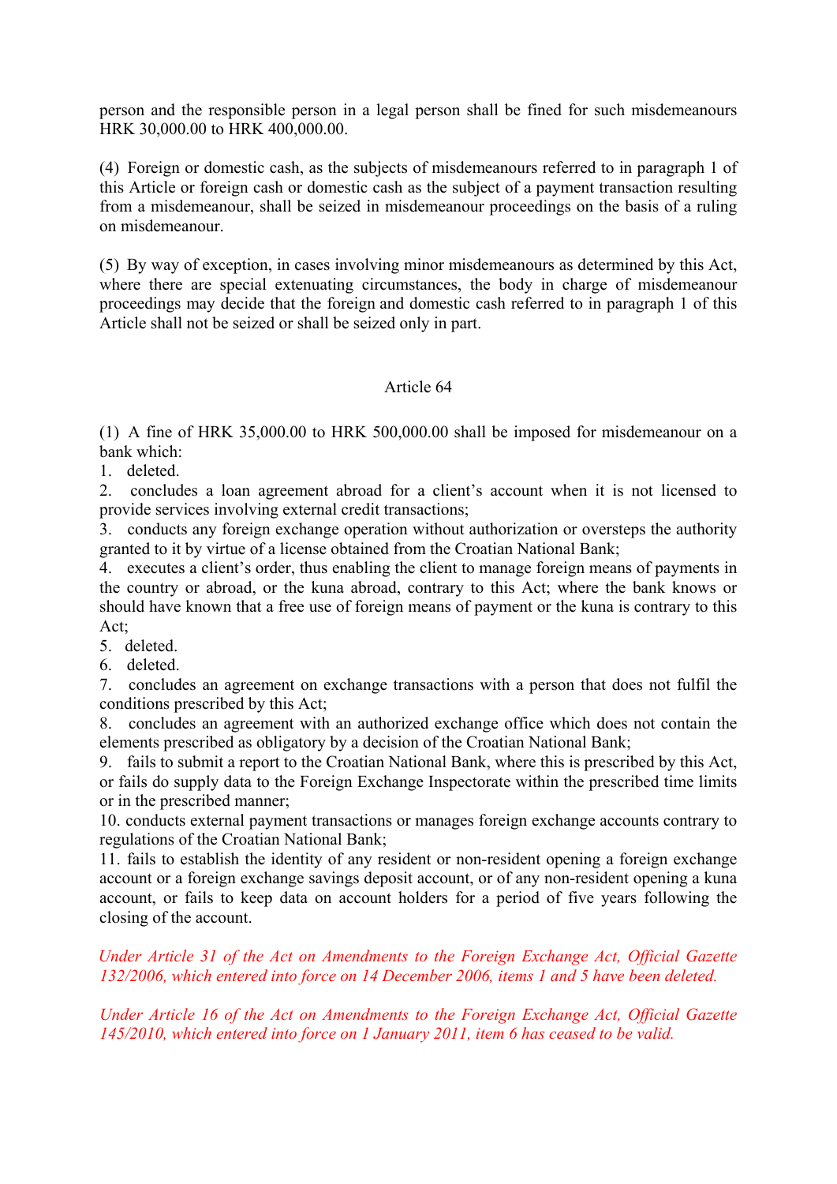person and the responsible person in a legal person shall be fined for such misdemeanours HRK 30,000.00 to HRK 400,000.00.

(4) Foreign or domestic cash, as the subjects of misdemeanours referred to in paragraph 1 of this Article or foreign cash or domestic cash as the subject of a payment transaction resulting from a misdemeanour, shall be seized in misdemeanour proceedings on the basis of a ruling on misdemeanour.

(5) By way of exception, in cases involving minor misdemeanours as determined by this Act, where there are special extenuating circumstances, the body in charge of misdemeanour proceedings may decide that the foreign and domestic cash referred to in paragraph 1 of this Article shall not be seized or shall be seized only in part.

## Article 64

(1) A fine of HRK 35,000.00 to HRK 500,000.00 shall be imposed for misdemeanour on a bank which:

1. deleted.
2. concludes a loan agreement abroad for a client's account when it is not licensed to provide services involving external credit transactions;
3. conducts any foreign exchange operation without authorization or oversteps the authority granted to it by virtue of a license obtained from the Croatian National Bank;
4. executes a client's order, thus enabling the client to manage foreign means of payments in the country or abroad, or the kuna abroad, contrary to this Act; where the bank knows or should have known that a free use of foreign means of payment or the kuna is contrary to this Act;
5. deleted.
6. deleted.
7. concludes an agreement on exchange transactions with a person that does not fulfil the conditions prescribed by this Act;
8. concludes an agreement with an authorized exchange office which does not contain the elements prescribed as obligatory by a decision of the Croatian National Bank;
9. fails to submit a report to the Croatian National Bank, where this is prescribed by this Act, or fails do supply data to the Foreign Exchange Inspectorate within the prescribed time limits or in the prescribed manner;
10. conducts external payment transactions or manages foreign exchange accounts contrary to regulations of the Croatian National Bank;
11. fails to establish the identity of any resident or non-resident opening a foreign exchange account or a foreign exchange savings deposit account, or of any non-resident opening a kuna account, or fails to keep data on account holders for a period of five years following the closing of the account.

*Under Article 31 of the Act on Amendments to the Foreign Exchange Act, Official Gazette 132/2006, which entered into force on 14 December 2006, items 1 and 5 have been deleted.*

*Under Article 16 of the Act on Amendments to the Foreign Exchange Act, Official Gazette 145/2010, which entered into force on 1 January 2011, item 6 has ceased to be valid.*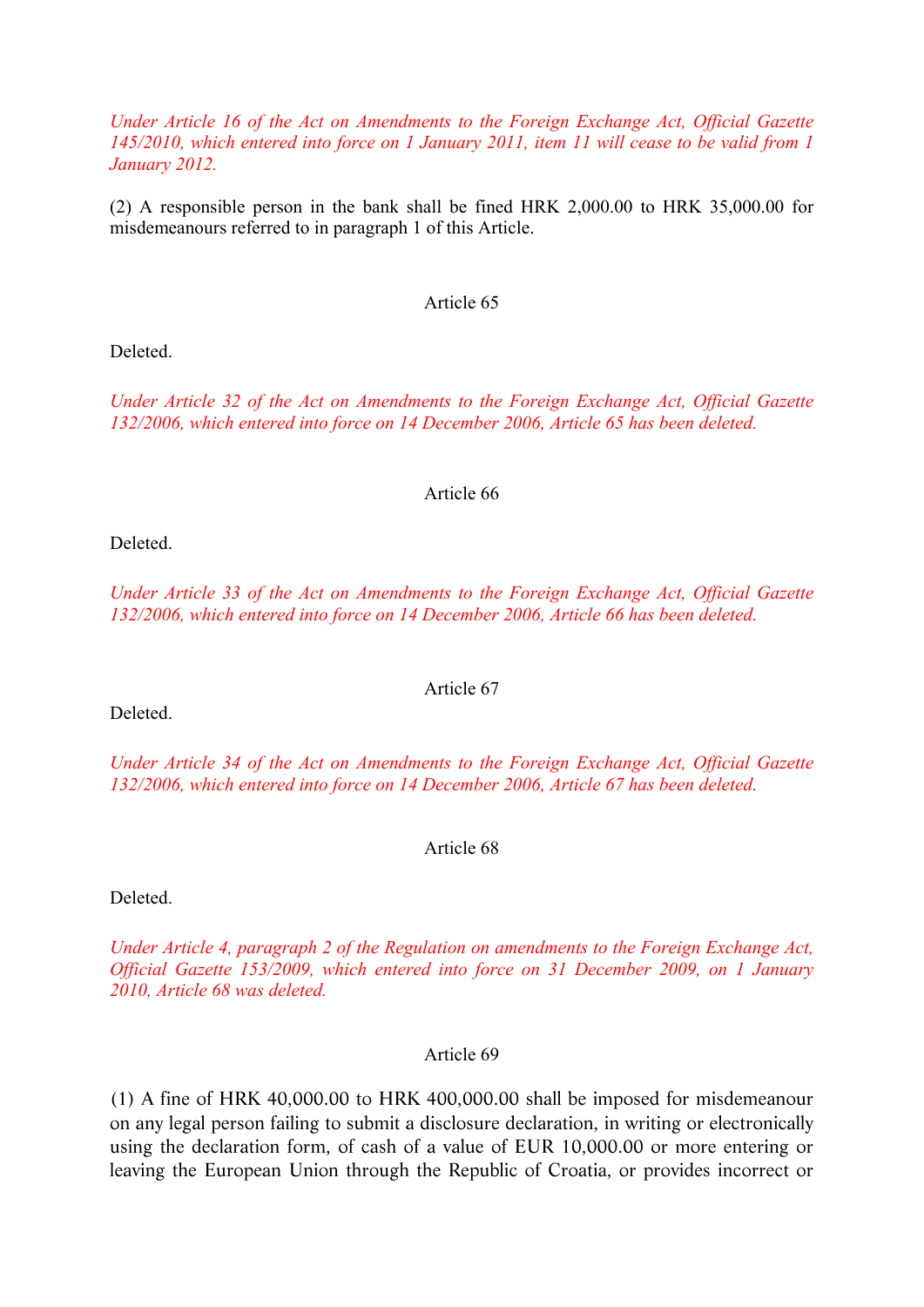*Under Article 16 of the Act on Amendments to the Foreign Exchange Act, Official Gazette 145/2010, which entered into force on 1 January 2011, item 11 will cease to be valid from 1 January 2012.*

(2) A responsible person in the bank shall be fined HRK 2,000.00 to HRK 35,000.00 for misdemeanours referred to in paragraph 1 of this Article.

Article 65

Deleted.

*Under Article 32 of the Act on Amendments to the Foreign Exchange Act, Official Gazette 132/2006, which entered into force on 14 December 2006, Article 65 has been deleted.*

Article 66

Deleted.

*Under Article 33 of the Act on Amendments to the Foreign Exchange Act, Official Gazette 132/2006, which entered into force on 14 December 2006, Article 66 has been deleted.*

Article 67

Deleted.

*Under Article 34 of the Act on Amendments to the Foreign Exchange Act, Official Gazette 132/2006, which entered into force on 14 December 2006, Article 67 has been deleted.*

Article 68

Deleted.

*Under Article 4, paragraph 2 of the Regulation on amendments to the Foreign Exchange Act, Official Gazette 153/2009, which entered into force on 31 December 2009, on 1 January 2010, Article 68 was deleted.*

Article 69

(1) A fine of HRK 40,000.00 to HRK 400,000.00 shall be imposed for misdemeanour on any legal person failing to submit a disclosure declaration, in writing or electronically using the declaration form, of cash of a value of EUR 10,000.00 or more entering or leaving the European Union through the Republic of Croatia, or provides incorrect or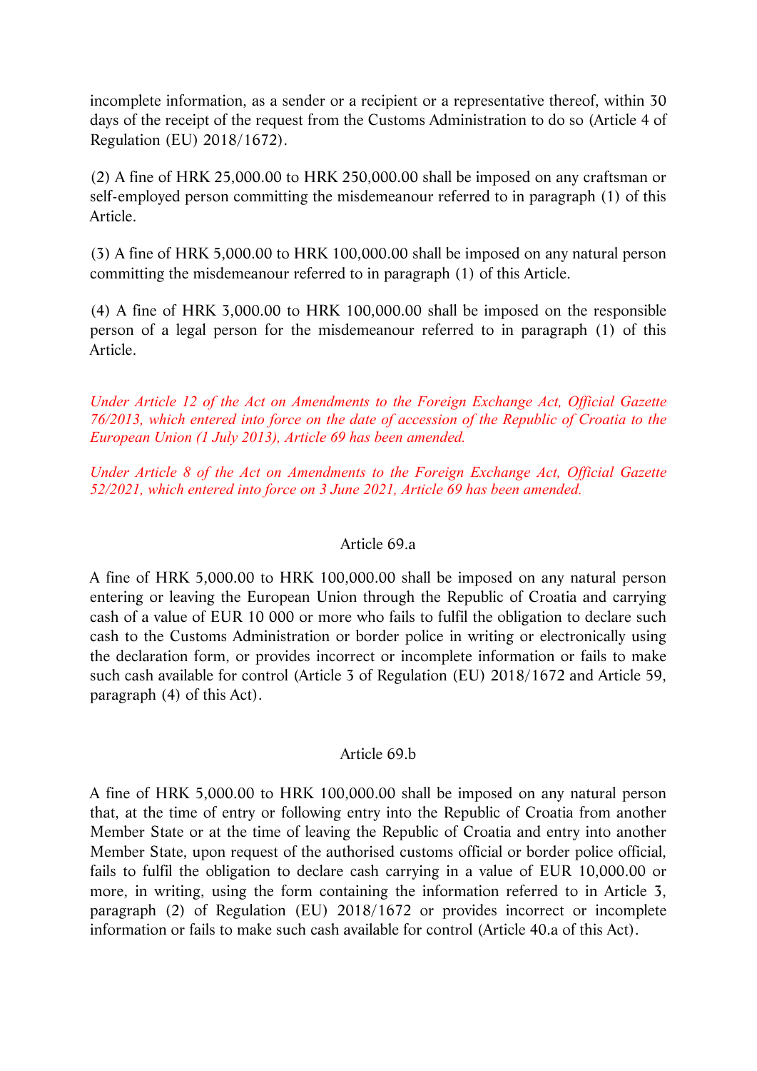incomplete information, as a sender or a recipient or a representative thereof, within 30 days of the receipt of the request from the Customs Administration to do so (Article 4 of Regulation (EU) 2018/1672).

(2) A fine of HRK 25,000.00 to HRK 250,000.00 shall be imposed on any craftsman or self-employed person committing the misdemeanour referred to in paragraph (1) of this Article.

(3) A fine of HRK 5,000.00 to HRK 100,000.00 shall be imposed on any natural person committing the misdemeanour referred to in paragraph (1) of this Article.

(4) A fine of HRK 3,000.00 to HRK 100,000.00 shall be imposed on the responsible person of a legal person for the misdemeanour referred to in paragraph (1) of this Article.

*Under Article 12 of the Act on Amendments to the Foreign Exchange Act, Official Gazette 76/2013, which entered into force on the date of accession of the Republic of Croatia to the European Union (1 July 2013), Article 69 has been amended.*

*Under Article 8 of the Act on Amendments to the Foreign Exchange Act, Official Gazette 52/2021, which entered into force on 3 June 2021, Article 69 has been amended.*

Article 69.a

A fine of HRK 5,000.00 to HRK 100,000.00 shall be imposed on any natural person entering or leaving the European Union through the Republic of Croatia and carrying cash of a value of EUR 10 000 or more who fails to fulfil the obligation to declare such cash to the Customs Administration or border police in writing or electronically using the declaration form, or provides incorrect or incomplete information or fails to make such cash available for control (Article 3 of Regulation (EU) 2018/1672 and Article 59, paragraph (4) of this Act).

Article 69.b

A fine of HRK 5,000.00 to HRK 100,000.00 shall be imposed on any natural person that, at the time of entry or following entry into the Republic of Croatia from another Member State or at the time of leaving the Republic of Croatia and entry into another Member State, upon request of the authorised customs official or border police official, fails to fulfil the obligation to declare cash carrying in a value of EUR 10,000.00 or more, in writing, using the form containing the information referred to in Article 3, paragraph (2) of Regulation (EU) 2018/1672 or provides incorrect or incomplete information or fails to make such cash available for control (Article 40.a of this Act).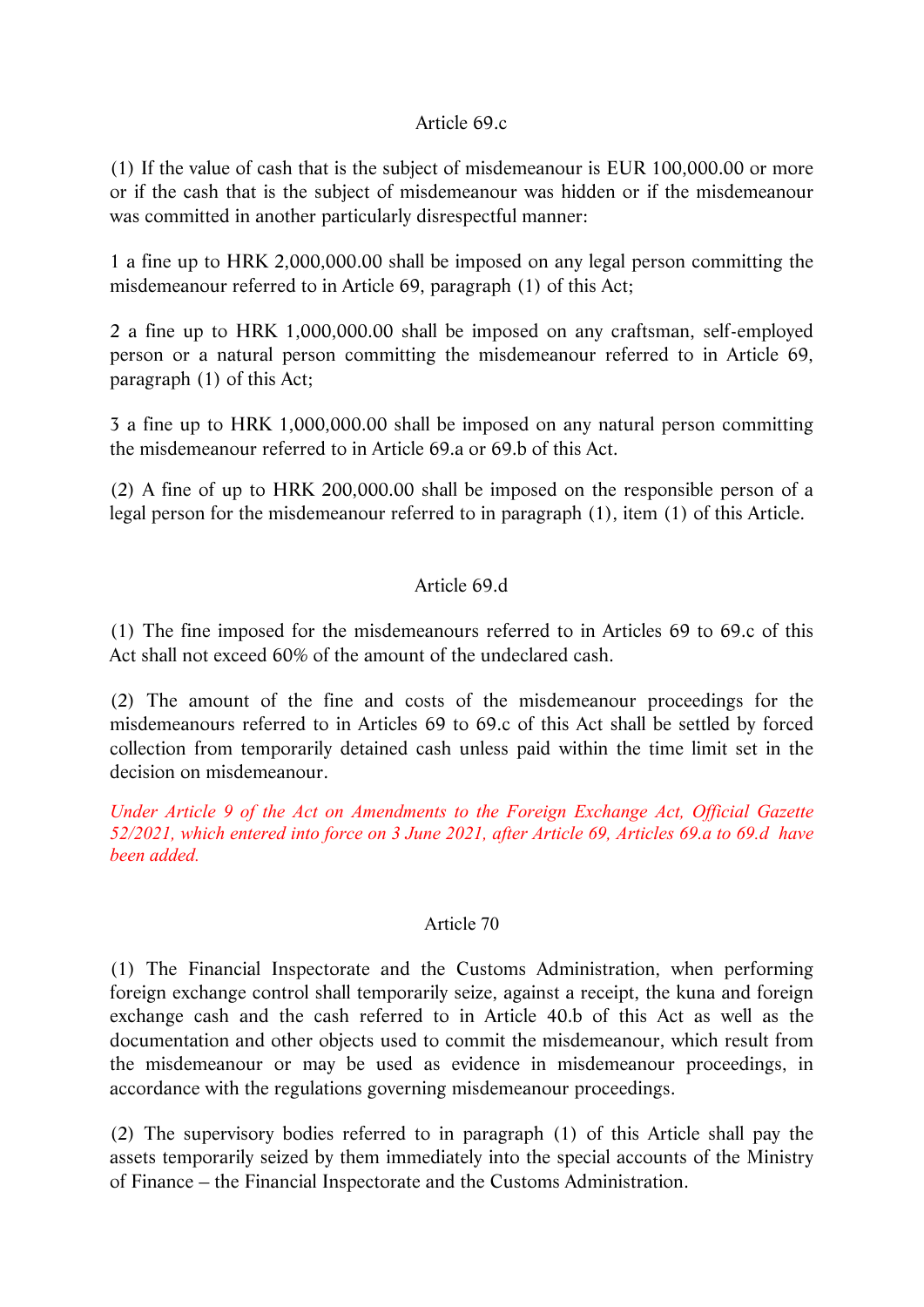### Article 69.c

(1) If the value of cash that is the subject of misdemeanour is EUR 100,000.00 or more or if the cash that is the subject of misdemeanour was hidden or if the misdemeanour was committed in another particularly disrespectful manner:

1 a fine up to HRK 2,000,000.00 shall be imposed on any legal person committing the misdemeanour referred to in Article 69, paragraph (1) of this Act;

2 a fine up to HRK 1,000,000.00 shall be imposed on any craftsman, self-employed person or a natural person committing the misdemeanour referred to in Article 69, paragraph (1) of this Act;

3 a fine up to HRK 1,000,000.00 shall be imposed on any natural person committing the misdemeanour referred to in Article 69.a or 69.b of this Act.

(2) A fine of up to HRK 200,000.00 shall be imposed on the responsible person of a legal person for the misdemeanour referred to in paragraph (1), item (1) of this Article.

### Article 69.d

(1) The fine imposed for the misdemeanours referred to in Articles 69 to 69.c of this Act shall not exceed 60% of the amount of the undeclared cash.

(2) The amount of the fine and costs of the misdemeanour proceedings for the misdemeanours referred to in Articles 69 to 69.c of this Act shall be settled by forced collection from temporarily detained cash unless paid within the time limit set in the decision on misdemeanour.

*Under Article 9 of the Act on Amendments to the Foreign Exchange Act, Official Gazette 52/2021, which entered into force on 3 June 2021, after Article 69, Articles 69.a to 69.d have been added.*

### Article 70

(1) The Financial Inspectorate and the Customs Administration, when performing foreign exchange control shall temporarily seize, against a receipt, the kuna and foreign exchange cash and the cash referred to in Article 40.b of this Act as well as the documentation and other objects used to commit the misdemeanour, which result from the misdemeanour or may be used as evidence in misdemeanour proceedings, in accordance with the regulations governing misdemeanour proceedings.

(2) The supervisory bodies referred to in paragraph (1) of this Article shall pay the assets temporarily seized by them immediately into the special accounts of the Ministry of Finance – the Financial Inspectorate and the Customs Administration.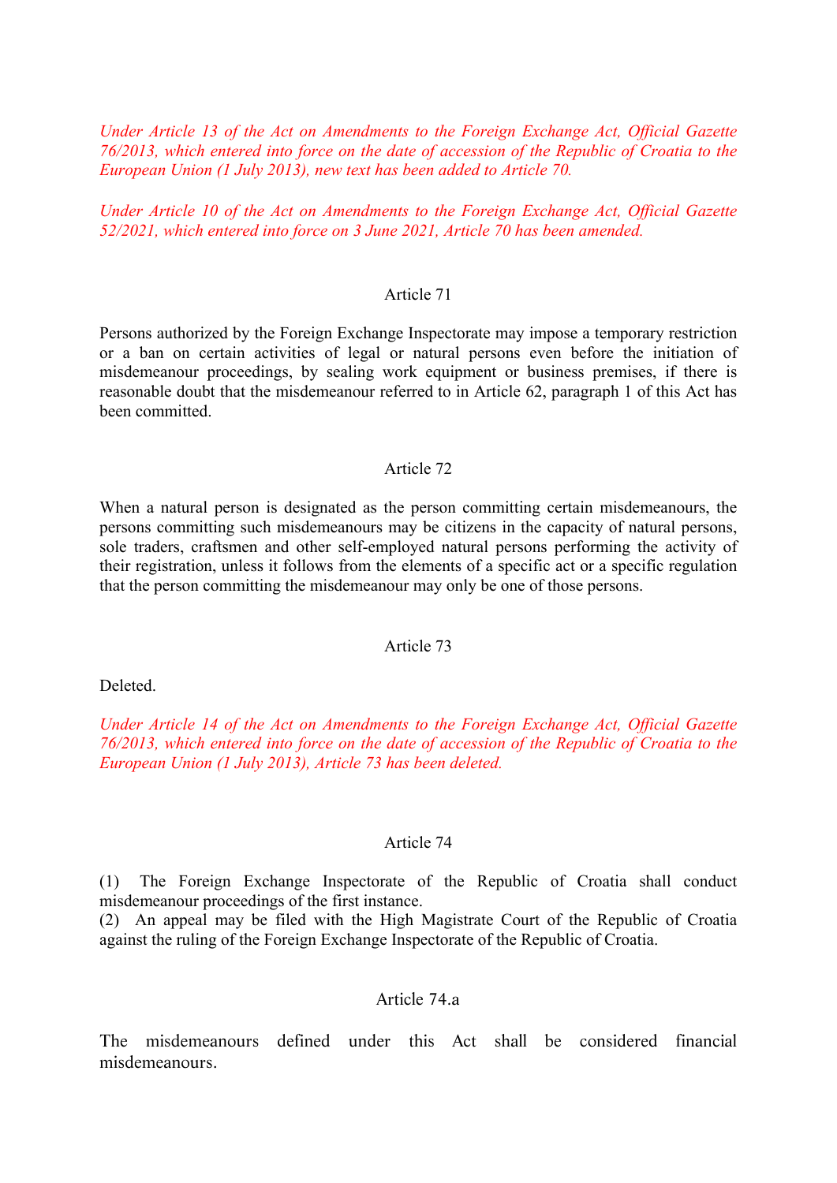*Under Article 13 of the Act on Amendments to the Foreign Exchange Act, Official Gazette 76/2013, which entered into force on the date of accession of the Republic of Croatia to the European Union (1 July 2013), new text has been added to Article 70.*

*Under Article 10 of the Act on Amendments to the Foreign Exchange Act, Official Gazette 52/2021, which entered into force on 3 June 2021, Article 70 has been amended.*

Article 71

Persons authorized by the Foreign Exchange Inspectorate may impose a temporary restriction or a ban on certain activities of legal or natural persons even before the initiation of misdemeanour proceedings, by sealing work equipment or business premises, if there is reasonable doubt that the misdemeanour referred to in Article 62, paragraph 1 of this Act has been committed.

Article 72

When a natural person is designated as the person committing certain misdemeanours, the persons committing such misdemeanours may be citizens in the capacity of natural persons, sole traders, craftsmen and other self-employed natural persons performing the activity of their registration, unless it follows from the elements of a specific act or a specific regulation that the person committing the misdemeanour may only be one of those persons.

Article 73

Deleted.

*Under Article 14 of the Act on Amendments to the Foreign Exchange Act, Official Gazette 76/2013, which entered into force on the date of accession of the Republic of Croatia to the European Union (1 July 2013), Article 73 has been deleted.*

Article 74

(1) The Foreign Exchange Inspectorate of the Republic of Croatia shall conduct misdemeanour proceedings of the first instance.
(2) An appeal may be filed with the High Magistrate Court of the Republic of Croatia against the ruling of the Foreign Exchange Inspectorate of the Republic of Croatia.

Article 74.a

The misdemeanours defined under this Act shall be considered financial misdemeanours.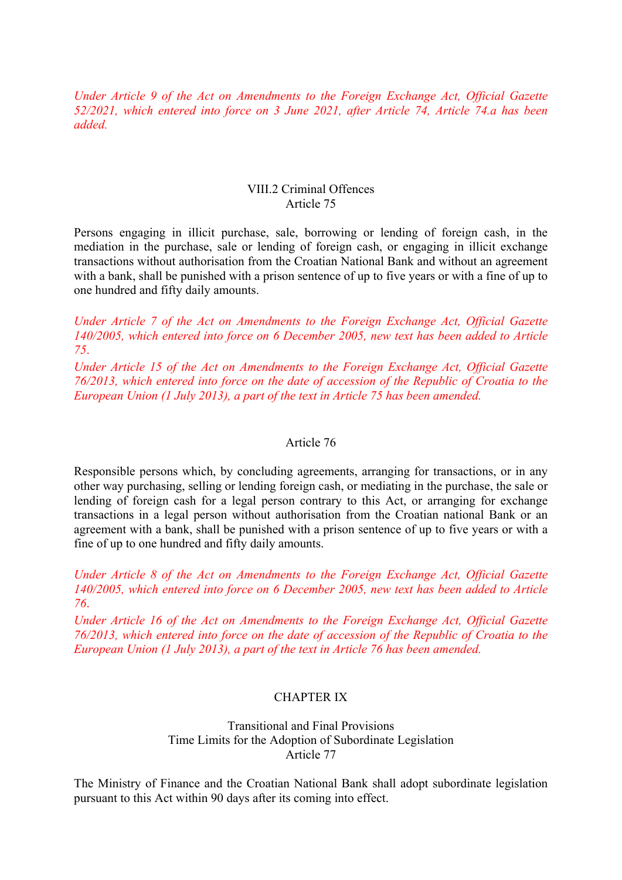*Under Article 9 of the Act on Amendments to the Foreign Exchange Act, Official Gazette 52/2021, which entered into force on 3 June 2021, after Article 74, Article 74.a has been added.*

### VIII.2 Criminal Offences
### Article 75

Persons engaging in illicit purchase, sale, borrowing or lending of foreign cash, in the mediation in the purchase, sale or lending of foreign cash, or engaging in illicit exchange transactions without authorisation from the Croatian National Bank and without an agreement with a bank, shall be punished with a prison sentence of up to five years or with a fine of up to one hundred and fifty daily amounts.

*Under Article 7 of the Act on Amendments to the Foreign Exchange Act, Official Gazette 140/2005, which entered into force on 6 December 2005, new text has been added to Article 75.*
*Under Article 15 of the Act on Amendments to the Foreign Exchange Act, Official Gazette 76/2013, which entered into force on the date of accession of the Republic of Croatia to the European Union (1 July 2013), a part of the text in Article 75 has been amended.*

### Article 76

Responsible persons which, by concluding agreements, arranging for transactions, or in any other way purchasing, selling or lending foreign cash, or mediating in the purchase, the sale or lending of foreign cash for a legal person contrary to this Act, or arranging for exchange transactions in a legal person without authorisation from the Croatian national Bank or an agreement with a bank, shall be punished with a prison sentence of up to five years or with a fine of up to one hundred and fifty daily amounts.

*Under Article 8 of the Act on Amendments to the Foreign Exchange Act, Official Gazette 140/2005, which entered into force on 6 December 2005, new text has been added to Article 76.*
*Under Article 16 of the Act on Amendments to the Foreign Exchange Act, Official Gazette 76/2013, which entered into force on the date of accession of the Republic of Croatia to the European Union (1 July 2013), a part of the text in Article 76 has been amended.*

## CHAPTER IX

### Transitional and Final Provisions
### Time Limits for the Adoption of Subordinate Legislation
### Article 77

The Ministry of Finance and the Croatian National Bank shall adopt subordinate legislation pursuant to this Act within 90 days after its coming into effect.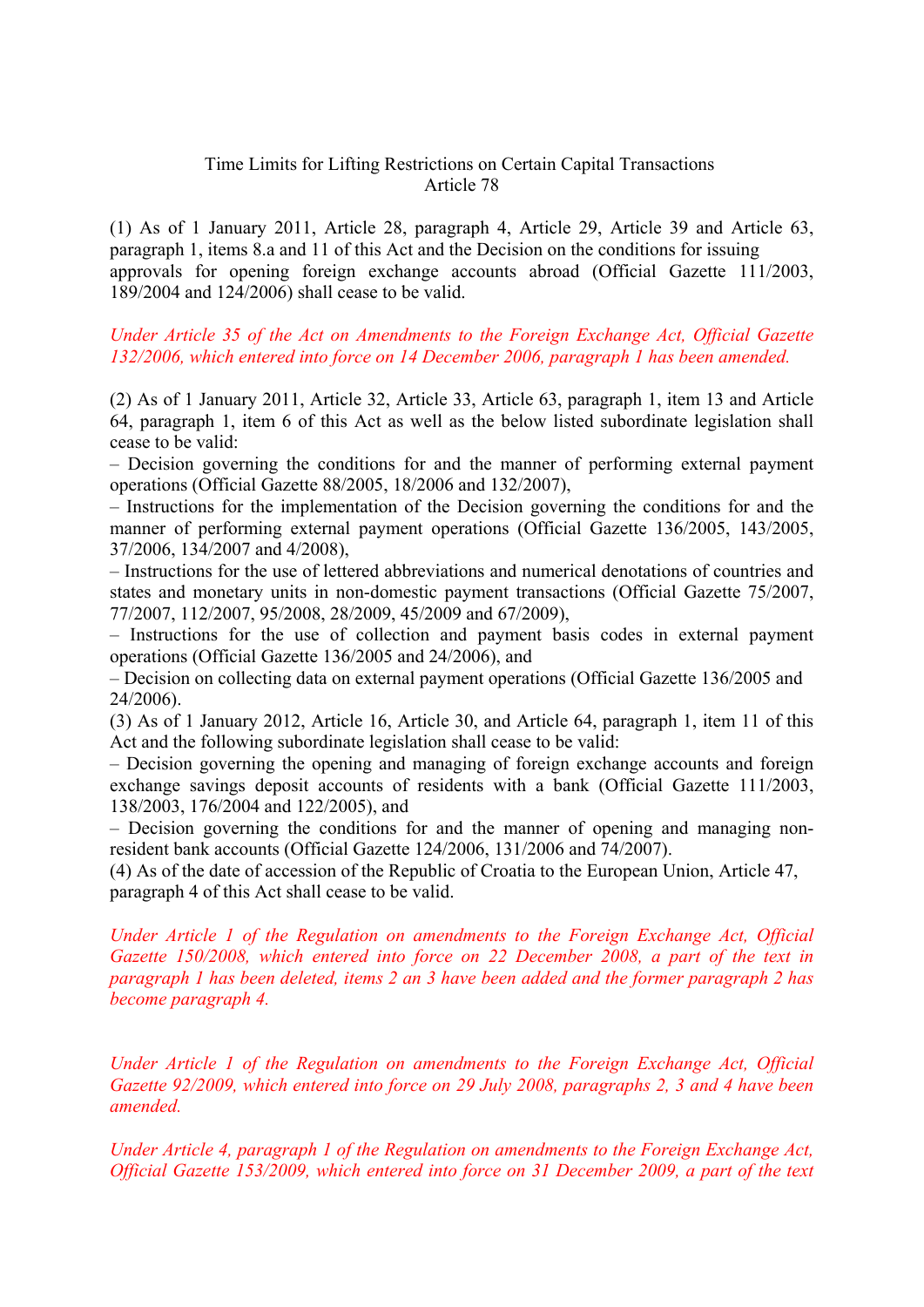### Time Limits for Lifting Restrictions on Certain Capital Transactions
### Article 78

(1) As of 1 January 2011, Article 28, paragraph 4, Article 29, Article 39 and Article 63, paragraph 1, items 8.a and 11 of this Act and the Decision on the conditions for issuing approvals for opening foreign exchange accounts abroad (Official Gazette 111/2003, 189/2004 and 124/2006) shall cease to be valid.

*Under Article 35 of the Act on Amendments to the Foreign Exchange Act, Official Gazette 132/2006, which entered into force on 14 December 2006, paragraph 1 has been amended.*

(2) As of 1 January 2011, Article 32, Article 33, Article 63, paragraph 1, item 13 and Article 64, paragraph 1, item 6 of this Act as well as the below listed subordinate legislation shall cease to be valid:

– Decision governing the conditions for and the manner of performing external payment operations (Official Gazette 88/2005, 18/2006 and 132/2007),

– Instructions for the implementation of the Decision governing the conditions for and the manner of performing external payment operations (Official Gazette 136/2005, 143/2005, 37/2006, 134/2007 and 4/2008),

– Instructions for the use of lettered abbreviations and numerical denotations of countries and states and monetary units in non-domestic payment transactions (Official Gazette 75/2007, 77/2007, 112/2007, 95/2008, 28/2009, 45/2009 and 67/2009),

– Instructions for the use of collection and payment basis codes in external payment operations (Official Gazette 136/2005 and 24/2006), and

– Decision on collecting data on external payment operations (Official Gazette 136/2005 and 24/2006).

(3) As of 1 January 2012, Article 16, Article 30, and Article 64, paragraph 1, item 11 of this Act and the following subordinate legislation shall cease to be valid:

– Decision governing the opening and managing of foreign exchange accounts and foreign exchange savings deposit accounts of residents with a bank (Official Gazette 111/2003, 138/2003, 176/2004 and 122/2005), and

– Decision governing the conditions for and the manner of opening and managing non-resident bank accounts (Official Gazette 124/2006, 131/2006 and 74/2007).

(4) As of the date of accession of the Republic of Croatia to the European Union, Article 47, paragraph 4 of this Act shall cease to be valid.

*Under Article 1 of the Regulation on amendments to the Foreign Exchange Act, Official Gazette 150/2008, which entered into force on 22 December 2008, a part of the text in paragraph 1 has been deleted, items 2 an 3 have been added and the former paragraph 2 has become paragraph 4.*

*Under Article 1 of the Regulation on amendments to the Foreign Exchange Act, Official Gazette 92/2009, which entered into force on 29 July 2008, paragraphs 2, 3 and 4 have been amended.*

*Under Article 4, paragraph 1 of the Regulation on amendments to the Foreign Exchange Act, Official Gazette 153/2009, which entered into force on 31 December 2009, a part of the text*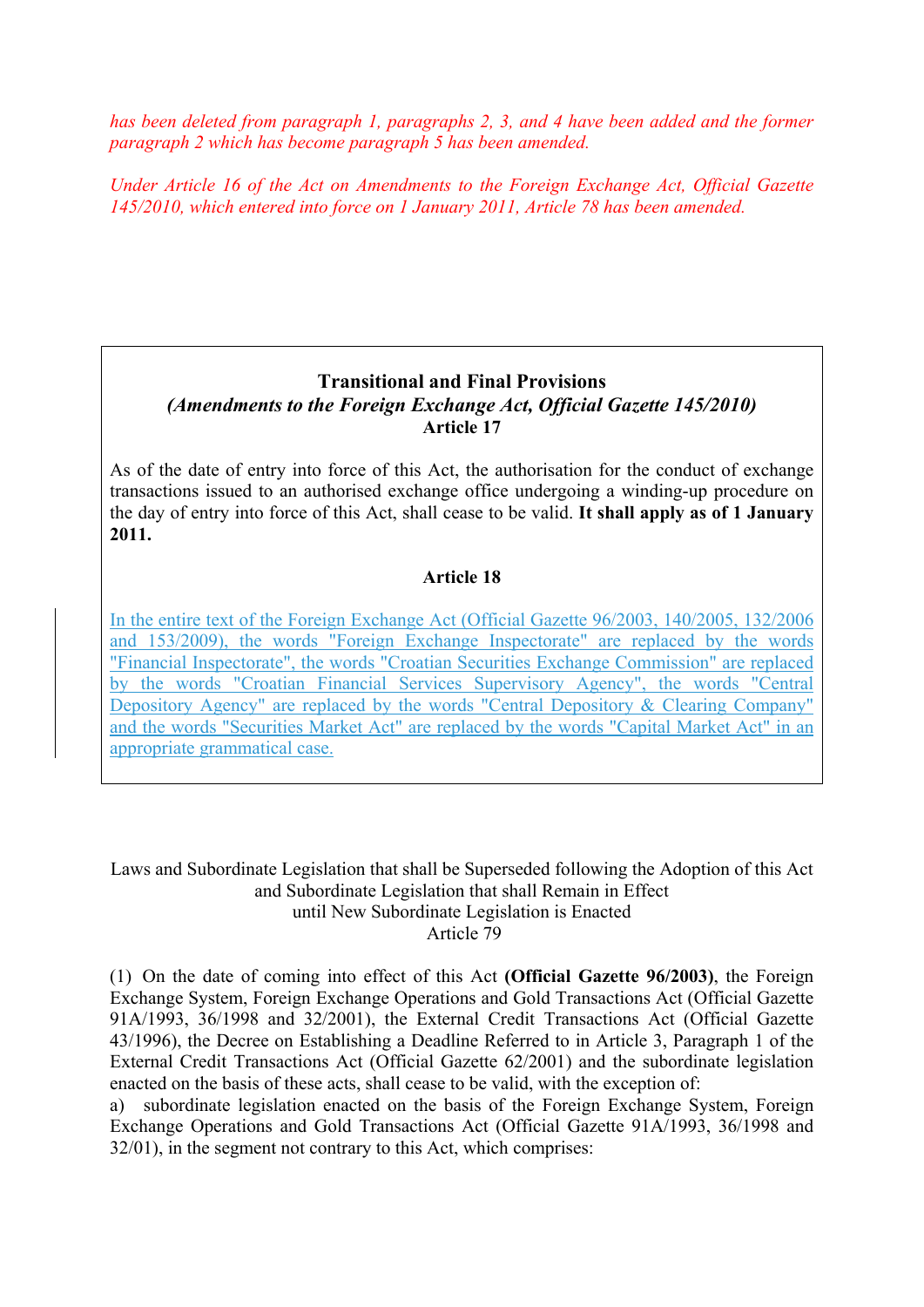*has been deleted from paragraph 1, paragraphs 2, 3, and 4 have been added and the former paragraph 2 which has become paragraph 5 has been amended.*

*Under Article 16 of the Act on Amendments to the Foreign Exchange Act, Official Gazette 145/2010, which entered into force on 1 January 2011, Article 78 has been amended.*

**Transitional and Final Provisions**
***(Amendments to the Foreign Exchange Act, Official Gazette 145/2010)***
**Article 17**

As of the date of entry into force of this Act, the authorisation for the conduct of exchange transactions issued to an authorised exchange office undergoing a winding-up procedure on the day of entry into force of this Act, shall cease to be valid. **It shall apply as of 1 January 2011.**

**Article 18**

In the entire text of the Foreign Exchange Act (Official Gazette 96/2003, 140/2005, 132/2006 and 153/2009), the words "Foreign Exchange Inspectorate" are replaced by the words "Financial Inspectorate", the words "Croatian Securities Exchange Commission" are replaced by the words "Croatian Financial Services Supervisory Agency", the words "Central Depository Agency" are replaced by the words "Central Depository & Clearing Company" and the words "Securities Market Act" are replaced by the words "Capital Market Act" in an appropriate grammatical case.

Laws and Subordinate Legislation that shall be Superseded following the Adoption of this Act and Subordinate Legislation that shall Remain in Effect until New Subordinate Legislation is Enacted
Article 79

(1) On the date of coming into effect of this Act **(Official Gazette 96/2003)**, the Foreign Exchange System, Foreign Exchange Operations and Gold Transactions Act (Official Gazette 91A/1993, 36/1998 and 32/2001), the External Credit Transactions Act (Official Gazette 43/1996), the Decree on Establishing a Deadline Referred to in Article 3, Paragraph 1 of the External Credit Transactions Act (Official Gazette 62/2001) and the subordinate legislation enacted on the basis of these acts, shall cease to be valid, with the exception of:
a) subordinate legislation enacted on the basis of the Foreign Exchange System, Foreign Exchange Operations and Gold Transactions Act (Official Gazette 91A/1993, 36/1998 and 32/01), in the segment not contrary to this Act, which comprises: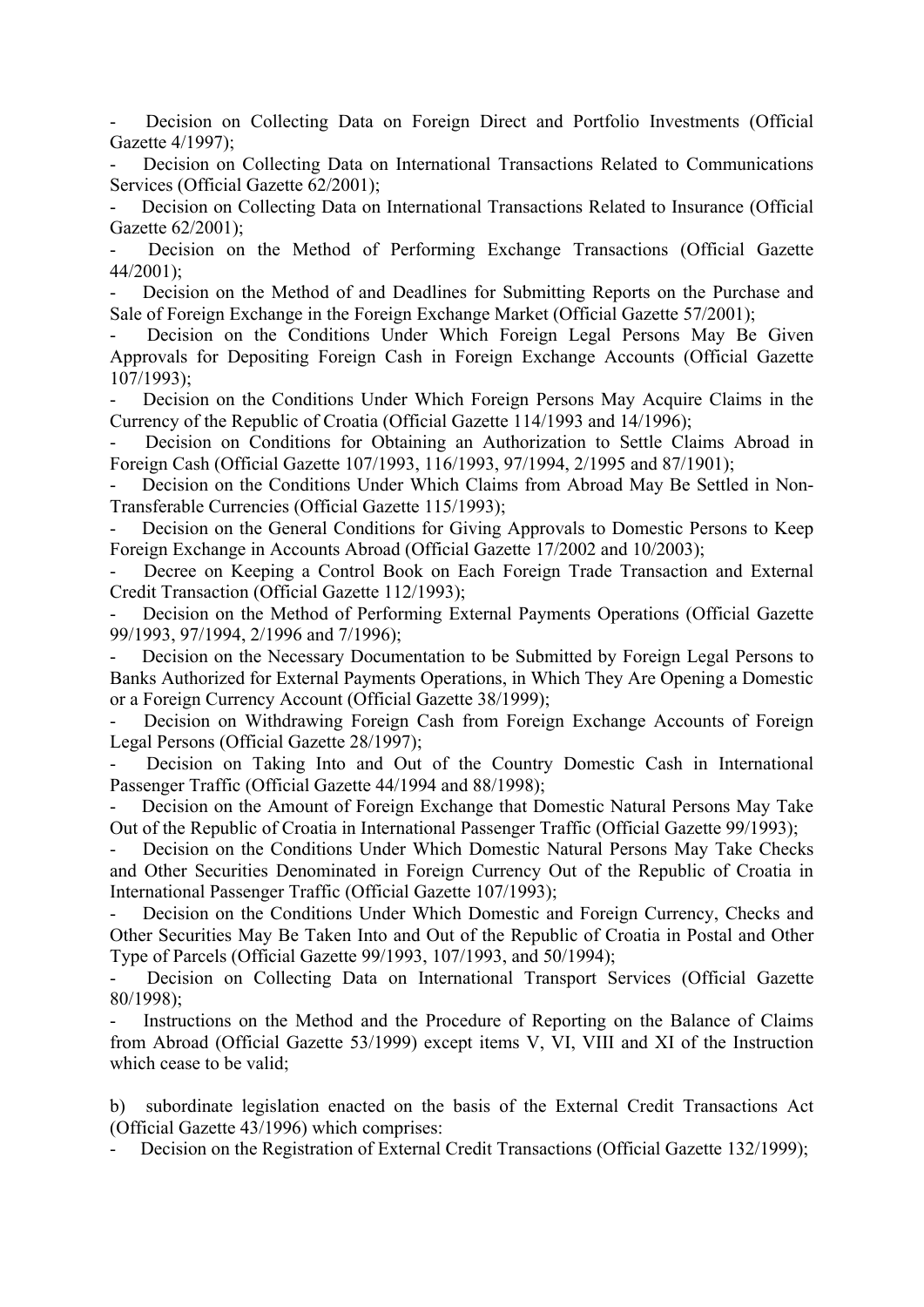- Decision on Collecting Data on Foreign Direct and Portfolio Investments (Official Gazette 4/1997);
- Decision on Collecting Data on International Transactions Related to Communications Services (Official Gazette 62/2001);
- Decision on Collecting Data on International Transactions Related to Insurance (Official Gazette 62/2001);
- Decision on the Method of Performing Exchange Transactions (Official Gazette 44/2001);
- Decision on the Method of and Deadlines for Submitting Reports on the Purchase and Sale of Foreign Exchange in the Foreign Exchange Market (Official Gazette 57/2001);
- Decision on the Conditions Under Which Foreign Legal Persons May Be Given Approvals for Depositing Foreign Cash in Foreign Exchange Accounts (Official Gazette 107/1993);
- Decision on the Conditions Under Which Foreign Persons May Acquire Claims in the Currency of the Republic of Croatia (Official Gazette 114/1993 and 14/1996);
- Decision on Conditions for Obtaining an Authorization to Settle Claims Abroad in Foreign Cash (Official Gazette 107/1993, 116/1993, 97/1994, 2/1995 and 87/1901);
- Decision on the Conditions Under Which Claims from Abroad May Be Settled in Non-Transferable Currencies (Official Gazette 115/1993);
- Decision on the General Conditions for Giving Approvals to Domestic Persons to Keep Foreign Exchange in Accounts Abroad (Official Gazette 17/2002 and 10/2003);
- Decree on Keeping a Control Book on Each Foreign Trade Transaction and External Credit Transaction (Official Gazette 112/1993);
- Decision on the Method of Performing External Payments Operations (Official Gazette 99/1993, 97/1994, 2/1996 and 7/1996);
- Decision on the Necessary Documentation to be Submitted by Foreign Legal Persons to Banks Authorized for External Payments Operations, in Which They Are Opening a Domestic or a Foreign Currency Account (Official Gazette 38/1999);
- Decision on Withdrawing Foreign Cash from Foreign Exchange Accounts of Foreign Legal Persons (Official Gazette 28/1997);
- Decision on Taking Into and Out of the Country Domestic Cash in International Passenger Traffic (Official Gazette 44/1994 and 88/1998);
- Decision on the Amount of Foreign Exchange that Domestic Natural Persons May Take Out of the Republic of Croatia in International Passenger Traffic (Official Gazette 99/1993);
- Decision on the Conditions Under Which Domestic Natural Persons May Take Checks and Other Securities Denominated in Foreign Currency Out of the Republic of Croatia in International Passenger Traffic (Official Gazette 107/1993);
- Decision on the Conditions Under Which Domestic and Foreign Currency, Checks and Other Securities May Be Taken Into and Out of the Republic of Croatia in Postal and Other Type of Parcels (Official Gazette 99/1993, 107/1993, and 50/1994);
- Decision on Collecting Data on International Transport Services (Official Gazette 80/1998);
- Instructions on the Method and the Procedure of Reporting on the Balance of Claims from Abroad (Official Gazette 53/1999) except items V, VI, VIII and XI of the Instruction which cease to be valid;

b) subordinate legislation enacted on the basis of the External Credit Transactions Act (Official Gazette 43/1996) which comprises:

- Decision on the Registration of External Credit Transactions (Official Gazette 132/1999);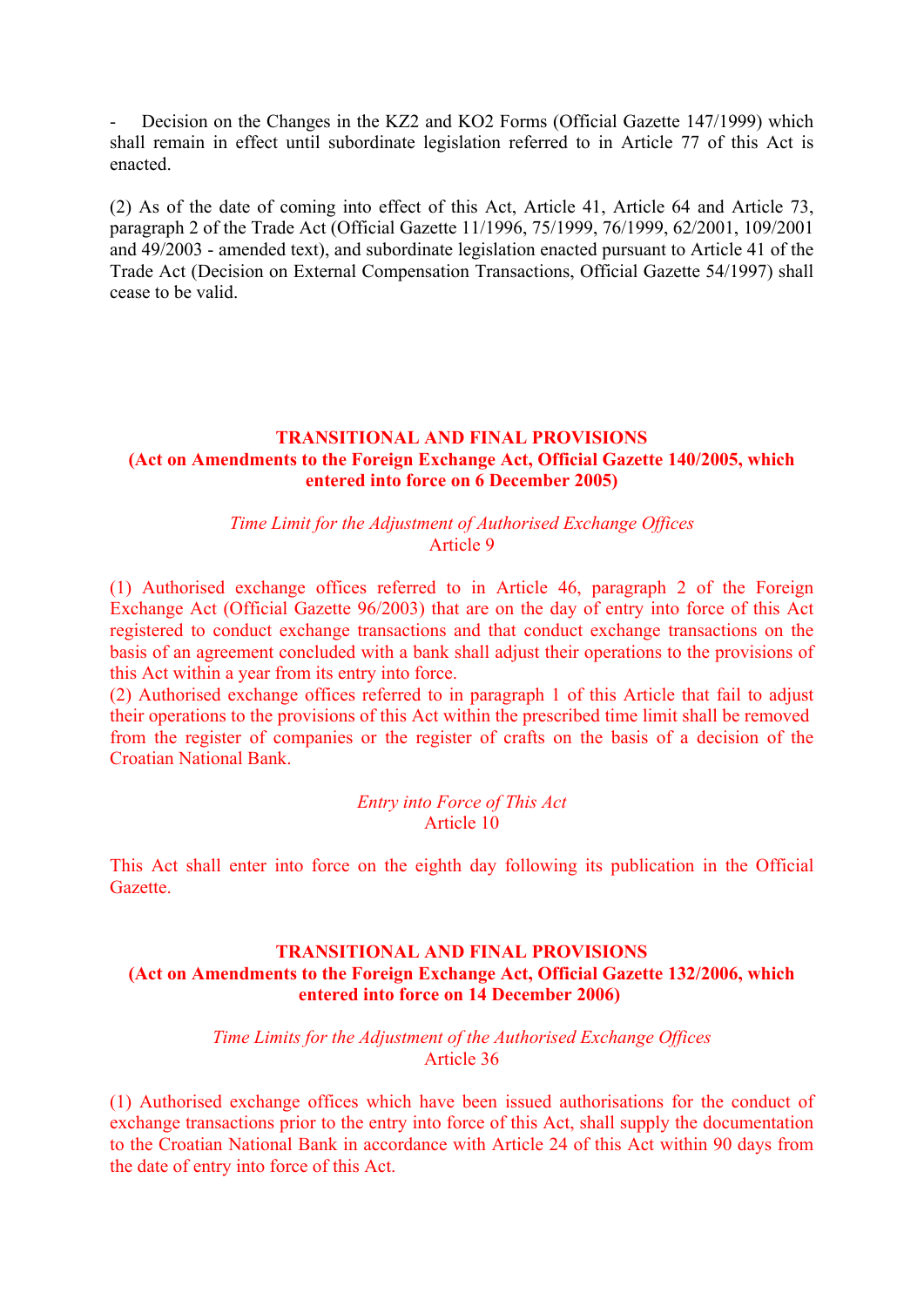- Decision on the Changes in the KZ2 and KO2 Forms (Official Gazette 147/1999) which shall remain in effect until subordinate legislation referred to in Article 77 of this Act is enacted.

(2) As of the date of coming into effect of this Act, Article 41, Article 64 and Article 73, paragraph 2 of the Trade Act (Official Gazette 11/1996, 75/1999, 76/1999, 62/2001, 109/2001 and 49/2003 - amended text), and subordinate legislation enacted pursuant to Article 41 of the Trade Act (Decision on External Compensation Transactions, Official Gazette 54/1997) shall cease to be valid.

## TRANSITIONAL AND FINAL PROVISIONS
**(Act on Amendments to the Foreign Exchange Act, Official Gazette 140/2005, which entered into force on 6 December 2005)**

*Time Limit for the Adjustment of Authorised Exchange Offices*
Article 9

(1) Authorised exchange offices referred to in Article 46, paragraph 2 of the Foreign Exchange Act (Official Gazette 96/2003) that are on the day of entry into force of this Act registered to conduct exchange transactions and that conduct exchange transactions on the basis of an agreement concluded with a bank shall adjust their operations to the provisions of this Act within a year from its entry into force.
(2) Authorised exchange offices referred to in paragraph 1 of this Article that fail to adjust their operations to the provisions of this Act within the prescribed time limit shall be removed from the register of companies or the register of crafts on the basis of a decision of the Croatian National Bank.

*Entry into Force of This Act*
Article 10

This Act shall enter into force on the eighth day following its publication in the Official Gazette.

## TRANSITIONAL AND FINAL PROVISIONS
**(Act on Amendments to the Foreign Exchange Act, Official Gazette 132/2006, which entered into force on 14 December 2006)**

*Time Limits for the Adjustment of the Authorised Exchange Offices*
Article 36

(1) Authorised exchange offices which have been issued authorisations for the conduct of exchange transactions prior to the entry into force of this Act, shall supply the documentation to the Croatian National Bank in accordance with Article 24 of this Act within 90 days from the date of entry into force of this Act.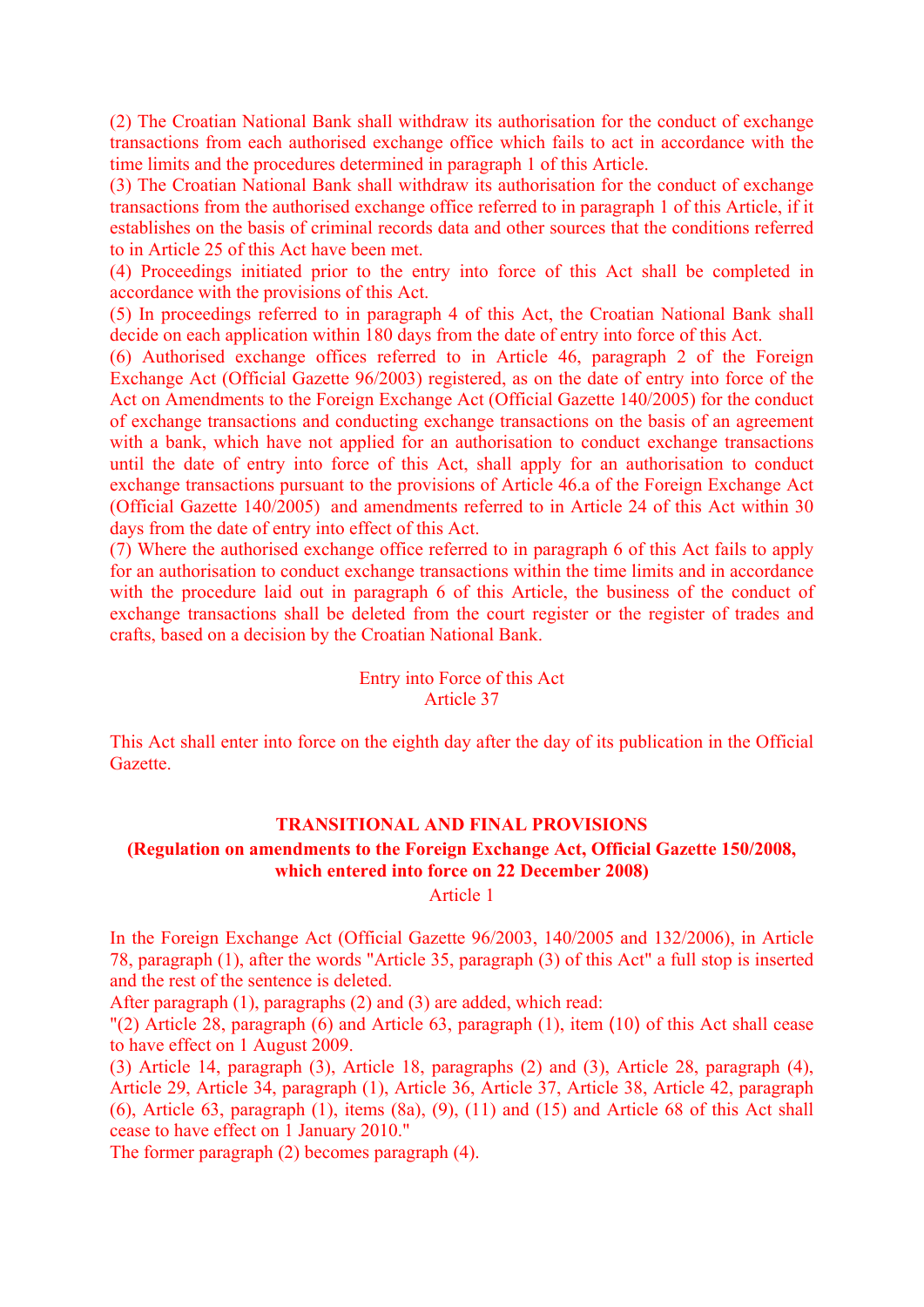(2) The Croatian National Bank shall withdraw its authorisation for the conduct of exchange transactions from each authorised exchange office which fails to act in accordance with the time limits and the procedures determined in paragraph 1 of this Article.

(3) The Croatian National Bank shall withdraw its authorisation for the conduct of exchange transactions from the authorised exchange office referred to in paragraph 1 of this Article, if it establishes on the basis of criminal records data and other sources that the conditions referred to in Article 25 of this Act have been met.

(4) Proceedings initiated prior to the entry into force of this Act shall be completed in accordance with the provisions of this Act.

(5) In proceedings referred to in paragraph 4 of this Act, the Croatian National Bank shall decide on each application within 180 days from the date of entry into force of this Act.

(6) Authorised exchange offices referred to in Article 46, paragraph 2 of the Foreign Exchange Act (Official Gazette 96/2003) registered, as on the date of entry into force of the Act on Amendments to the Foreign Exchange Act (Official Gazette 140/2005) for the conduct of exchange transactions and conducting exchange transactions on the basis of an agreement with a bank, which have not applied for an authorisation to conduct exchange transactions until the date of entry into force of this Act, shall apply for an authorisation to conduct exchange transactions pursuant to the provisions of Article 46.a of the Foreign Exchange Act (Official Gazette 140/2005) and amendments referred to in Article 24 of this Act within 30 days from the date of entry into effect of this Act.

(7) Where the authorised exchange office referred to in paragraph 6 of this Act fails to apply for an authorisation to conduct exchange transactions within the time limits and in accordance with the procedure laid out in paragraph 6 of this Article, the business of the conduct of exchange transactions shall be deleted from the court register or the register of trades and crafts, based on a decision by the Croatian National Bank.

Entry into Force of this Act
Article 37

This Act shall enter into force on the eighth day after the day of its publication in the Official Gazette.

**TRANSITIONAL AND FINAL PROVISIONS**
**(Regulation on amendments to the Foreign Exchange Act, Official Gazette 150/2008, which entered into force on 22 December 2008)**

Article 1

In the Foreign Exchange Act (Official Gazette 96/2003, 140/2005 and 132/2006), in Article 78, paragraph (1), after the words "Article 35, paragraph (3) of this Act" a full stop is inserted and the rest of the sentence is deleted.

After paragraph (1), paragraphs (2) and (3) are added, which read:

"(2) Article 28, paragraph (6) and Article 63, paragraph (1), item (10) of this Act shall cease to have effect on 1 August 2009.

(3) Article 14, paragraph (3), Article 18, paragraphs (2) and (3), Article 28, paragraph (4), Article 29, Article 34, paragraph (1), Article 36, Article 37, Article 38, Article 42, paragraph (6), Article 63, paragraph (1), items (8a), (9), (11) and (15) and Article 68 of this Act shall cease to have effect on 1 January 2010."

The former paragraph (2) becomes paragraph (4).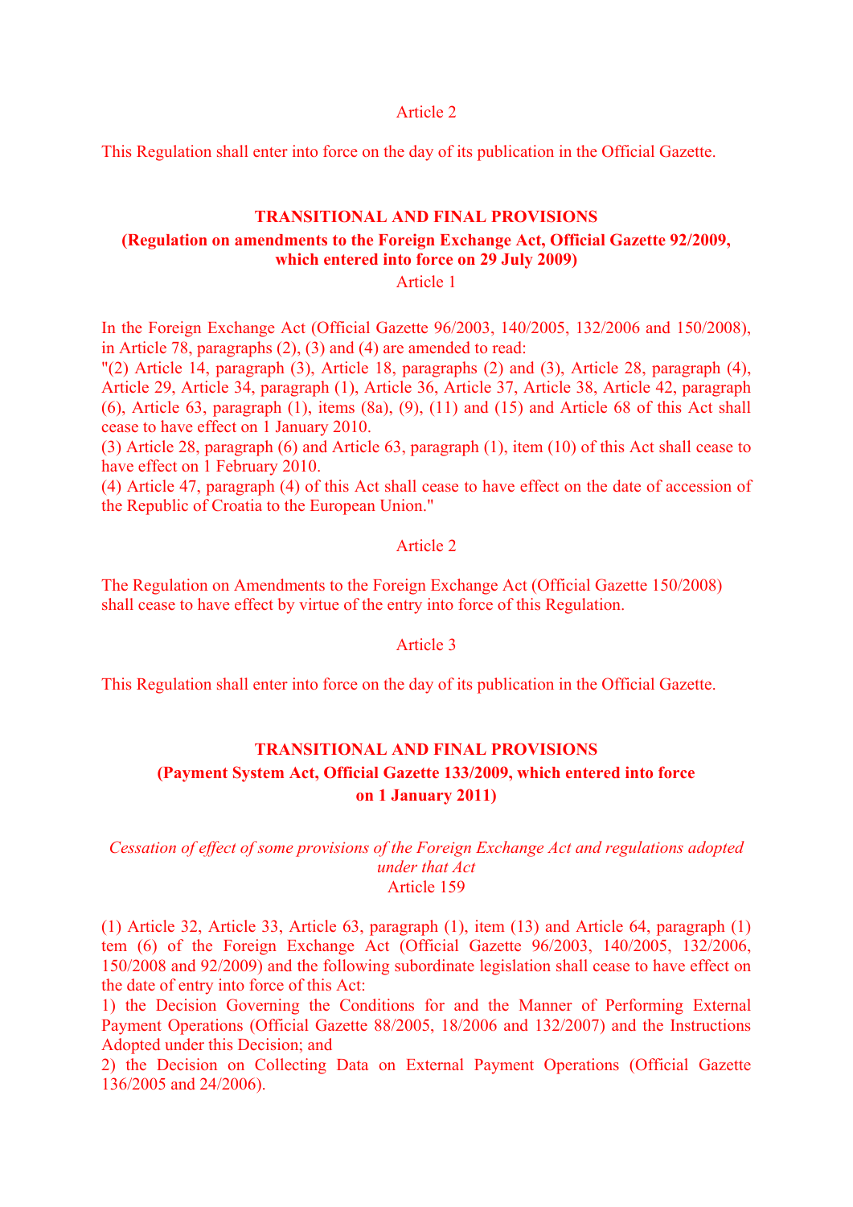Article 2

This Regulation shall enter into force on the day of its publication in the Official Gazette.

## TRANSITIONAL AND FINAL PROVISIONS
## (Regulation on amendments to the Foreign Exchange Act, Official Gazette 92/2009, which entered into force on 29 July 2009)

Article 1

In the Foreign Exchange Act (Official Gazette 96/2003, 140/2005, 132/2006 and 150/2008), in Article 78, paragraphs (2), (3) and (4) are amended to read:
"(2) Article 14, paragraph (3), Article 18, paragraphs (2) and (3), Article 28, paragraph (4), Article 29, Article 34, paragraph (1), Article 36, Article 37, Article 38, Article 42, paragraph (6), Article 63, paragraph (1), items (8a), (9), (11) and (15) and Article 68 of this Act shall cease to have effect on 1 January 2010.
(3) Article 28, paragraph (6) and Article 63, paragraph (1), item (10) of this Act shall cease to have effect on 1 February 2010.
(4) Article 47, paragraph (4) of this Act shall cease to have effect on the date of accession of the Republic of Croatia to the European Union."

Article 2

The Regulation on Amendments to the Foreign Exchange Act (Official Gazette 150/2008) shall cease to have effect by virtue of the entry into force of this Regulation.

Article 3

This Regulation shall enter into force on the day of its publication in the Official Gazette.

## TRANSITIONAL AND FINAL PROVISIONS
## (Payment System Act, Official Gazette 133/2009, which entered into force on 1 January 2011)

*Cessation of effect of some provisions of the Foreign Exchange Act and regulations adopted under that Act*
Article 159

(1) Article 32, Article 33, Article 63, paragraph (1), item (13) and Article 64, paragraph (1) tem (6) of the Foreign Exchange Act (Official Gazette 96/2003, 140/2005, 132/2006, 150/2008 and 92/2009) and the following subordinate legislation shall cease to have effect on the date of entry into force of this Act:
1) the Decision Governing the Conditions for and the Manner of Performing External Payment Operations (Official Gazette 88/2005, 18/2006 and 132/2007) and the Instructions Adopted under this Decision; and
2) the Decision on Collecting Data on External Payment Operations (Official Gazette 136/2005 and 24/2006).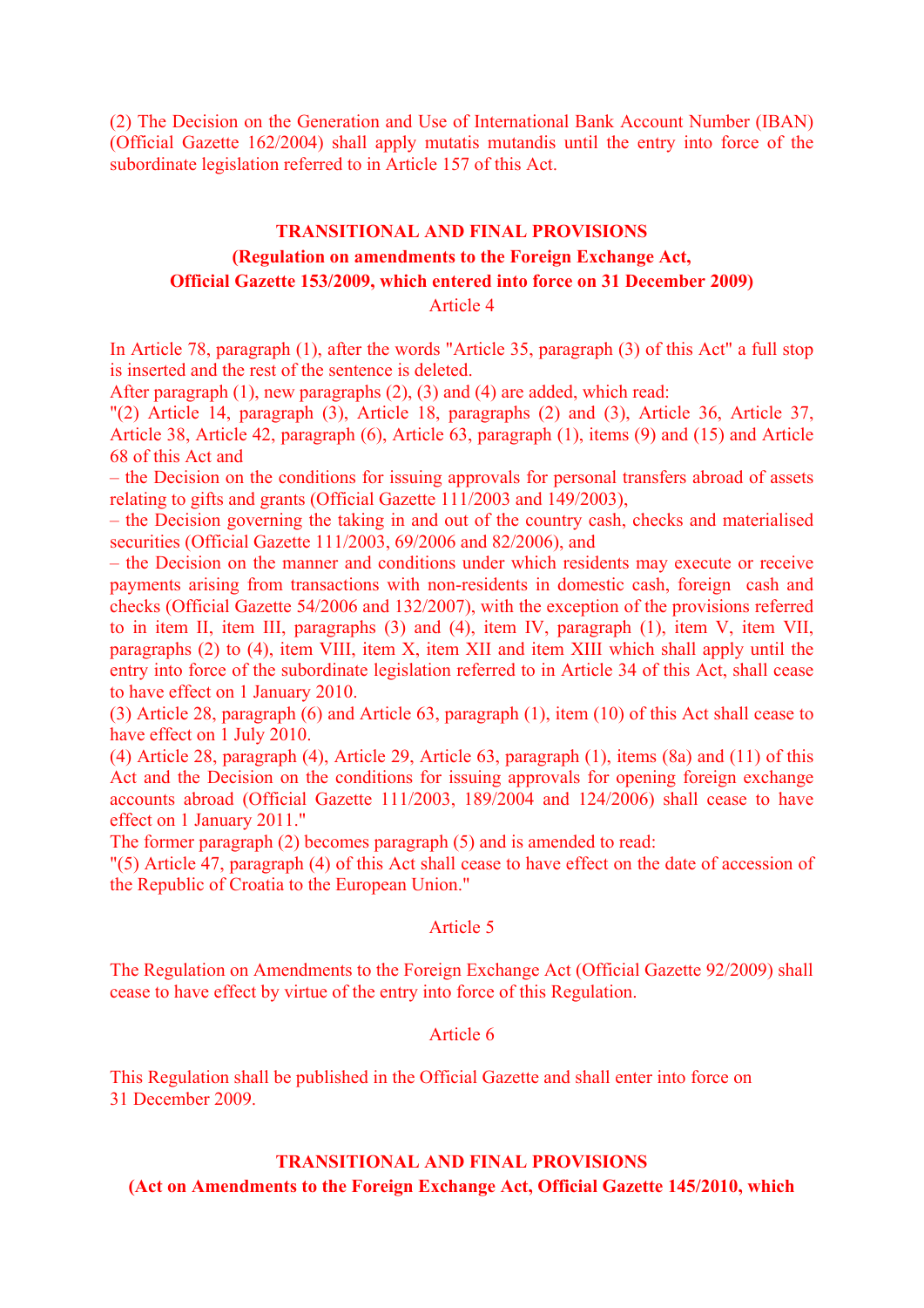(2) The Decision on the Generation and Use of International Bank Account Number (IBAN) (Official Gazette 162/2004) shall apply mutatis mutandis until the entry into force of the subordinate legislation referred to in Article 157 of this Act.

## TRANSITIONAL AND FINAL PROVISIONS
## (Regulation on amendments to the Foreign Exchange Act, Official Gazette 153/2009, which entered into force on 31 December 2009)

Article 4

In Article 78, paragraph (1), after the words "Article 35, paragraph (3) of this Act" a full stop is inserted and the rest of the sentence is deleted.

After paragraph (1), new paragraphs (2), (3) and (4) are added, which read:

"(2) Article 14, paragraph (3), Article 18, paragraphs (2) and (3), Article 36, Article 37, Article 38, Article 42, paragraph (6), Article 63, paragraph (1), items (9) and (15) and Article 68 of this Act and

– the Decision on the conditions for issuing approvals for personal transfers abroad of assets relating to gifts and grants (Official Gazette 111/2003 and 149/2003),

– the Decision governing the taking in and out of the country cash, checks and materialised securities (Official Gazette 111/2003, 69/2006 and 82/2006), and

– the Decision on the manner and conditions under which residents may execute or receive payments arising from transactions with non-residents in domestic cash, foreign cash and checks (Official Gazette 54/2006 and 132/2007), with the exception of the provisions referred to in item II, item III, paragraphs (3) and (4), item IV, paragraph (1), item V, item VII, paragraphs (2) to (4), item VIII, item X, item XII and item XIII which shall apply until the entry into force of the subordinate legislation referred to in Article 34 of this Act, shall cease to have effect on 1 January 2010.

(3) Article 28, paragraph (6) and Article 63, paragraph (1), item (10) of this Act shall cease to have effect on 1 July 2010.

(4) Article 28, paragraph (4), Article 29, Article 63, paragraph (1), items (8a) and (11) of this Act and the Decision on the conditions for issuing approvals for opening foreign exchange accounts abroad (Official Gazette 111/2003, 189/2004 and 124/2006) shall cease to have effect on 1 January 2011."

The former paragraph (2) becomes paragraph (5) and is amended to read:

"(5) Article 47, paragraph (4) of this Act shall cease to have effect on the date of accession of the Republic of Croatia to the European Union."

Article 5

The Regulation on Amendments to the Foreign Exchange Act (Official Gazette 92/2009) shall cease to have effect by virtue of the entry into force of this Regulation.

Article 6

This Regulation shall be published in the Official Gazette and shall enter into force on 31 December 2009.

## TRANSITIONAL AND FINAL PROVISIONS
## (Act on Amendments to the Foreign Exchange Act, Official Gazette 145/2010, which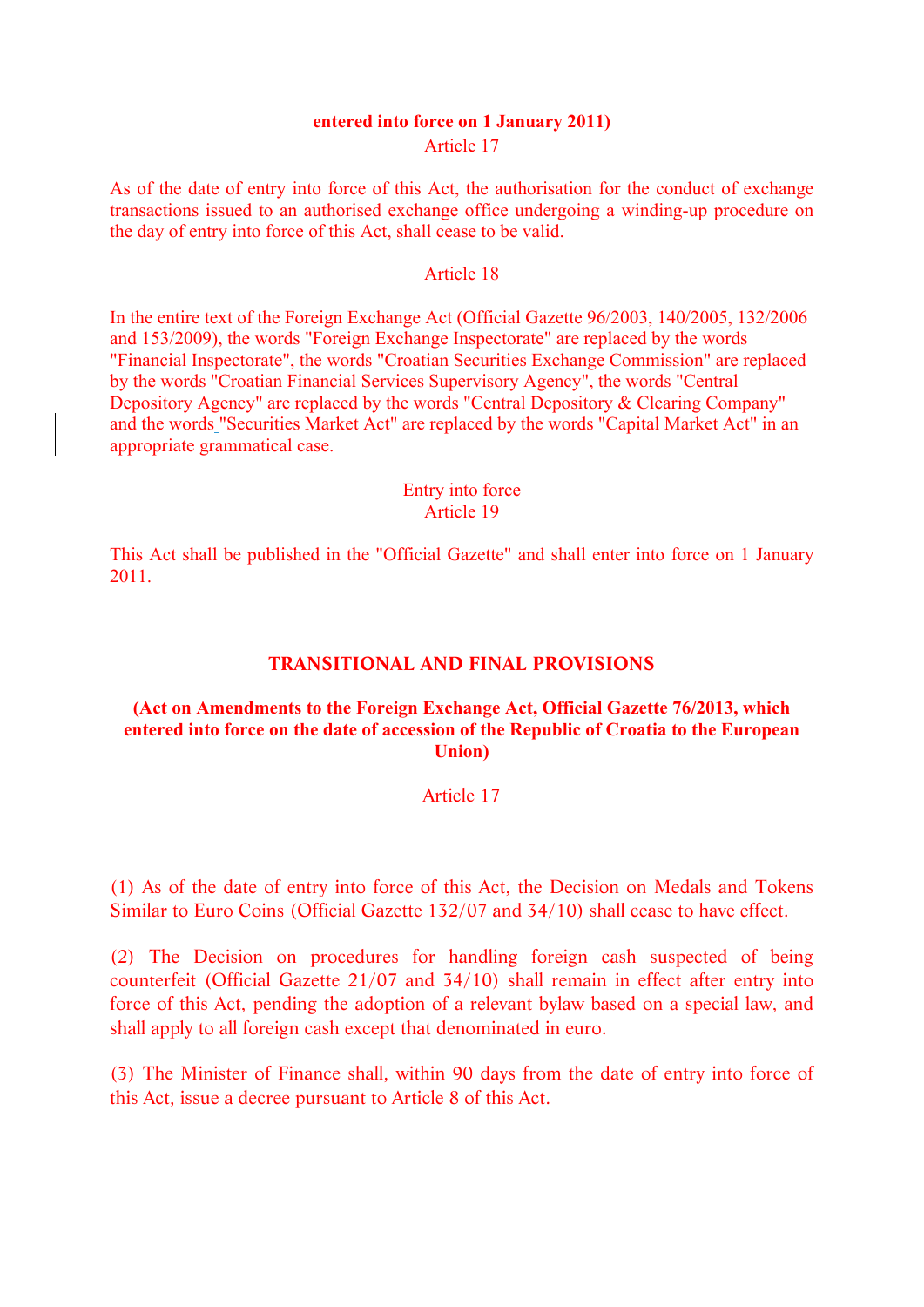**entered into force on 1 January 2011)**

Article 17

As of the date of entry into force of this Act, the authorisation for the conduct of exchange transactions issued to an authorised exchange office undergoing a winding-up procedure on the day of entry into force of this Act, shall cease to be valid.

Article 18

In the entire text of the Foreign Exchange Act (Official Gazette 96/2003, 140/2005, 132/2006 and 153/2009), the words "Foreign Exchange Inspectorate" are replaced by the words "Financial Inspectorate", the words "Croatian Securities Exchange Commission" are replaced by the words "Croatian Financial Services Supervisory Agency", the words "Central Depository Agency" are replaced by the words "Central Depository & Clearing Company" and the words "Securities Market Act" are replaced by the words "Capital Market Act" in an appropriate grammatical case.

Entry into force

Article 19

This Act shall be published in the "Official Gazette" and shall enter into force on 1 January 2011.

## TRANSITIONAL AND FINAL PROVISIONS

**(Act on Amendments to the Foreign Exchange Act, Official Gazette 76/2013, which entered into force on the date of accession of the Republic of Croatia to the European Union)**

Article 17

(1) As of the date of entry into force of this Act, the Decision on Medals and Tokens Similar to Euro Coins (Official Gazette 132/07 and 34/10) shall cease to have effect.

(2) The Decision on procedures for handling foreign cash suspected of being counterfeit (Official Gazette 21/07 and 34/10) shall remain in effect after entry into force of this Act, pending the adoption of a relevant bylaw based on a special law, and shall apply to all foreign cash except that denominated in euro.

(3) The Minister of Finance shall, within 90 days from the date of entry into force of this Act, issue a decree pursuant to Article 8 of this Act.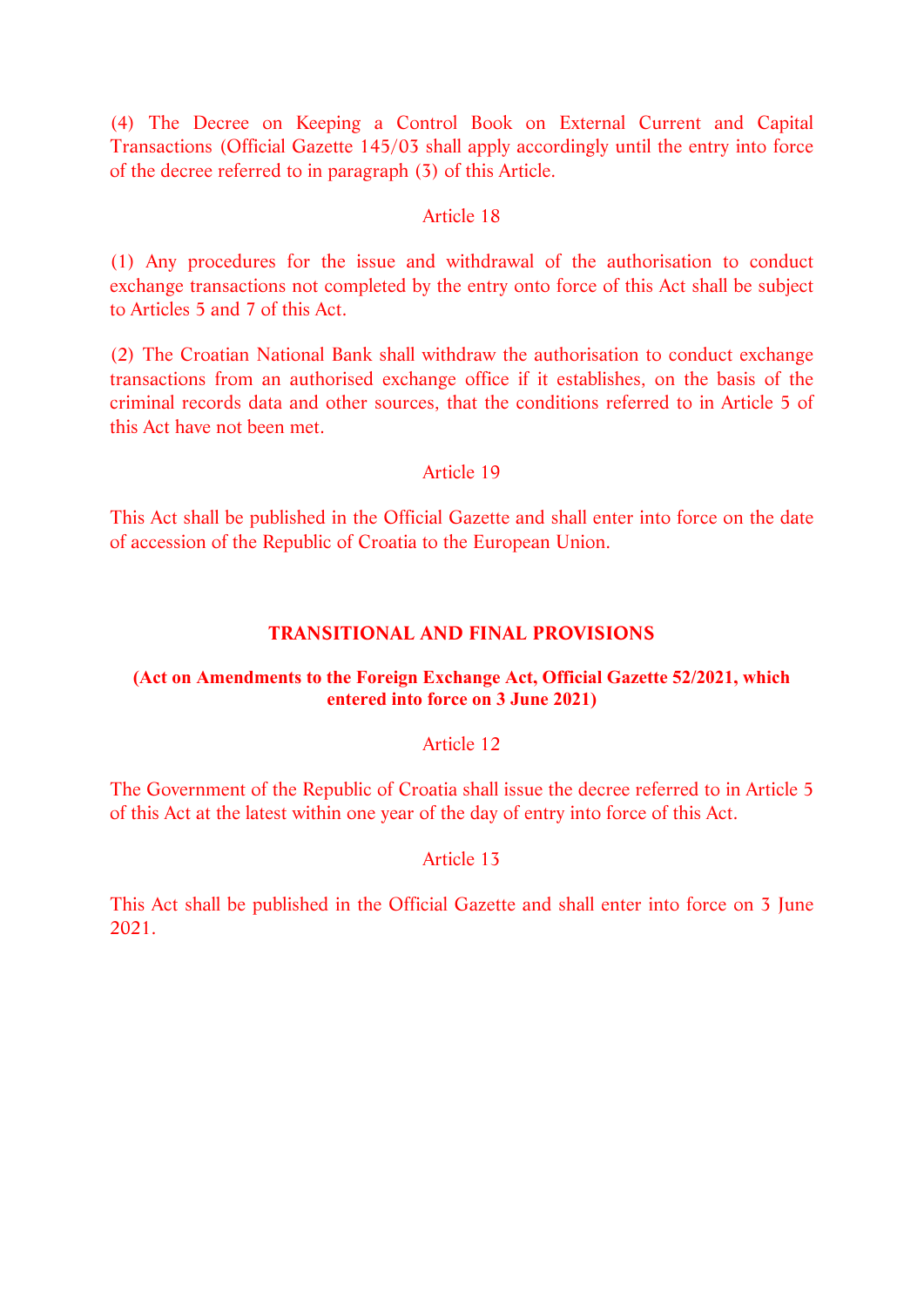(4) The Decree on Keeping a Control Book on External Current and Capital Transactions (Official Gazette 145/03 shall apply accordingly until the entry into force of the decree referred to in paragraph (3) of this Article.

Article 18

(1) Any procedures for the issue and withdrawal of the authorisation to conduct exchange transactions not completed by the entry onto force of this Act shall be subject to Articles 5 and 7 of this Act.

(2) The Croatian National Bank shall withdraw the authorisation to conduct exchange transactions from an authorised exchange office if it establishes, on the basis of the criminal records data and other sources, that the conditions referred to in Article 5 of this Act have not been met.

Article 19

This Act shall be published in the Official Gazette and shall enter into force on the date of accession of the Republic of Croatia to the European Union.

## TRANSITIONAL AND FINAL PROVISIONS

**(Act on Amendments to the Foreign Exchange Act, Official Gazette 52/2021, which entered into force on 3 June 2021)**

Article 12

The Government of the Republic of Croatia shall issue the decree referred to in Article 5 of this Act at the latest within one year of the day of entry into force of this Act.

Article 13

This Act shall be published in the Official Gazette and shall enter into force on 3 June 2021.